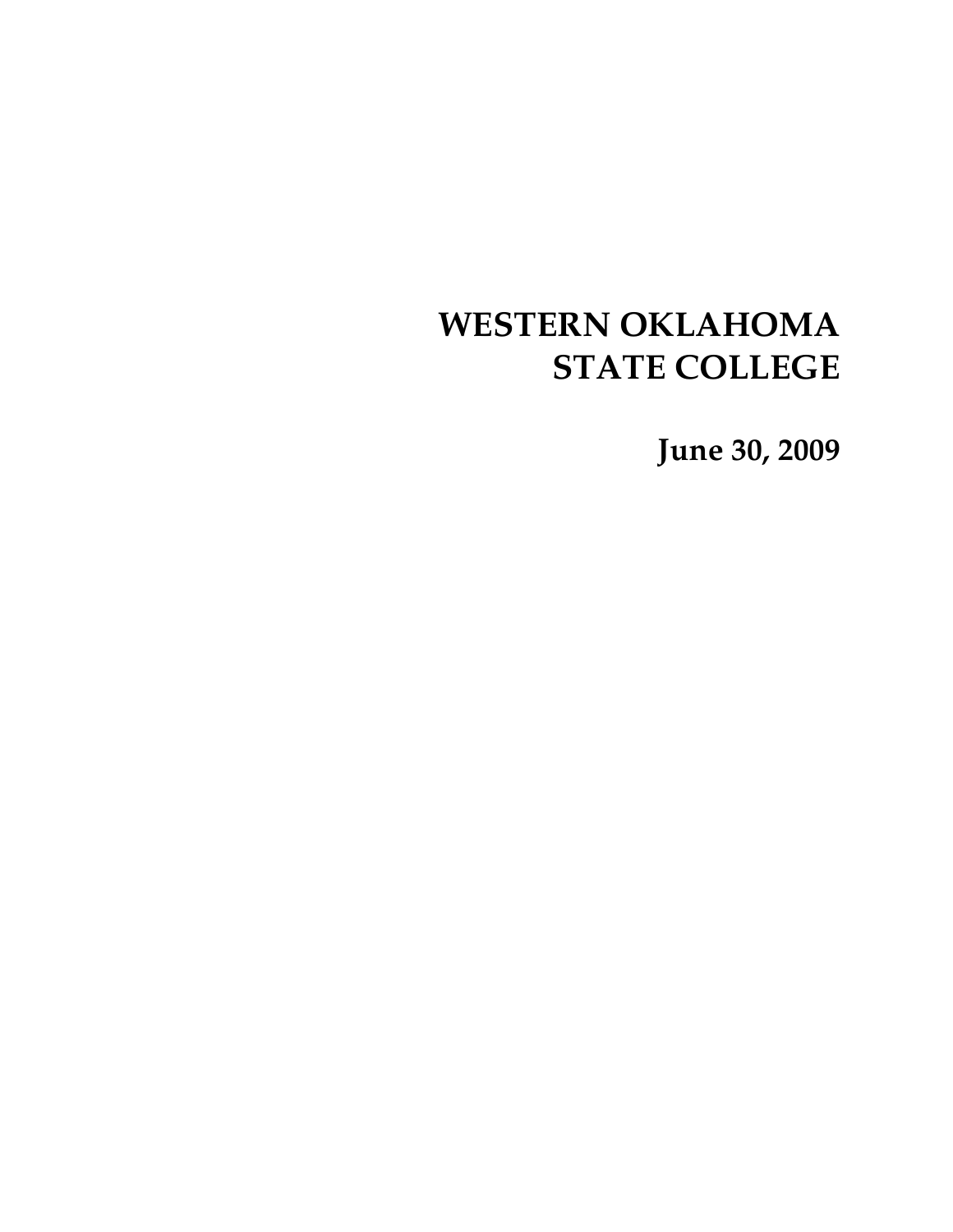# WESTERN OKLAHOMA STATE COLLEGE

**June 30, 2009**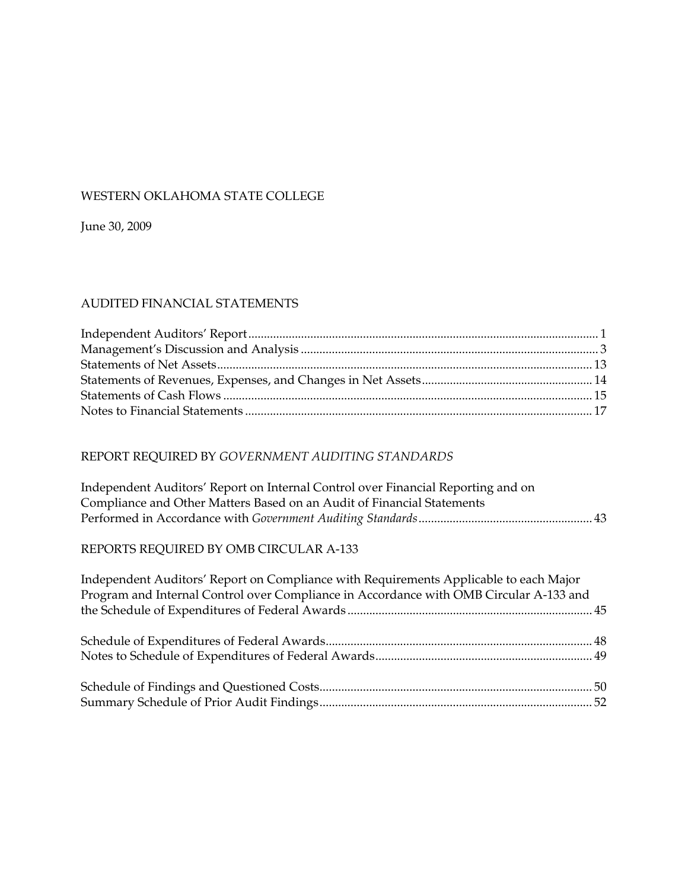# WESTERN OKLAHOMA STATE COLLEGE

June 30, 2009

## AUDITED FINANCIAL STATEMENTS

| | |
|---|---|
| Independent Auditors' Report | 1 |
| Management's Discussion and Analysis | 3 |
| Statements of Net Assets | 13 |
| Statements of Revenues, Expenses, and Changes in Net Assets | 14 |
| Statements of Cash Flows | 15 |
| Notes to Financial Statements | 17 |

## REPORT REQUIRED BY *GOVERNMENT AUDITING STANDARDS*

| | |
|---|---|
| Independent Auditors' Report on Internal Control over Financial Reporting and on Compliance and Other Matters Based on an Audit of Financial Statements Performed in Accordance with *Government Auditing Standards* | 43 |

## REPORTS REQUIRED BY OMB CIRCULAR A-133

| | |
|---|---|
| Independent Auditors' Report on Compliance with Requirements Applicable to each Major Program and Internal Control over Compliance in Accordance with OMB Circular A-133 and the Schedule of Expenditures of Federal Awards | 45 |
| Schedule of Expenditures of Federal Awards | 48 |
| Notes to Schedule of Expenditures of Federal Awards | 49 |
| Schedule of Findings and Questioned Costs | 50 |
| Summary Schedule of Prior Audit Findings | 52 |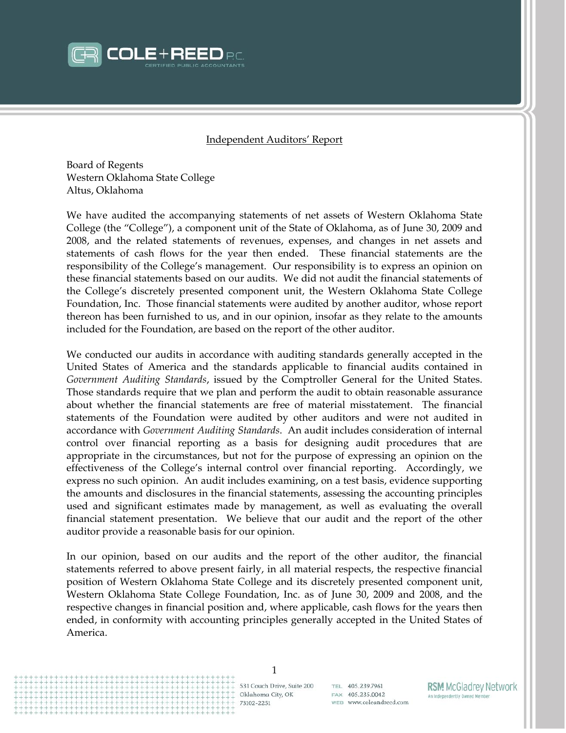Independent Auditors' Report

Board of Regents
Western Oklahoma State College
Altus, Oklahoma

We have audited the accompanying statements of net assets of Western Oklahoma State College (the "College"), a component unit of the State of Oklahoma, as of June 30, 2009 and 2008, and the related statements of revenues, expenses, and changes in net assets and statements of cash flows for the year then ended. These financial statements are the responsibility of the College's management. Our responsibility is to express an opinion on these financial statements based on our audits. We did not audit the financial statements of the College's discretely presented component unit, the Western Oklahoma State College Foundation, Inc. Those financial statements were audited by another auditor, whose report thereon has been furnished to us, and in our opinion, insofar as they relate to the amounts included for the Foundation, are based on the report of the other auditor.

We conducted our audits in accordance with auditing standards generally accepted in the United States of America and the standards applicable to financial audits contained in *Government Auditing Standards*, issued by the Comptroller General for the United States. Those standards require that we plan and perform the audit to obtain reasonable assurance about whether the financial statements are free of material misstatement. The financial statements of the Foundation were audited by other auditors and were not audited in accordance with *Government Auditing Standards*. An audit includes consideration of internal control over financial reporting as a basis for designing audit procedures that are appropriate in the circumstances, but not for the purpose of expressing an opinion on the effectiveness of the College's internal control over financial reporting. Accordingly, we express no such opinion. An audit includes examining, on a test basis, evidence supporting the amounts and disclosures in the financial statements, assessing the accounting principles used and significant estimates made by management, as well as evaluating the overall financial statement presentation. We believe that our audit and the report of the other auditor provide a reasonable basis for our opinion.

In our opinion, based on our audits and the report of the other auditor, the financial statements referred to above present fairly, in all material respects, the respective financial position of Western Oklahoma State College and its discretely presented component unit, Western Oklahoma State College Foundation, Inc. as of June 30, 2009 and 2008, and the respective changes in financial position and, where applicable, cash flows for the years then ended, in conformity with accounting principles generally accepted in the United States of America.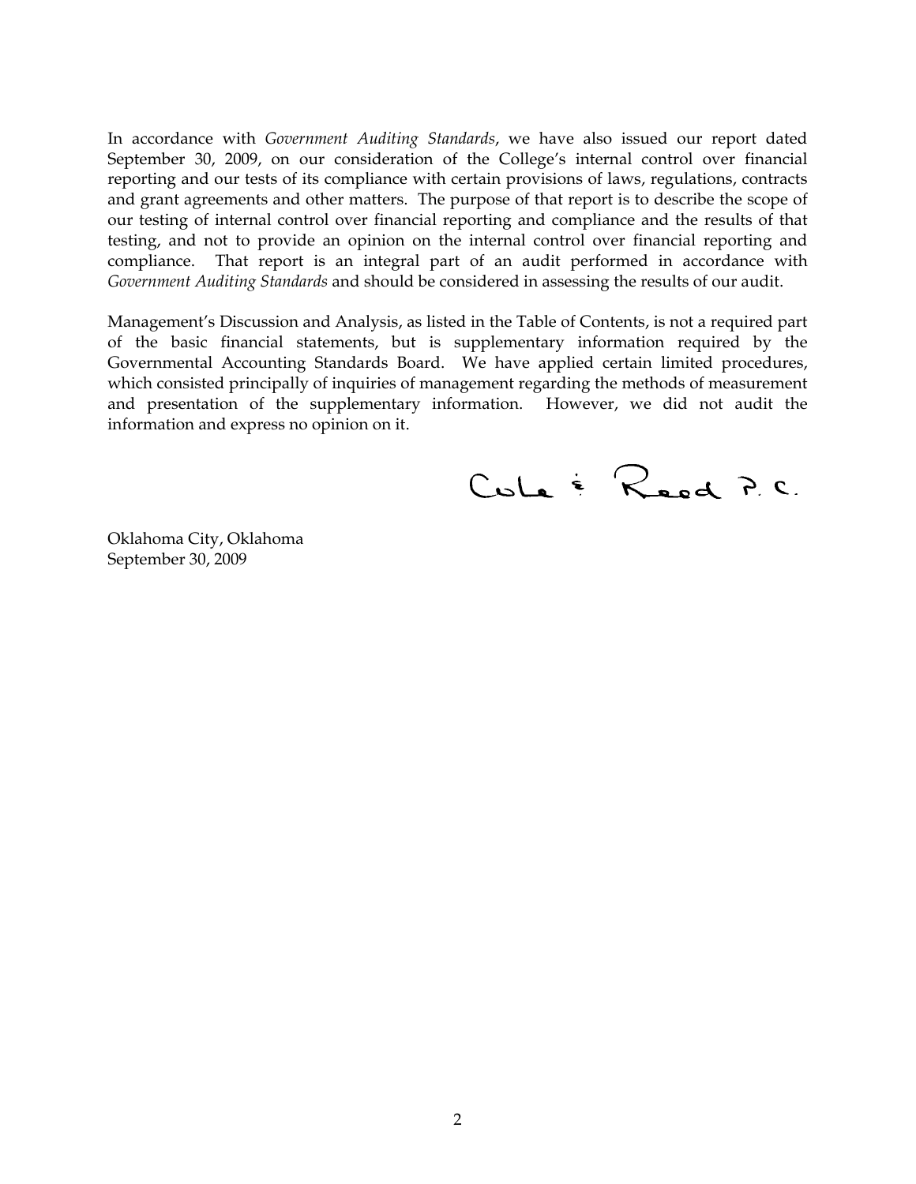In accordance with *Government Auditing Standards*, we have also issued our report dated September 30, 2009, on our consideration of the College's internal control over financial reporting and our tests of its compliance with certain provisions of laws, regulations, contracts and grant agreements and other matters. The purpose of that report is to describe the scope of our testing of internal control over financial reporting and compliance and the results of that testing, and not to provide an opinion on the internal control over financial reporting and compliance. That report is an integral part of an audit performed in accordance with *Government Auditing Standards* and should be considered in assessing the results of our audit.

Management's Discussion and Analysis, as listed in the Table of Contents, is not a required part of the basic financial statements, but is supplementary information required by the Governmental Accounting Standards Board. We have applied certain limited procedures, which consisted principally of inquiries of management regarding the methods of measurement and presentation of the supplementary information. However, we did not audit the information and express no opinion on it.

Cole & Reed P.C.

Oklahoma City, Oklahoma
September 30, 2009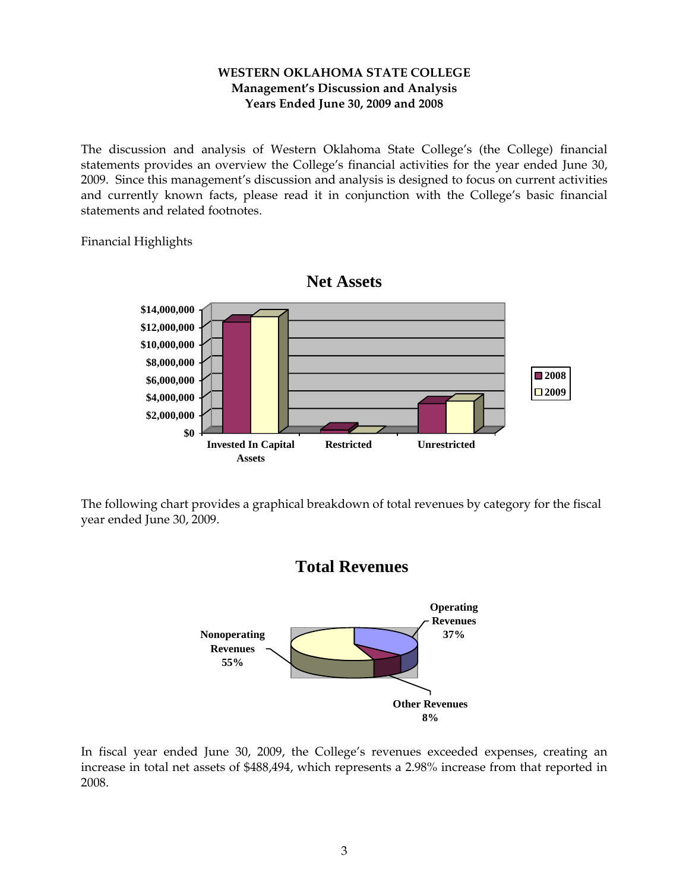**WESTERN OKLAHOMA STATE COLLEGE**
**Management's Discussion and Analysis**
**Years Ended June 30, 2009 and 2008**

The discussion and analysis of Western Oklahoma State College's (the College) financial statements provides an overview the College's financial activities for the year ended June 30, 2009. Since this management's discussion and analysis is designed to focus on current activities and currently known facts, please read it in conjunction with the College's basic financial statements and related footnotes.

Financial Highlights

**Net Assets**

The following chart provides a graphical breakdown of total revenues by category for the fiscal year ended June 30, 2009.

**Total Revenues**

In fiscal year ended June 30, 2009, the College's revenues exceeded expenses, creating an increase in total net assets of $488,494, which represents a 2.98% increase from that reported in 2008.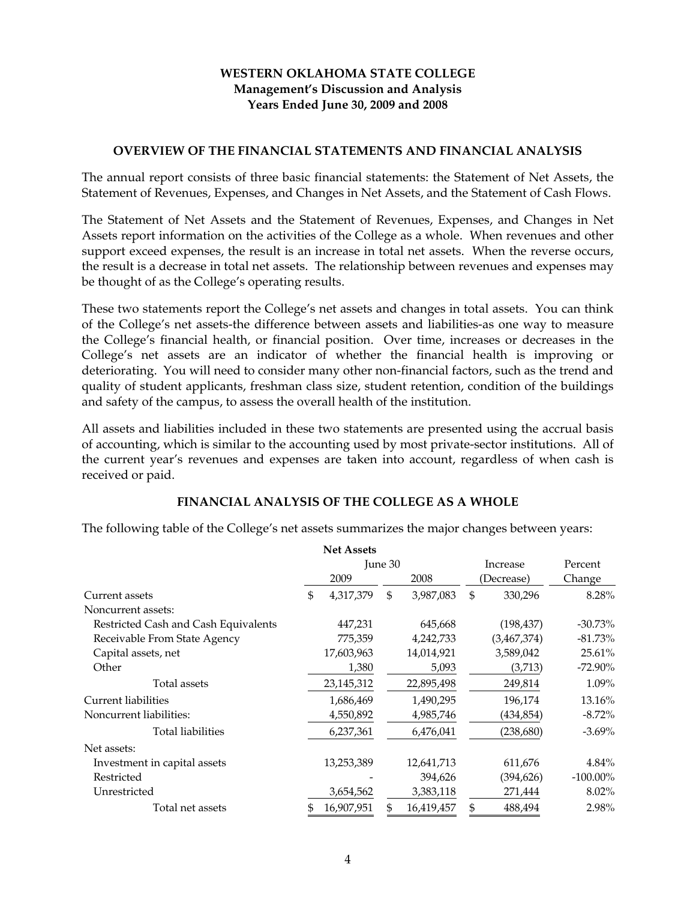# WESTERN OKLAHOMA STATE COLLEGE
## Management's Discussion and Analysis
## Years Ended June 30, 2009 and 2008

### OVERVIEW OF THE FINANCIAL STATEMENTS AND FINANCIAL ANALYSIS

The annual report consists of three basic financial statements: the Statement of Net Assets, the Statement of Revenues, Expenses, and Changes in Net Assets, and the Statement of Cash Flows.

The Statement of Net Assets and the Statement of Revenues, Expenses, and Changes in Net Assets report information on the activities of the College as a whole. When revenues and other support exceed expenses, the result is an increase in total net assets. When the reverse occurs, the result is a decrease in total net assets. The relationship between revenues and expenses may be thought of as the College's operating results.

These two statements report the College's net assets and changes in total assets. You can think of the College's net assets-the difference between assets and liabilities-as one way to measure the College's financial health, or financial position. Over time, increases or decreases in the College's net assets are an indicator of whether the financial health is improving or deteriorating. You will need to consider many other non-financial factors, such as the trend and quality of student applicants, freshman class size, student retention, condition of the buildings and safety of the campus, to assess the overall health of the institution.

All assets and liabilities included in these two statements are presented using the accrual basis of accounting, which is similar to the accounting used by most private-sector institutions. All of the current year's revenues and expenses are taken into account, regardless of when cash is received or paid.

### FINANCIAL ANALYSIS OF THE COLLEGE AS A WHOLE

The following table of the College's net assets summarizes the major changes between years:

**Net Assets**

| | June 30 | | Increase | Percent |
|---|---|---|---|---|
| | 2009 | 2008 | (Decrease) | Change |
| Current assets | $ 4,317,379 | $ 3,987,083 | $ 330,296 | 8.28% |
| Noncurrent assets: | | | | |
| Restricted Cash and Cash Equivalents | 447,231 | 645,668 | (198,437) | -30.73% |
| Receivable From State Agency | 775,359 | 4,242,733 | (3,467,374) | -81.73% |
| Capital assets, net | 17,603,963 | 14,014,921 | 3,589,042 | 25.61% |
| Other | 1,380 | 5,093 | (3,713) | -72.90% |
| Total assets | 23,145,312 | 22,895,498 | 249,814 | 1.09% |
| Current liabilities | 1,686,469 | 1,490,295 | 196,174 | 13.16% |
| Noncurrent liabilities: | 4,550,892 | 4,985,746 | (434,854) | -8.72% |
| Total liabilities | 6,237,361 | 6,476,041 | (238,680) | -3.69% |
| Net assets: | | | | |
| Investment in capital assets | 13,253,389 | 12,641,713 | 611,676 | 4.84% |
| Restricted | - | 394,626 | (394,626) | -100.00% |
| Unrestricted | 3,654,562 | 3,383,118 | 271,444 | 8.02% |
| Total net assets | $ 16,907,951 | $ 16,419,457 | $ 488,494 | 2.98% |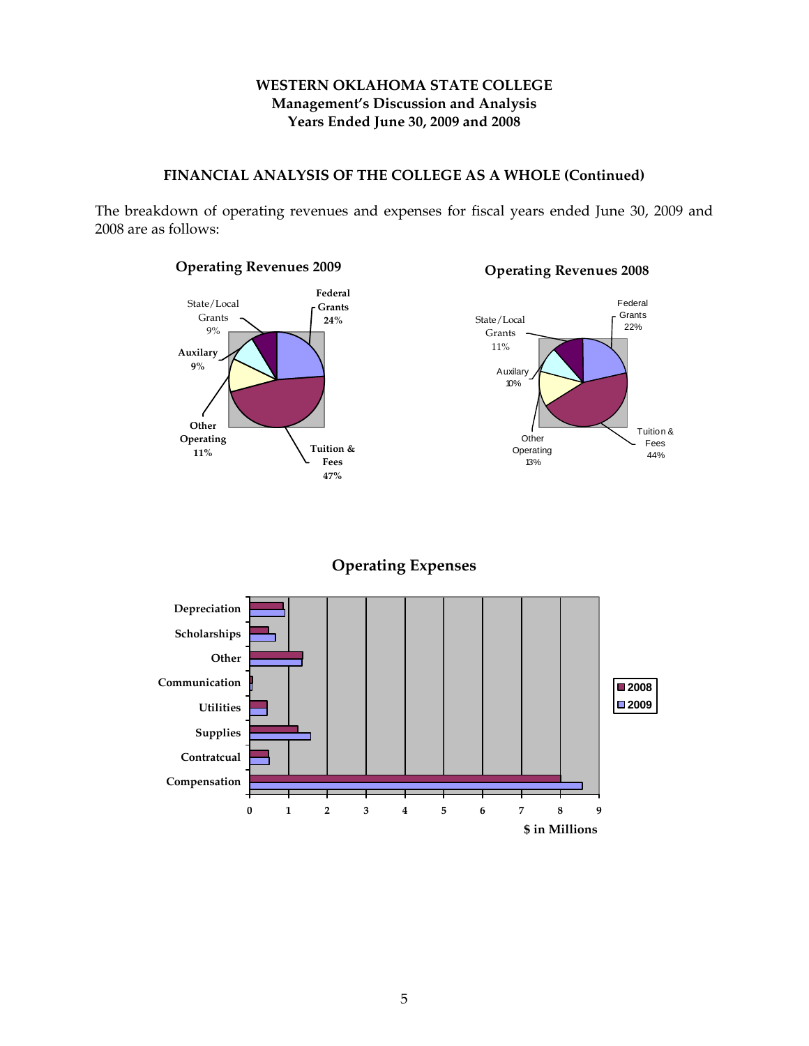# WESTERN OKLAHOMA STATE COLLEGE
## Management's Discussion and Analysis
## Years Ended June 30, 2009 and 2008

### FINANCIAL ANALYSIS OF THE COLLEGE AS A WHOLE (Continued)

The breakdown of operating revenues and expenses for fiscal years ended June 30, 2009 and 2008 are as follows:

**Operating Revenues 2009**

| Category | Percent |
|---|---|
| Federal Grants | 24% |
| Tuition & Fees | 47% |
| Other Operating | 11% |
| Auxilary | 9% |
| State/Local Grants | 9% |

**Operating Revenues 2008**

| Category | Percent |
|---|---|
| Federal Grants | 22% |
| Tuition & Fees | 44% |
| Other Operating | 13% |
| Auxilary | 10% |
| State/Local Grants | 11% |

**Operating Expenses**

Categories: Depreciation, Scholarships, Other, Communication, Utilities, Supplies, Contratcual, Compensation

Series: 2008, 2009

$ in Millions (axis 0–9)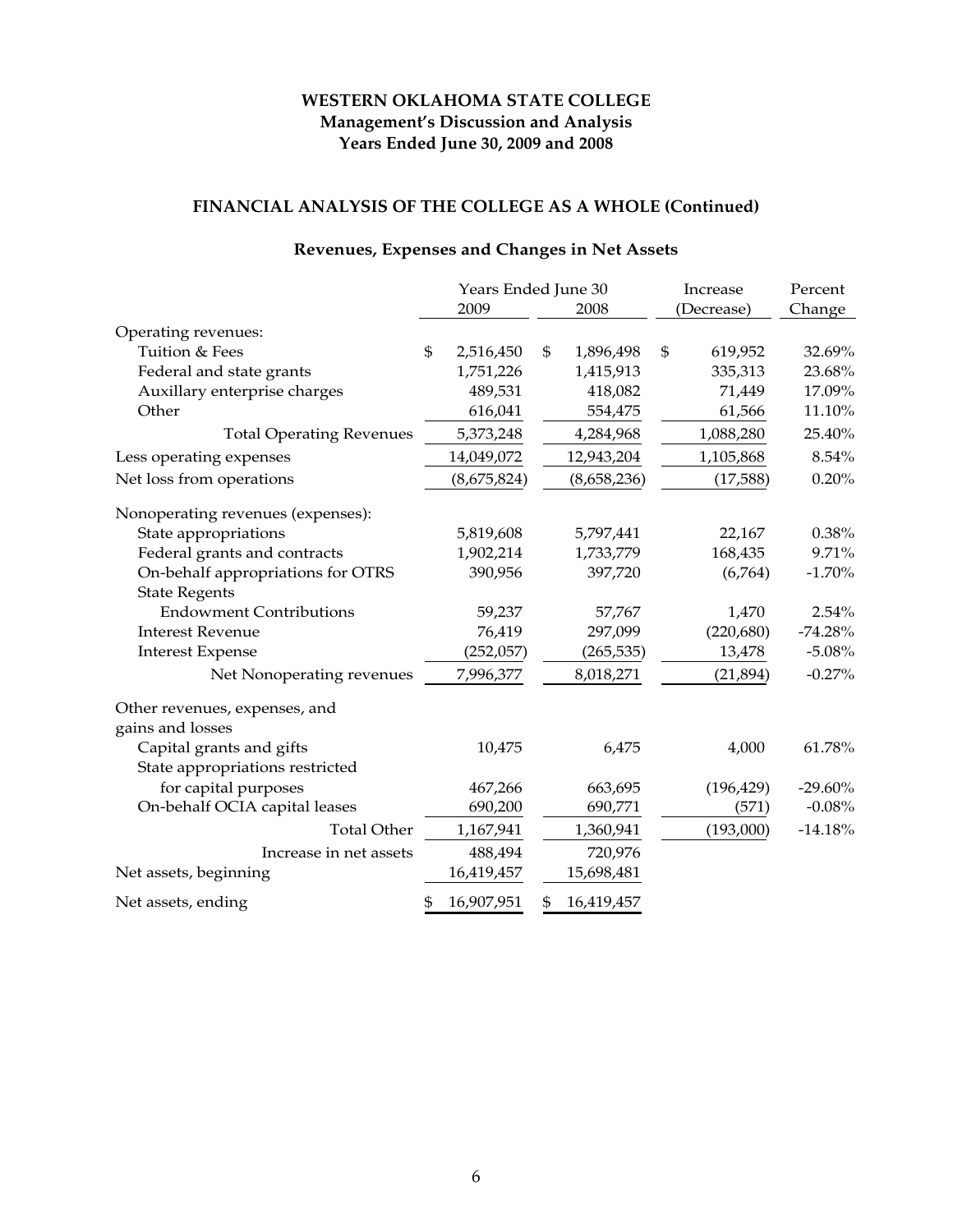# WESTERN OKLAHOMA STATE COLLEGE
## Management's Discussion and Analysis
## Years Ended June 30, 2009 and 2008

### FINANCIAL ANALYSIS OF THE COLLEGE AS A WHOLE (Continued)

#### Revenues, Expenses and Changes in Net Assets

| | Years Ended June 30 | | Increase | Percent |
|---|---|---|---|---|
| | 2009 | 2008 | (Decrease) | Change |
| Operating revenues: | | | | |
| Tuition & Fees | $ 2,516,450 | $ 1,896,498 | $ 619,952 | 32.69% |
| Federal and state grants | 1,751,226 | 1,415,913 | 335,313 | 23.68% |
| Auxillary enterprise charges | 489,531 | 418,082 | 71,449 | 17.09% |
| Other | 616,041 | 554,475 | 61,566 | 11.10% |
| Total Operating Revenues | 5,373,248 | 4,284,968 | 1,088,280 | 25.40% |
| Less operating expenses | 14,049,072 | 12,943,204 | 1,105,868 | 8.54% |
| Net loss from operations | (8,675,824) | (8,658,236) | (17,588) | 0.20% |
| Nonoperating revenues (expenses): | | | | |
| State appropriations | 5,819,608 | 5,797,441 | 22,167 | 0.38% |
| Federal grants and contracts | 1,902,214 | 1,733,779 | 168,435 | 9.71% |
| On-behalf appropriations for OTRS | 390,956 | 397,720 | (6,764) | -1.70% |
| State Regents | | | | |
| Endowment Contributions | 59,237 | 57,767 | 1,470 | 2.54% |
| Interest Revenue | 76,419 | 297,099 | (220,680) | -74.28% |
| Interest Expense | (252,057) | (265,535) | 13,478 | -5.08% |
| Net Nonoperating revenues | 7,996,377 | 8,018,271 | (21,894) | -0.27% |
| Other revenues, expenses, and gains and losses | | | | |
| Capital grants and gifts | 10,475 | 6,475 | 4,000 | 61.78% |
| State appropriations restricted for capital purposes | 467,266 | 663,695 | (196,429) | -29.60% |
| On-behalf OCIA capital leases | 690,200 | 690,771 | (571) | -0.08% |
| Total Other | 1,167,941 | 1,360,941 | (193,000) | -14.18% |
| Increase in net assets | 488,494 | 720,976 | | |
| Net assets, beginning | 16,419,457 | 15,698,481 | | |
| Net assets, ending | $ 16,907,951 | $ 16,419,457 | | |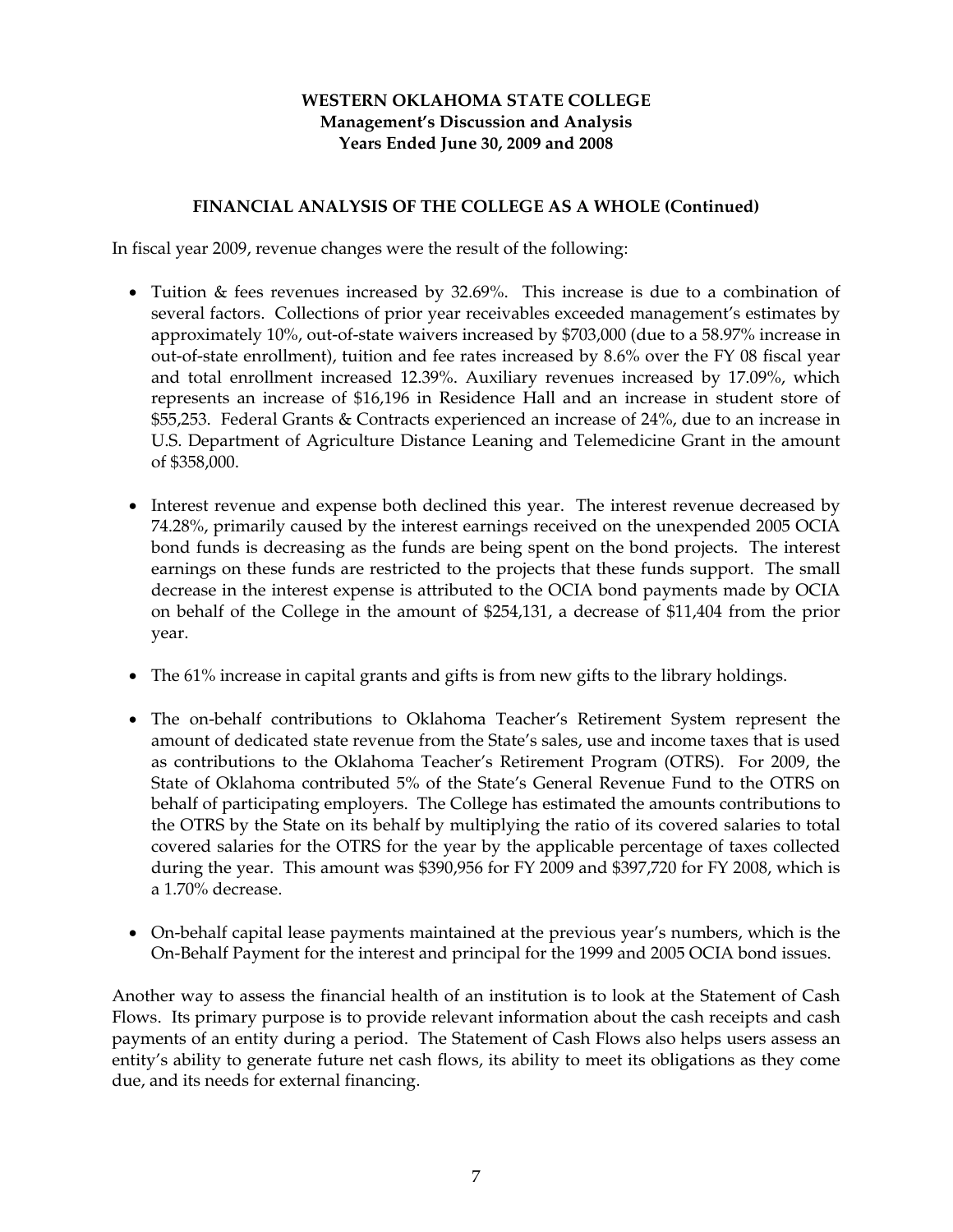# WESTERN OKLAHOMA STATE COLLEGE
## Management's Discussion and Analysis
### Years Ended June 30, 2009 and 2008

### FINANCIAL ANALYSIS OF THE COLLEGE AS A WHOLE (Continued)

In fiscal year 2009, revenue changes were the result of the following:

- Tuition & fees revenues increased by 32.69%. This increase is due to a combination of several factors. Collections of prior year receivables exceeded management's estimates by approximately 10%, out-of-state waivers increased by $703,000 (due to a 58.97% increase in out-of-state enrollment), tuition and fee rates increased by 8.6% over the FY 08 fiscal year and total enrollment increased 12.39%. Auxiliary revenues increased by 17.09%, which represents an increase of $16,196 in Residence Hall and an increase in student store of $55,253. Federal Grants & Contracts experienced an increase of 24%, due to an increase in U.S. Department of Agriculture Distance Leaning and Telemedicine Grant in the amount of $358,000.

- Interest revenue and expense both declined this year. The interest revenue decreased by 74.28%, primarily caused by the interest earnings received on the unexpended 2005 OCIA bond funds is decreasing as the funds are being spent on the bond projects. The interest earnings on these funds are restricted to the projects that these funds support. The small decrease in the interest expense is attributed to the OCIA bond payments made by OCIA on behalf of the College in the amount of $254,131, a decrease of $11,404 from the prior year.

- The 61% increase in capital grants and gifts is from new gifts to the library holdings.

- The on-behalf contributions to Oklahoma Teacher's Retirement System represent the amount of dedicated state revenue from the State's sales, use and income taxes that is used as contributions to the Oklahoma Teacher's Retirement Program (OTRS). For 2009, the State of Oklahoma contributed 5% of the State's General Revenue Fund to the OTRS on behalf of participating employers. The College has estimated the amounts contributions to the OTRS by the State on its behalf by multiplying the ratio of its covered salaries to total covered salaries for the OTRS for the year by the applicable percentage of taxes collected during the year. This amount was $390,956 for FY 2009 and $397,720 for FY 2008, which is a 1.70% decrease.

- On-behalf capital lease payments maintained at the previous year's numbers, which is the On-Behalf Payment for the interest and principal for the 1999 and 2005 OCIA bond issues.

Another way to assess the financial health of an institution is to look at the Statement of Cash Flows. Its primary purpose is to provide relevant information about the cash receipts and cash payments of an entity during a period. The Statement of Cash Flows also helps users assess an entity's ability to generate future net cash flows, its ability to meet its obligations as they come due, and its needs for external financing.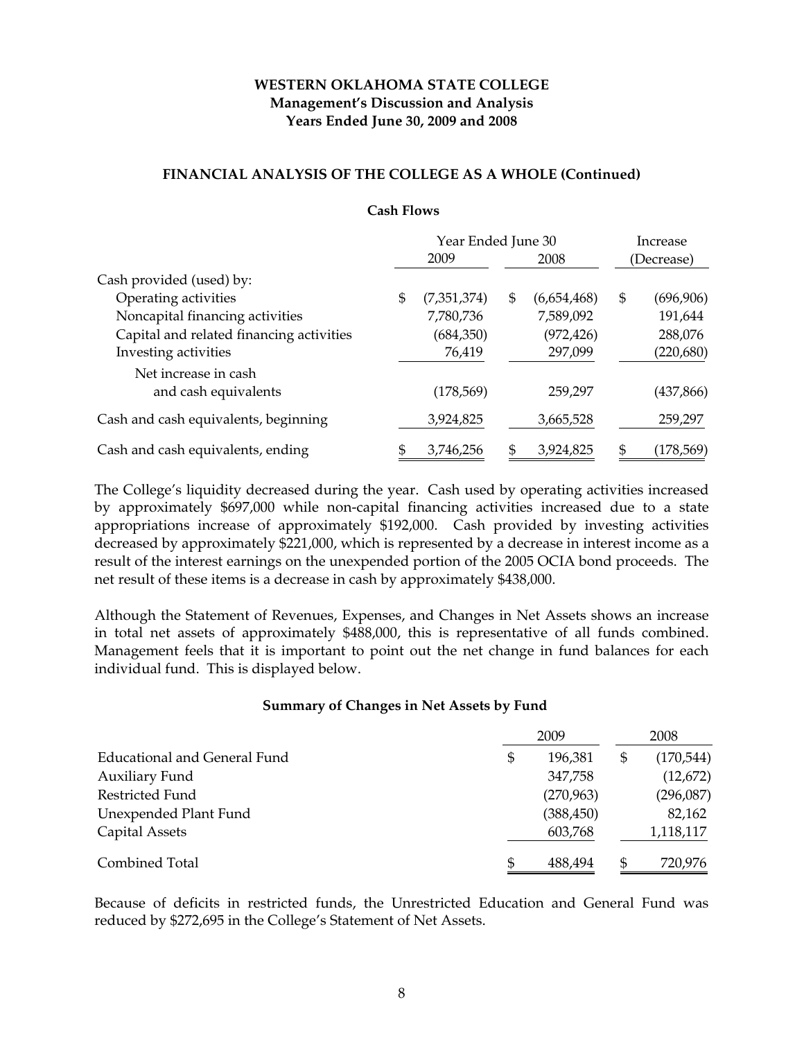### WESTERN OKLAHOMA STATE COLLEGE
### Management's Discussion and Analysis
### Years Ended June 30, 2009 and 2008

#### FINANCIAL ANALYSIS OF THE COLLEGE AS A WHOLE (Continued)

**Cash Flows**

| | Year Ended June 30 | | Increase |
|---|---|---|---|
| | 2009 | 2008 | (Decrease) |
| Cash provided (used) by: | | | |
| Operating activities | $ (7,351,374) | $ (6,654,468) | $ (696,906) |
| Noncapital financing activities | 7,780,736 | 7,589,092 | 191,644 |
| Capital and related financing activities | (684,350) | (972,426) | 288,076 |
| Investing activities | 76,419 | 297,099 | (220,680) |
| Net increase in cash and cash equivalents | (178,569) | 259,297 | (437,866) |
| Cash and cash equivalents, beginning | 3,924,825 | 3,665,528 | 259,297 |
| Cash and cash equivalents, ending | $ 3,746,256 | $ 3,924,825 | $ (178,569) |

The College's liquidity decreased during the year. Cash used by operating activities increased by approximately $697,000 while non-capital financing activities increased due to a state appropriations increase of approximately $192,000. Cash provided by investing activities decreased by approximately $221,000, which is represented by a decrease in interest income as a result of the interest earnings on the unexpended portion of the 2005 OCIA bond proceeds. The net result of these items is a decrease in cash by approximately $438,000.

Although the Statement of Revenues, Expenses, and Changes in Net Assets shows an increase in total net assets of approximately $488,000, this is representative of all funds combined. Management feels that it is important to point out the net change in fund balances for each individual fund. This is displayed below.

**Summary of Changes in Net Assets by Fund**

| | 2009 | 2008 |
|---|---|---|
| Educational and General Fund | $ 196,381 | $ (170,544) |
| Auxiliary Fund | 347,758 | (12,672) |
| Restricted Fund | (270,963) | (296,087) |
| Unexpended Plant Fund | (388,450) | 82,162 |
| Capital Assets | 603,768 | 1,118,117 |
| Combined Total | $ 488,494 | $ 720,976 |

Because of deficits in restricted funds, the Unrestricted Education and General Fund was reduced by $272,695 in the College's Statement of Net Assets.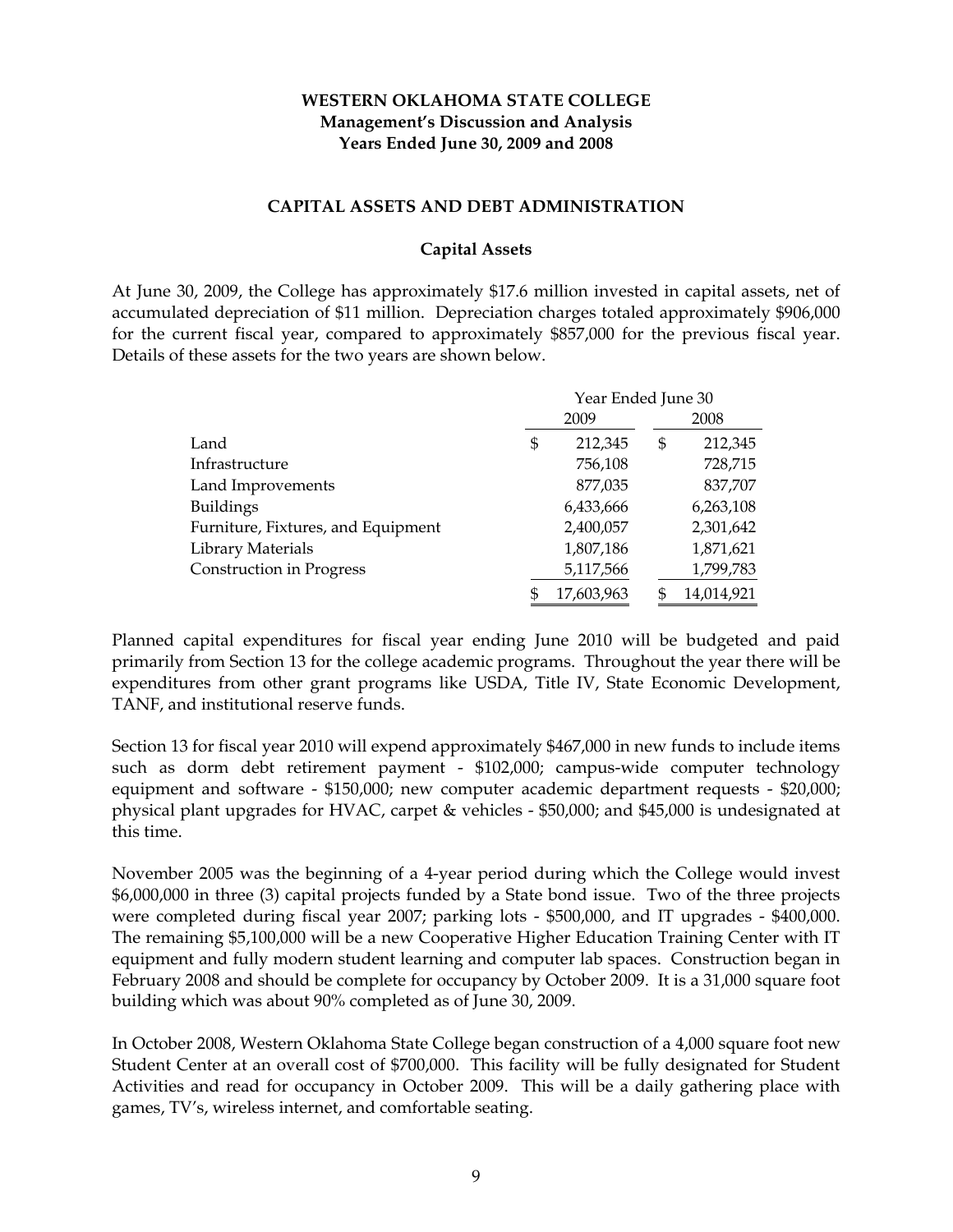# WESTERN OKLAHOMA STATE COLLEGE
## Management's Discussion and Analysis
## Years Ended June 30, 2009 and 2008

## CAPITAL ASSETS AND DEBT ADMINISTRATION

### Capital Assets

At June 30, 2009, the College has approximately $17.6 million invested in capital assets, net of accumulated depreciation of $11 million. Depreciation charges totaled approximately $906,000 for the current fiscal year, compared to approximately $857,000 for the previous fiscal year. Details of these assets for the two years are shown below.

| | Year Ended June 30 | |
|---|---|---|
| | 2009 | 2008 |
| Land | $ 212,345 | $ 212,345 |
| Infrastructure | 756,108 | 728,715 |
| Land Improvements | 877,035 | 837,707 |
| Buildings | 6,433,666 | 6,263,108 |
| Furniture, Fixtures, and Equipment | 2,400,057 | 2,301,642 |
| Library Materials | 1,807,186 | 1,871,621 |
| Construction in Progress | 5,117,566 | 1,799,783 |
| | $ 17,603,963 | $ 14,014,921 |

Planned capital expenditures for fiscal year ending June 2010 will be budgeted and paid primarily from Section 13 for the college academic programs. Throughout the year there will be expenditures from other grant programs like USDA, Title IV, State Economic Development, TANF, and institutional reserve funds.

Section 13 for fiscal year 2010 will expend approximately $467,000 in new funds to include items such as dorm debt retirement payment - $102,000; campus-wide computer technology equipment and software - $150,000; new computer academic department requests - $20,000; physical plant upgrades for HVAC, carpet & vehicles - $50,000; and $45,000 is undesignated at this time.

November 2005 was the beginning of a 4-year period during which the College would invest $6,000,000 in three (3) capital projects funded by a State bond issue. Two of the three projects were completed during fiscal year 2007; parking lots - $500,000, and IT upgrades - $400,000. The remaining $5,100,000 will be a new Cooperative Higher Education Training Center with IT equipment and fully modern student learning and computer lab spaces. Construction began in February 2008 and should be complete for occupancy by October 2009. It is a 31,000 square foot building which was about 90% completed as of June 30, 2009.

In October 2008, Western Oklahoma State College began construction of a 4,000 square foot new Student Center at an overall cost of $700,000. This facility will be fully designated for Student Activities and read for occupancy in October 2009. This will be a daily gathering place with games, TV's, wireless internet, and comfortable seating.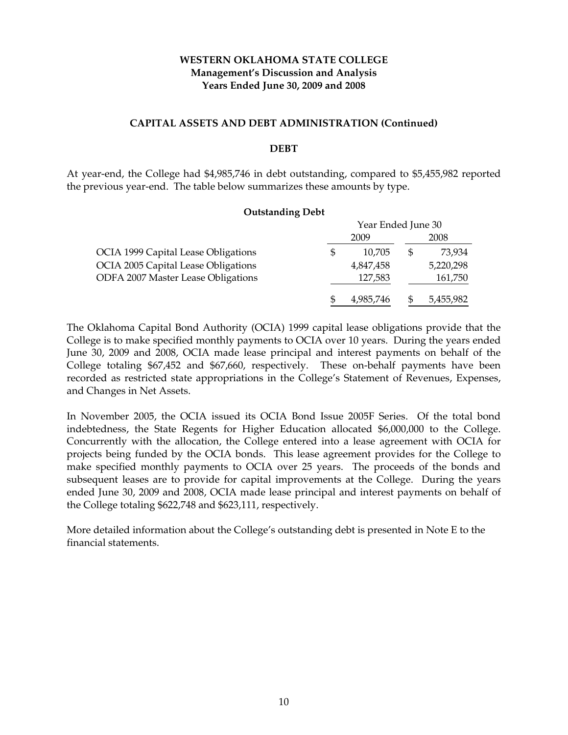# WESTERN OKLAHOMA STATE COLLEGE
## Management's Discussion and Analysis
## Years Ended June 30, 2009 and 2008

### CAPITAL ASSETS AND DEBT ADMINISTRATION (Continued)

#### DEBT

At year-end, the College had $4,985,746 in debt outstanding, compared to $5,455,982 reported the previous year-end. The table below summarizes these amounts by type.

**Outstanding Debt**

| | Year Ended June 30 | |
|---|---|---|
| | 2009 | 2008 |
| OCIA 1999 Capital Lease Obligations | $ 10,705 | $ 73,934 |
| OCIA 2005 Capital Lease Obligations | 4,847,458 | 5,220,298 |
| ODFA 2007 Master Lease Obligations | 127,583 | 161,750 |
| | $ 4,985,746 | $ 5,455,982 |

The Oklahoma Capital Bond Authority (OCIA) 1999 capital lease obligations provide that the College is to make specified monthly payments to OCIA over 10 years. During the years ended June 30, 2009 and 2008, OCIA made lease principal and interest payments on behalf of the College totaling $67,452 and $67,660, respectively. These on-behalf payments have been recorded as restricted state appropriations in the College's Statement of Revenues, Expenses, and Changes in Net Assets.

In November 2005, the OCIA issued its OCIA Bond Issue 2005F Series. Of the total bond indebtedness, the State Regents for Higher Education allocated $6,000,000 to the College. Concurrently with the allocation, the College entered into a lease agreement with OCIA for projects being funded by the OCIA bonds. This lease agreement provides for the College to make specified monthly payments to OCIA over 25 years. The proceeds of the bonds and subsequent leases are to provide for capital improvements at the College. During the years ended June 30, 2009 and 2008, OCIA made lease principal and interest payments on behalf of the College totaling $622,748 and $623,111, respectively.

More detailed information about the College's outstanding debt is presented in Note E to the financial statements.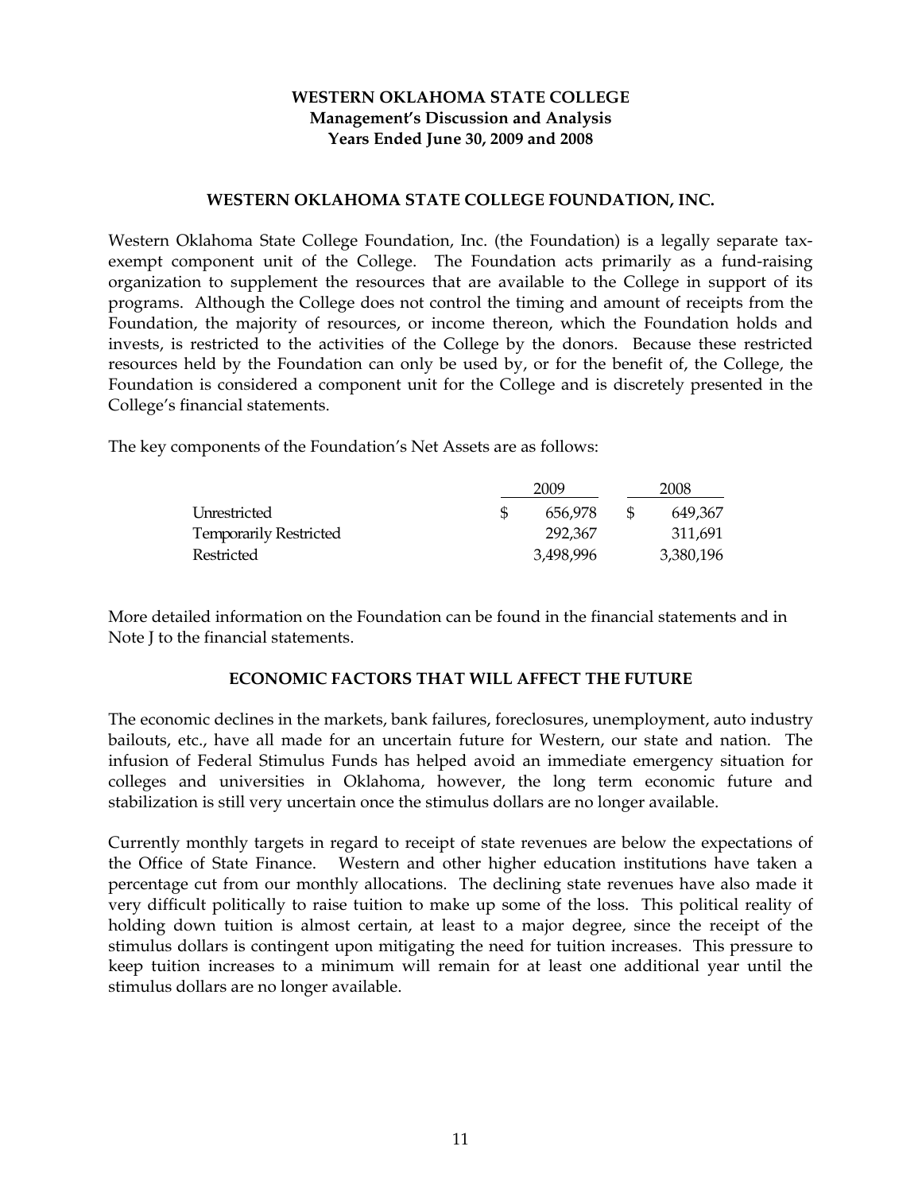**WESTERN OKLAHOMA STATE COLLEGE**
**Management's Discussion and Analysis**
**Years Ended June 30, 2009 and 2008**

## WESTERN OKLAHOMA STATE COLLEGE FOUNDATION, INC.

Western Oklahoma State College Foundation, Inc. (the Foundation) is a legally separate tax-exempt component unit of the College. The Foundation acts primarily as a fund-raising organization to supplement the resources that are available to the College in support of its programs. Although the College does not control the timing and amount of receipts from the Foundation, the majority of resources, or income thereon, which the Foundation holds and invests, is restricted to the activities of the College by the donors. Because these restricted resources held by the Foundation can only be used by, or for the benefit of, the College, the Foundation is considered a component unit for the College and is discretely presented in the College's financial statements.

The key components of the Foundation's Net Assets are as follows:

| | 2009 | 2008 |
|---|---|---|
| Unrestricted | $ 656,978 | $ 649,367 |
| Temporarily Restricted | 292,367 | 311,691 |
| Restricted | 3,498,996 | 3,380,196 |

More detailed information on the Foundation can be found in the financial statements and in Note J to the financial statements.

## ECONOMIC FACTORS THAT WILL AFFECT THE FUTURE

The economic declines in the markets, bank failures, foreclosures, unemployment, auto industry bailouts, etc., have all made for an uncertain future for Western, our state and nation. The infusion of Federal Stimulus Funds has helped avoid an immediate emergency situation for colleges and universities in Oklahoma, however, the long term economic future and stabilization is still very uncertain once the stimulus dollars are no longer available.

Currently monthly targets in regard to receipt of state revenues are below the expectations of the Office of State Finance. Western and other higher education institutions have taken a percentage cut from our monthly allocations. The declining state revenues have also made it very difficult politically to raise tuition to make up some of the loss. This political reality of holding down tuition is almost certain, at least to a major degree, since the receipt of the stimulus dollars is contingent upon mitigating the need for tuition increases. This pressure to keep tuition increases to a minimum will remain for at least one additional year until the stimulus dollars are no longer available.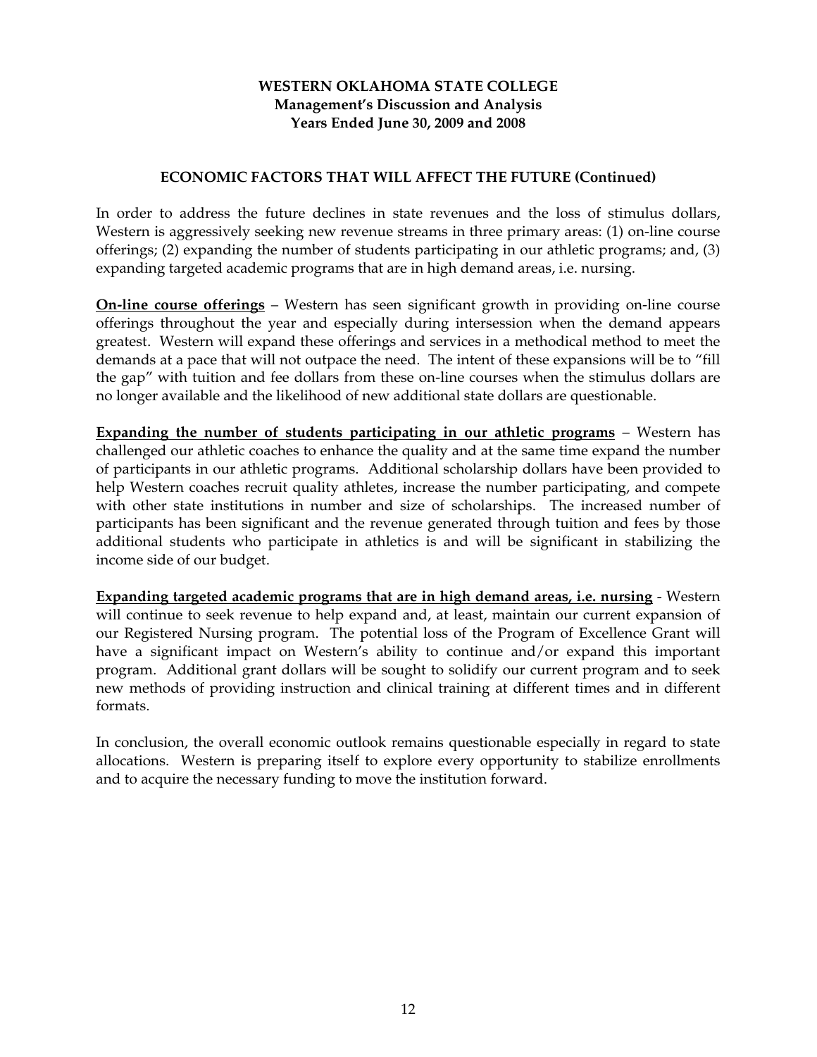**WESTERN OKLAHOMA STATE COLLEGE**
**Management's Discussion and Analysis**
**Years Ended June 30, 2009 and 2008**

## ECONOMIC FACTORS THAT WILL AFFECT THE FUTURE (Continued)

In order to address the future declines in state revenues and the loss of stimulus dollars, Western is aggressively seeking new revenue streams in three primary areas: (1) on-line course offerings; (2) expanding the number of students participating in our athletic programs; and, (3) expanding targeted academic programs that are in high demand areas, i.e. nursing.

**On-line course offerings** – Western has seen significant growth in providing on-line course offerings throughout the year and especially during intersession when the demand appears greatest. Western will expand these offerings and services in a methodical method to meet the demands at a pace that will not outpace the need. The intent of these expansions will be to "fill the gap" with tuition and fee dollars from these on-line courses when the stimulus dollars are no longer available and the likelihood of new additional state dollars are questionable.

**Expanding the number of students participating in our athletic programs** – Western has challenged our athletic coaches to enhance the quality and at the same time expand the number of participants in our athletic programs. Additional scholarship dollars have been provided to help Western coaches recruit quality athletes, increase the number participating, and compete with other state institutions in number and size of scholarships. The increased number of participants has been significant and the revenue generated through tuition and fees by those additional students who participate in athletics is and will be significant in stabilizing the income side of our budget.

**Expanding targeted academic programs that are in high demand areas, i.e. nursing** - Western will continue to seek revenue to help expand and, at least, maintain our current expansion of our Registered Nursing program. The potential loss of the Program of Excellence Grant will have a significant impact on Western's ability to continue and/or expand this important program. Additional grant dollars will be sought to solidify our current program and to seek new methods of providing instruction and clinical training at different times and in different formats.

In conclusion, the overall economic outlook remains questionable especially in regard to state allocations. Western is preparing itself to explore every opportunity to stabilize enrollments and to acquire the necessary funding to move the institution forward.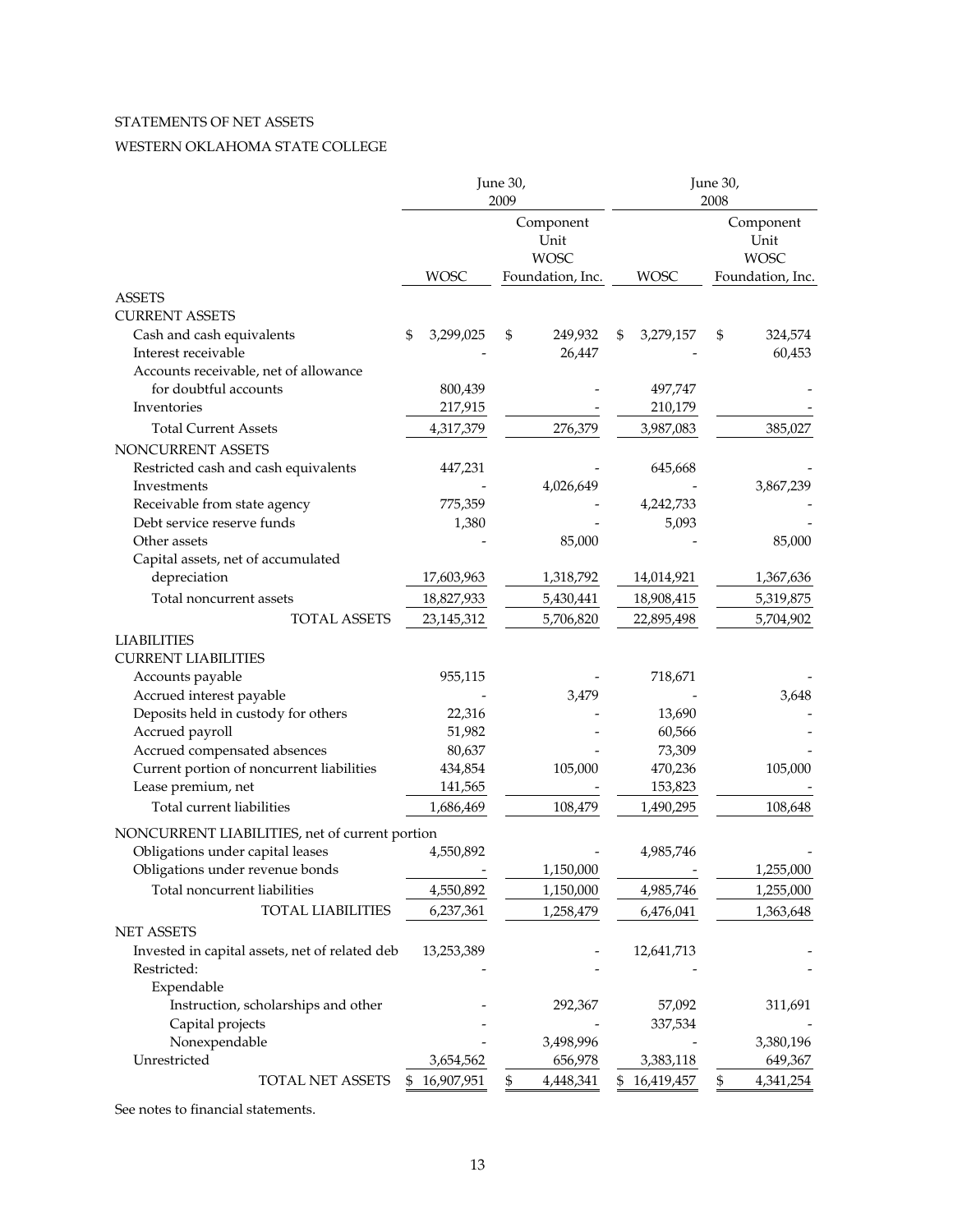STATEMENTS OF NET ASSETS

WESTERN OKLAHOMA STATE COLLEGE

| | June 30, 2009 | | June 30, 2008 | |
|---|---|---|---|---|
| | WOSC | Component Unit WOSC Foundation, Inc. | WOSC | Component Unit WOSC Foundation, Inc. |
| ASSETS | | | | |
| CURRENT ASSETS | | | | |
| Cash and cash equivalents | $ 3,299,025 | $ 249,932 | $ 3,279,157 | $ 324,574 |
| Interest receivable | - | 26,447 | - | 60,453 |
| Accounts receivable, net of allowance for doubtful accounts | 800,439 | - | 497,747 | - |
| Inventories | 217,915 | - | 210,179 | - |
| Total Current Assets | 4,317,379 | 276,379 | 3,987,083 | 385,027 |
| NONCURRENT ASSETS | | | | |
| Restricted cash and cash equivalents | 447,231 | - | 645,668 | - |
| Investments | - | 4,026,649 | - | 3,867,239 |
| Receivable from state agency | 775,359 | - | 4,242,733 | - |
| Debt service reserve funds | 1,380 | - | 5,093 | - |
| Other assets | - | 85,000 | - | 85,000 |
| Capital assets, net of accumulated depreciation | 17,603,963 | 1,318,792 | 14,014,921 | 1,367,636 |
| Total noncurrent assets | 18,827,933 | 5,430,441 | 18,908,415 | 5,319,875 |
| TOTAL ASSETS | 23,145,312 | 5,706,820 | 22,895,498 | 5,704,902 |
| LIABILITIES | | | | |
| CURRENT LIABILITIES | | | | |
| Accounts payable | 955,115 | - | 718,671 | - |
| Accrued interest payable | - | 3,479 | - | 3,648 |
| Deposits held in custody for others | 22,316 | - | 13,690 | - |
| Accrued payroll | 51,982 | - | 60,566 | - |
| Accrued compensated absences | 80,637 | - | 73,309 | - |
| Current portion of noncurrent liabilities | 434,854 | 105,000 | 470,236 | 105,000 |
| Lease premium, net | 141,565 | - | 153,823 | - |
| Total current liabilities | 1,686,469 | 108,479 | 1,490,295 | 108,648 |
| NONCURRENT LIABILITIES, net of current portion | | | | |
| Obligations under capital leases | 4,550,892 | - | 4,985,746 | - |
| Obligations under revenue bonds | - | 1,150,000 | - | 1,255,000 |
| Total noncurrent liabilities | 4,550,892 | 1,150,000 | 4,985,746 | 1,255,000 |
| TOTAL LIABILITIES | 6,237,361 | 1,258,479 | 6,476,041 | 1,363,648 |
| NET ASSETS | | | | |
| Invested in capital assets, net of related deb | 13,253,389 | - | 12,641,713 | - |
| Restricted: | - | - | - | - |
| Expendable | | | | |
| Instruction, scholarships and other | - | 292,367 | 57,092 | 311,691 |
| Capital projects | - | - | 337,534 | - |
| Nonexpendable | - | 3,498,996 | - | 3,380,196 |
| Unrestricted | 3,654,562 | 656,978 | 3,383,118 | 649,367 |
| TOTAL NET ASSETS | $ 16,907,951 | $ 4,448,341 | $ 16,419,457 | $ 4,341,254 |

See notes to financial statements.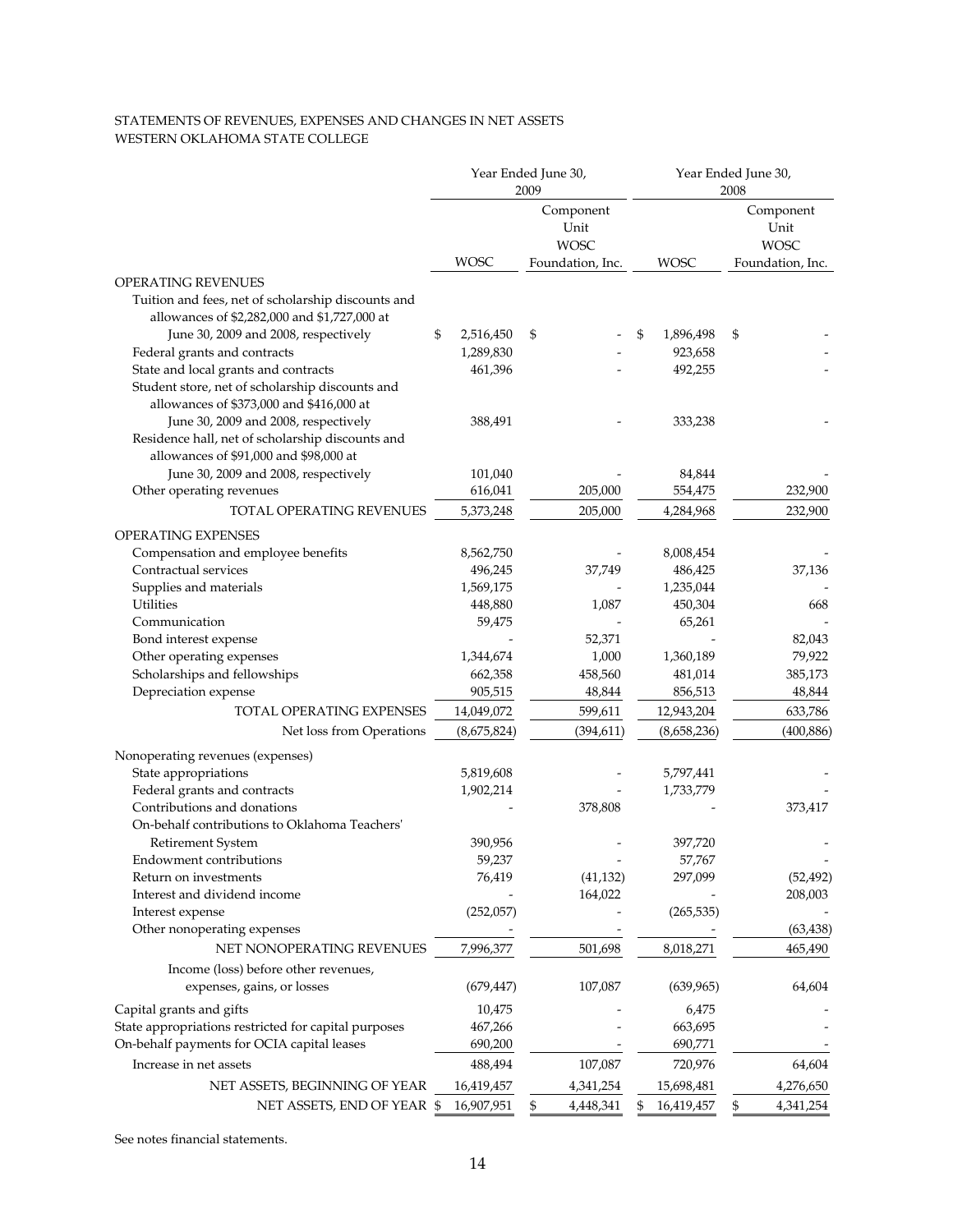STATEMENTS OF REVENUES, EXPENSES AND CHANGES IN NET ASSETS
WESTERN OKLAHOMA STATE COLLEGE

| | Year Ended June 30, 2009 | | Year Ended June 30, 2008 | |
|---|---|---|---|---|
| | WOSC | Component Unit WOSC Foundation, Inc. | WOSC | Component Unit WOSC Foundation, Inc. |
| OPERATING REVENUES | | | | |
| Tuition and fees, net of scholarship discounts and allowances of $2,282,000 and $1,727,000 at June 30, 2009 and 2008, respectively | $ 2,516,450 | $ - | $ 1,896,498 | $ - |
| Federal grants and contracts | 1,289,830 | - | 923,658 | - |
| State and local grants and contracts | 461,396 | - | 492,255 | - |
| Student store, net of scholarship discounts and allowances of $373,000 and $416,000 at June 30, 2009 and 2008, respectively | 388,491 | - | 333,238 | - |
| Residence hall, net of scholarship discounts and allowances of $91,000 and $98,000 at June 30, 2009 and 2008, respectively | 101,040 | - | 84,844 | - |
| Other operating revenues | 616,041 | 205,000 | 554,475 | 232,900 |
| TOTAL OPERATING REVENUES | 5,373,248 | 205,000 | 4,284,968 | 232,900 |
| OPERATING EXPENSES | | | | |
| Compensation and employee benefits | 8,562,750 | - | 8,008,454 | - |
| Contractual services | 496,245 | 37,749 | 486,425 | 37,136 |
| Supplies and materials | 1,569,175 | - | 1,235,044 | - |
| Utilities | 448,880 | 1,087 | 450,304 | 668 |
| Communication | 59,475 | - | 65,261 | - |
| Bond interest expense | - | 52,371 | - | 82,043 |
| Other operating expenses | 1,344,674 | 1,000 | 1,360,189 | 79,922 |
| Scholarships and fellowships | 662,358 | 458,560 | 481,014 | 385,173 |
| Depreciation expense | 905,515 | 48,844 | 856,513 | 48,844 |
| TOTAL OPERATING EXPENSES | 14,049,072 | 599,611 | 12,943,204 | 633,786 |
| Net loss from Operations | (8,675,824) | (394,611) | (8,658,236) | (400,886) |
| Nonoperating revenues (expenses) | | | | |
| State appropriations | 5,819,608 | - | 5,797,441 | - |
| Federal grants and contracts | 1,902,214 | - | 1,733,779 | - |
| Contributions and donations | - | 378,808 | - | 373,417 |
| On-behalf contributions to Oklahoma Teachers' Retirement System | 390,956 | - | 397,720 | - |
| Endowment contributions | 59,237 | - | 57,767 | - |
| Return on investments | 76,419 | (41,132) | 297,099 | (52,492) |
| Interest and dividend income | - | 164,022 | - | 208,003 |
| Interest expense | (252,057) | - | (265,535) | - |
| Other nonoperating expenses | - | - | - | (63,438) |
| NET NONOPERATING REVENUES | 7,996,377 | 501,698 | 8,018,271 | 465,490 |
| Income (loss) before other revenues, expenses, gains, or losses | (679,447) | 107,087 | (639,965) | 64,604 |
| Capital grants and gifts | 10,475 | - | 6,475 | - |
| State appropriations restricted for capital purposes | 467,266 | - | 663,695 | - |
| On-behalf payments for OCIA capital leases | 690,200 | - | 690,771 | - |
| Increase in net assets | 488,494 | 107,087 | 720,976 | 64,604 |
| NET ASSETS, BEGINNING OF YEAR | 16,419,457 | 4,341,254 | 15,698,481 | 4,276,650 |
| NET ASSETS, END OF YEAR | $ 16,907,951 | $ 4,448,341 | $ 16,419,457 | $ 4,341,254 |

See notes financial statements.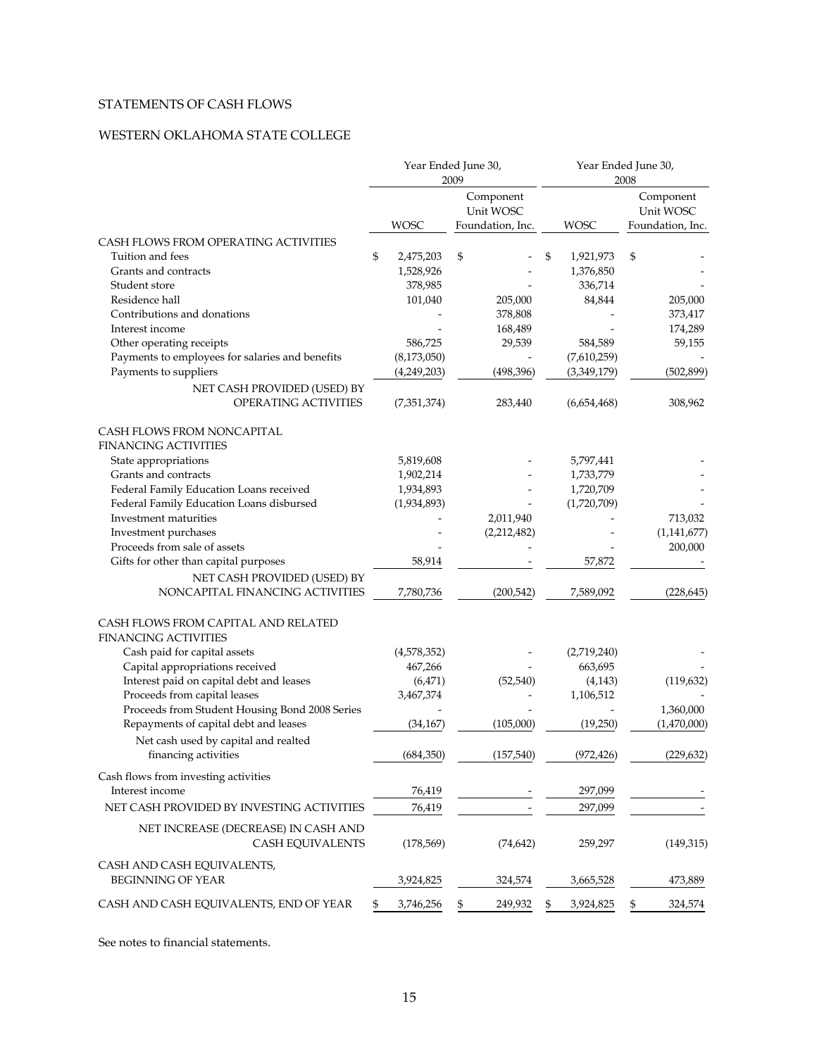STATEMENTS OF CASH FLOWS

WESTERN OKLAHOMA STATE COLLEGE

| | Year Ended June 30, 2009 | | Year Ended June 30, 2008 | |
|---|---|---|---|---|
| | WOSC | Component Unit WOSC Foundation, Inc. | WOSC | Component Unit WOSC Foundation, Inc. |
| CASH FLOWS FROM OPERATING ACTIVITIES | | | | |
| Tuition and fees | $ 2,475,203 | $ - | $ 1,921,973 | $ - |
| Grants and contracts | 1,528,926 | - | 1,376,850 | - |
| Student store | 378,985 | - | 336,714 | - |
| Residence hall | 101,040 | 205,000 | 84,844 | 205,000 |
| Contributions and donations | - | 378,808 | - | 373,417 |
| Interest income | - | 168,489 | - | 174,289 |
| Other operating receipts | 586,725 | 29,539 | 584,589 | 59,155 |
| Payments to employees for salaries and benefits | (8,173,050) | - | (7,610,259) | - |
| Payments to suppliers | (4,249,203) | (498,396) | (3,349,179) | (502,899) |
| NET CASH PROVIDED (USED) BY OPERATING ACTIVITIES | (7,351,374) | 283,440 | (6,654,468) | 308,962 |
| CASH FLOWS FROM NONCAPITAL FINANCING ACTIVITIES | | | | |
| State appropriations | 5,819,608 | - | 5,797,441 | - |
| Grants and contracts | 1,902,214 | - | 1,733,779 | - |
| Federal Family Education Loans received | 1,934,893 | - | 1,720,709 | - |
| Federal Family Education Loans disbursed | (1,934,893) | - | (1,720,709) | - |
| Investment maturities | - | 2,011,940 | - | 713,032 |
| Investment purchases | - | (2,212,482) | - | (1,141,677) |
| Proceeds from sale of assets | - | - | - | 200,000 |
| Gifts for other than capital purposes | 58,914 | - | 57,872 | - |
| NET CASH PROVIDED (USED) BY NONCAPITAL FINANCING ACTIVITIES | 7,780,736 | (200,542) | 7,589,092 | (228,645) |
| CASH FLOWS FROM CAPITAL AND RELATED FINANCING ACTIVITIES | | | | |
| Cash paid for capital assets | (4,578,352) | - | (2,719,240) | - |
| Capital appropriations received | 467,266 | - | 663,695 | - |
| Interest paid on capital debt and leases | (6,471) | (52,540) | (4,143) | (119,632) |
| Proceeds from capital leases | 3,467,374 | - | 1,106,512 | - |
| Proceeds from Student Housing Bond 2008 Series | - | - | - | 1,360,000 |
| Repayments of capital debt and leases | (34,167) | (105,000) | (19,250) | (1,470,000) |
| Net cash used by capital and realted financing activities | (684,350) | (157,540) | (972,426) | (229,632) |
| Cash flows from investing activities | | | | |
| Interest income | 76,419 | - | 297,099 | - |
| NET CASH PROVIDED BY INVESTING ACTIVITIES | 76,419 | - | 297,099 | - |
| NET INCREASE (DECREASE) IN CASH AND CASH EQUIVALENTS | (178,569) | (74,642) | 259,297 | (149,315) |
| CASH AND CASH EQUIVALENTS, BEGINNING OF YEAR | 3,924,825 | 324,574 | 3,665,528 | 473,889 |
| CASH AND CASH EQUIVALENTS, END OF YEAR | $ 3,746,256 | $ 249,932 | $ 3,924,825 | $ 324,574 |

See notes to financial statements.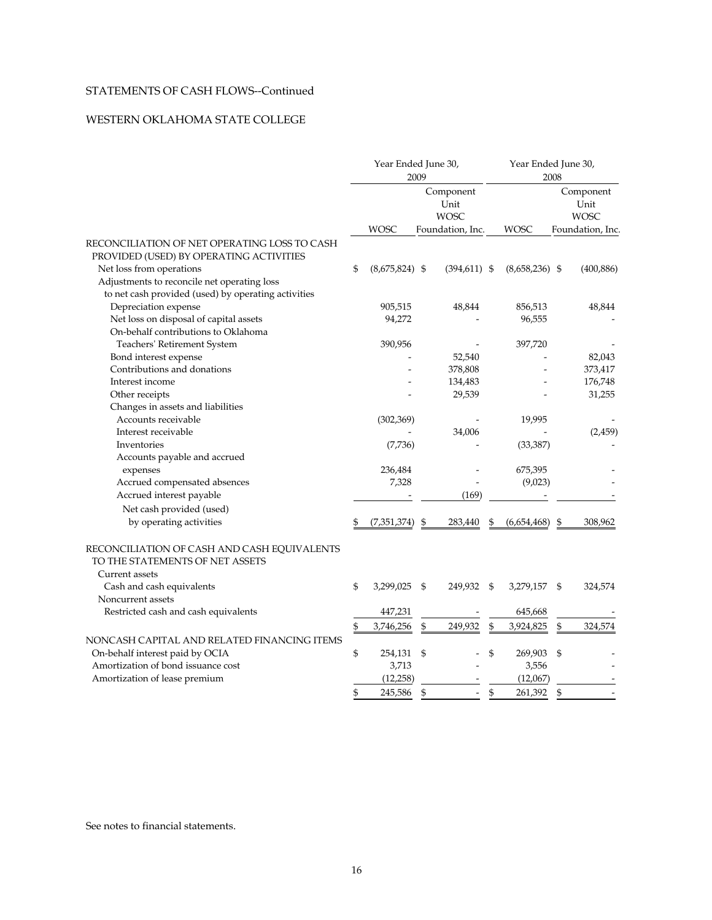STATEMENTS OF CASH FLOWS--Continued

WESTERN OKLAHOMA STATE COLLEGE

| | Year Ended June 30, 2009 | | Year Ended June 30, 2008 | |
|---|---|---|---|---|
| | WOSC | Component Unit WOSC Foundation, Inc. | WOSC | Component Unit WOSC Foundation, Inc. |
| RECONCILIATION OF NET OPERATING LOSS TO CASH PROVIDED (USED) BY OPERATING ACTIVITIES | | | | |
| Net loss from operations | $ (8,675,824) | $ (394,611) | $ (8,658,236) | $ (400,886) |
| Adjustments to reconcile net operating loss to net cash provided (used) by operating activities | | | | |
| Depreciation expense | 905,515 | 48,844 | 856,513 | 48,844 |
| Net loss on disposal of capital assets | 94,272 | - | 96,555 | - |
| On-behalf contributions to Oklahoma Teachers' Retirement System | 390,956 | - | 397,720 | - |
| Bond interest expense | - | 52,540 | - | 82,043 |
| Contributions and donations | - | 378,808 | - | 373,417 |
| Interest income | - | 134,483 | - | 176,748 |
| Other receipts | - | 29,539 | - | 31,255 |
| Changes in assets and liabilities | | | | |
| Accounts receivable | (302,369) | - | 19,995 | - |
| Interest receivable | - | 34,006 | - | (2,459) |
| Inventories | (7,736) | - | (33,387) | - |
| Accounts payable and accrued expenses | 236,484 | - | 675,395 | - |
| Accrued compensated absences | 7,328 | - | (9,023) | - |
| Accrued interest payable | - | (169) | - | - |
| Net cash provided (used) by operating activities | $ (7,351,374) | $ 283,440 | $ (6,654,468) | $ 308,962 |
| RECONCILIATION OF CASH AND CASH EQUIVALENTS TO THE STATEMENTS OF NET ASSETS | | | | |
| Current assets | | | | |
| Cash and cash equivalents | $ 3,299,025 | $ 249,932 | $ 3,279,157 | $ 324,574 |
| Noncurrent assets | | | | |
| Restricted cash and cash equivalents | 447,231 | - | 645,668 | - |
| | $ 3,746,256 | $ 249,932 | $ 3,924,825 | $ 324,574 |
| NONCASH CAPITAL AND RELATED FINANCING ITEMS | | | | |
| On-behalf interest paid by OCIA | $ 254,131 | $ - | $ 269,903 | $ - |
| Amortization of bond issuance cost | 3,713 | - | 3,556 | - |
| Amortization of lease premium | (12,258) | - | (12,067) | - |
| | $ 245,586 | $ - | $ 261,392 | $ - |

See notes to financial statements.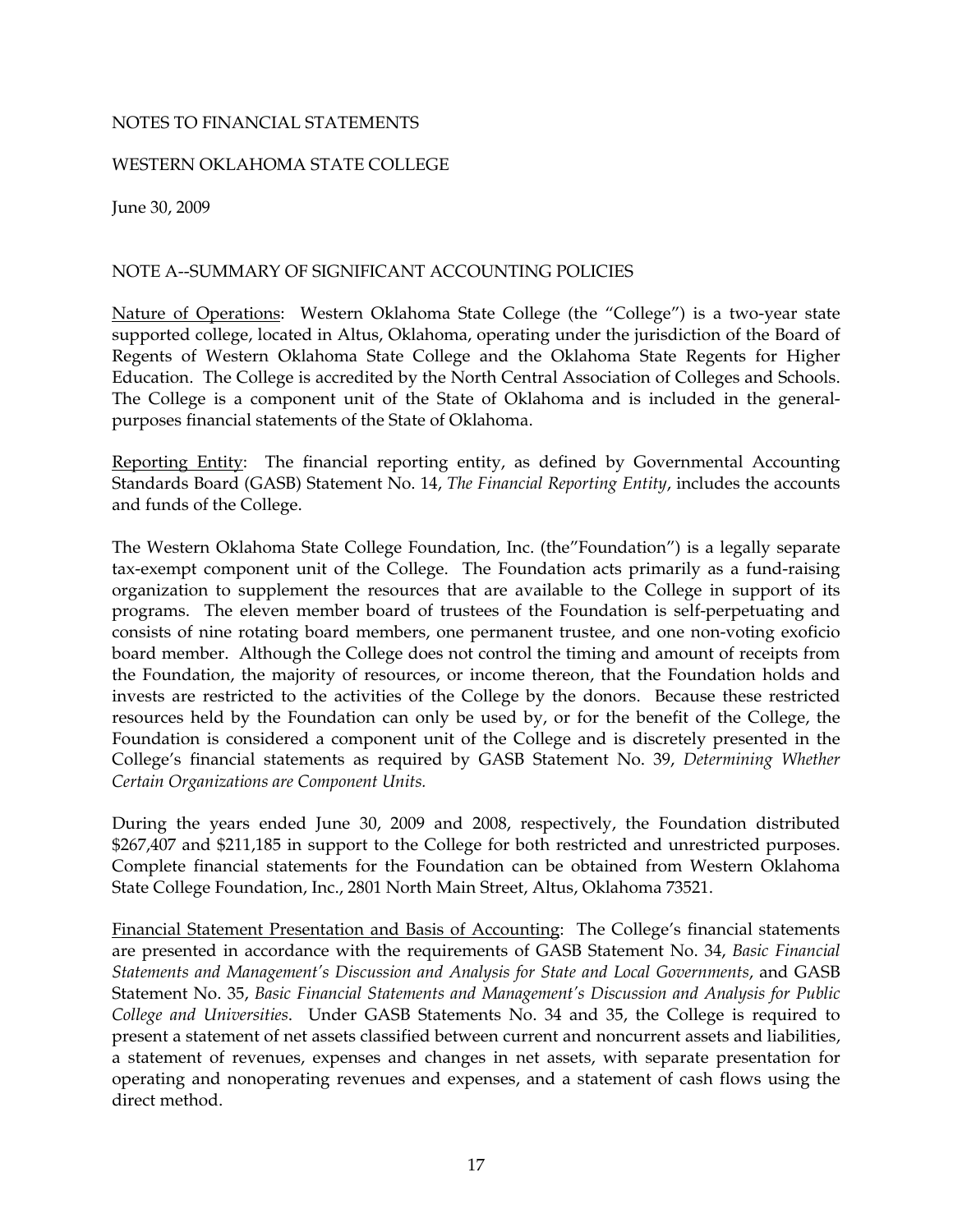NOTES TO FINANCIAL STATEMENTS

WESTERN OKLAHOMA STATE COLLEGE

June 30, 2009

NOTE A--SUMMARY OF SIGNIFICANT ACCOUNTING POLICIES

Nature of Operations: Western Oklahoma State College (the "College") is a two-year state supported college, located in Altus, Oklahoma, operating under the jurisdiction of the Board of Regents of Western Oklahoma State College and the Oklahoma State Regents for Higher Education. The College is accredited by the North Central Association of Colleges and Schools. The College is a component unit of the State of Oklahoma and is included in the general-purposes financial statements of the State of Oklahoma.

Reporting Entity: The financial reporting entity, as defined by Governmental Accounting Standards Board (GASB) Statement No. 14, *The Financial Reporting Entity*, includes the accounts and funds of the College.

The Western Oklahoma State College Foundation, Inc. (the"Foundation") is a legally separate tax-exempt component unit of the College. The Foundation acts primarily as a fund-raising organization to supplement the resources that are available to the College in support of its programs. The eleven member board of trustees of the Foundation is self-perpetuating and consists of nine rotating board members, one permanent trustee, and one non-voting exoficio board member. Although the College does not control the timing and amount of receipts from the Foundation, the majority of resources, or income thereon, that the Foundation holds and invests are restricted to the activities of the College by the donors. Because these restricted resources held by the Foundation can only be used by, or for the benefit of the College, the Foundation is considered a component unit of the College and is discretely presented in the College's financial statements as required by GASB Statement No. 39, *Determining Whether Certain Organizations are Component Units.*

During the years ended June 30, 2009 and 2008, respectively, the Foundation distributed $267,407 and $211,185 in support to the College for both restricted and unrestricted purposes. Complete financial statements for the Foundation can be obtained from Western Oklahoma State College Foundation, Inc., 2801 North Main Street, Altus, Oklahoma 73521.

Financial Statement Presentation and Basis of Accounting: The College's financial statements are presented in accordance with the requirements of GASB Statement No. 34, *Basic Financial Statements and Management's Discussion and Analysis for State and Local Governments*, and GASB Statement No. 35, *Basic Financial Statements and Management's Discussion and Analysis for Public College and Universities*. Under GASB Statements No. 34 and 35, the College is required to present a statement of net assets classified between current and noncurrent assets and liabilities, a statement of revenues, expenses and changes in net assets, with separate presentation for operating and nonoperating revenues and expenses, and a statement of cash flows using the direct method.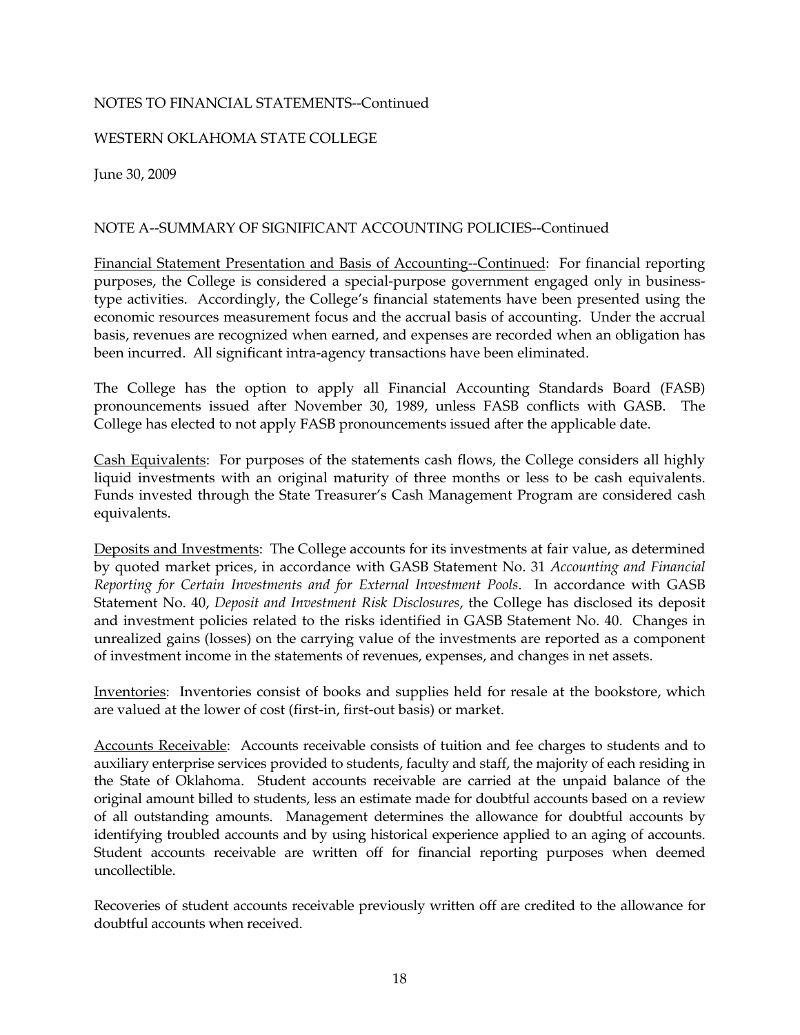NOTES TO FINANCIAL STATEMENTS--Continued

WESTERN OKLAHOMA STATE COLLEGE

June 30, 2009

NOTE A--SUMMARY OF SIGNIFICANT ACCOUNTING POLICIES--Continued

Financial Statement Presentation and Basis of Accounting--Continued: For financial reporting purposes, the College is considered a special-purpose government engaged only in business-type activities. Accordingly, the College's financial statements have been presented using the economic resources measurement focus and the accrual basis of accounting. Under the accrual basis, revenues are recognized when earned, and expenses are recorded when an obligation has been incurred. All significant intra-agency transactions have been eliminated.

The College has the option to apply all Financial Accounting Standards Board (FASB) pronouncements issued after November 30, 1989, unless FASB conflicts with GASB. The College has elected to not apply FASB pronouncements issued after the applicable date.

Cash Equivalents: For purposes of the statements cash flows, the College considers all highly liquid investments with an original maturity of three months or less to be cash equivalents. Funds invested through the State Treasurer's Cash Management Program are considered cash equivalents.

Deposits and Investments: The College accounts for its investments at fair value, as determined by quoted market prices, in accordance with GASB Statement No. 31 *Accounting and Financial Reporting for Certain Investments and for External Investment Pools*. In accordance with GASB Statement No. 40, *Deposit and Investment Risk Disclosures*, the College has disclosed its deposit and investment policies related to the risks identified in GASB Statement No. 40. Changes in unrealized gains (losses) on the carrying value of the investments are reported as a component of investment income in the statements of revenues, expenses, and changes in net assets.

Inventories: Inventories consist of books and supplies held for resale at the bookstore, which are valued at the lower of cost (first-in, first-out basis) or market.

Accounts Receivable: Accounts receivable consists of tuition and fee charges to students and to auxiliary enterprise services provided to students, faculty and staff, the majority of each residing in the State of Oklahoma. Student accounts receivable are carried at the unpaid balance of the original amount billed to students, less an estimate made for doubtful accounts based on a review of all outstanding amounts. Management determines the allowance for doubtful accounts by identifying troubled accounts and by using historical experience applied to an aging of accounts. Student accounts receivable are written off for financial reporting purposes when deemed uncollectible.

Recoveries of student accounts receivable previously written off are credited to the allowance for doubtful accounts when received.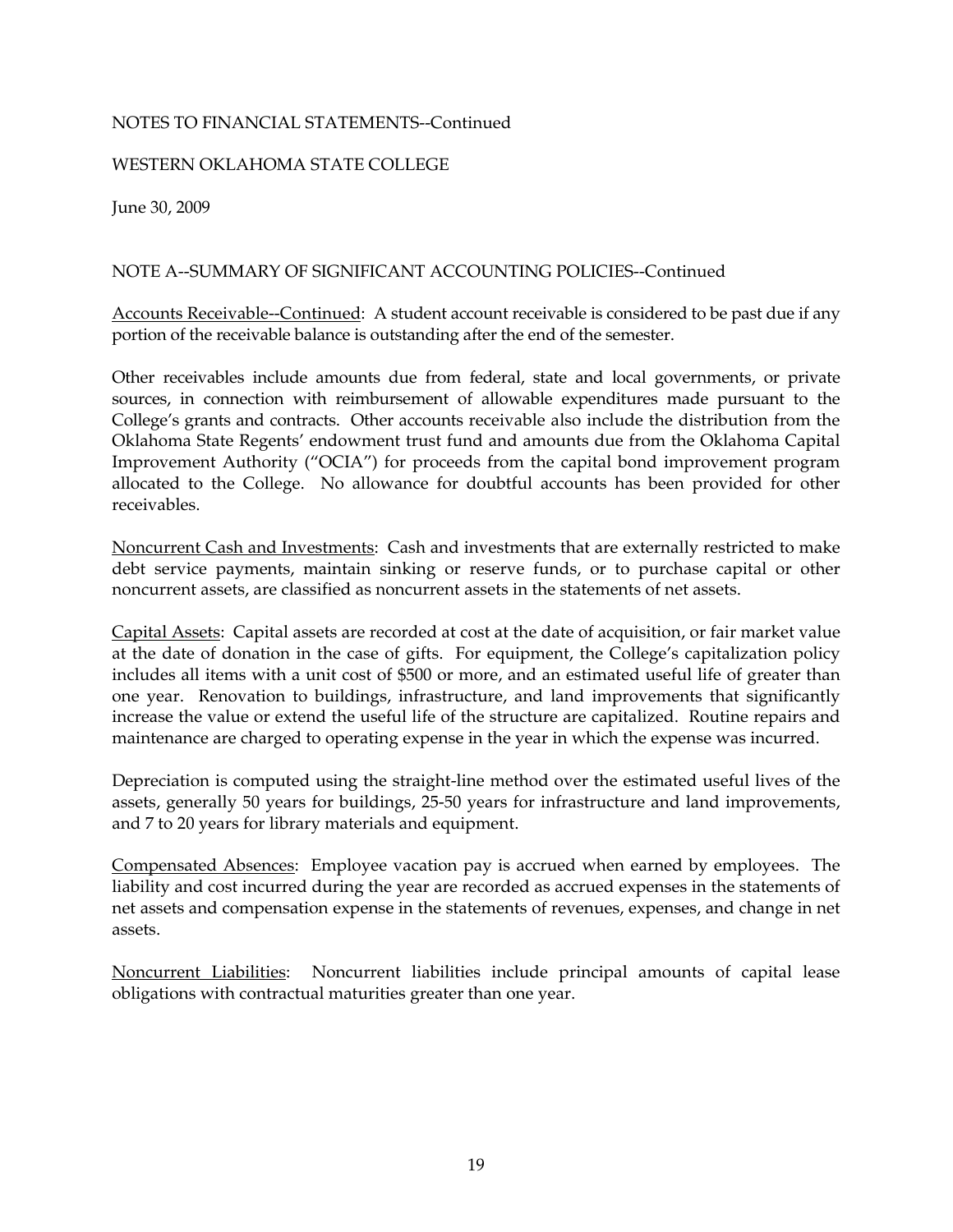NOTES TO FINANCIAL STATEMENTS--Continued

WESTERN OKLAHOMA STATE COLLEGE

June 30, 2009

NOTE A--SUMMARY OF SIGNIFICANT ACCOUNTING POLICIES--Continued

Accounts Receivable--Continued: A student account receivable is considered to be past due if any portion of the receivable balance is outstanding after the end of the semester.

Other receivables include amounts due from federal, state and local governments, or private sources, in connection with reimbursement of allowable expenditures made pursuant to the College's grants and contracts. Other accounts receivable also include the distribution from the Oklahoma State Regents' endowment trust fund and amounts due from the Oklahoma Capital Improvement Authority ("OCIA") for proceeds from the capital bond improvement program allocated to the College. No allowance for doubtful accounts has been provided for other receivables.

Noncurrent Cash and Investments: Cash and investments that are externally restricted to make debt service payments, maintain sinking or reserve funds, or to purchase capital or other noncurrent assets, are classified as noncurrent assets in the statements of net assets.

Capital Assets: Capital assets are recorded at cost at the date of acquisition, or fair market value at the date of donation in the case of gifts. For equipment, the College's capitalization policy includes all items with a unit cost of $500 or more, and an estimated useful life of greater than one year. Renovation to buildings, infrastructure, and land improvements that significantly increase the value or extend the useful life of the structure are capitalized. Routine repairs and maintenance are charged to operating expense in the year in which the expense was incurred.

Depreciation is computed using the straight-line method over the estimated useful lives of the assets, generally 50 years for buildings, 25-50 years for infrastructure and land improvements, and 7 to 20 years for library materials and equipment.

Compensated Absences: Employee vacation pay is accrued when earned by employees. The liability and cost incurred during the year are recorded as accrued expenses in the statements of net assets and compensation expense in the statements of revenues, expenses, and change in net assets.

Noncurrent Liabilities: Noncurrent liabilities include principal amounts of capital lease obligations with contractual maturities greater than one year.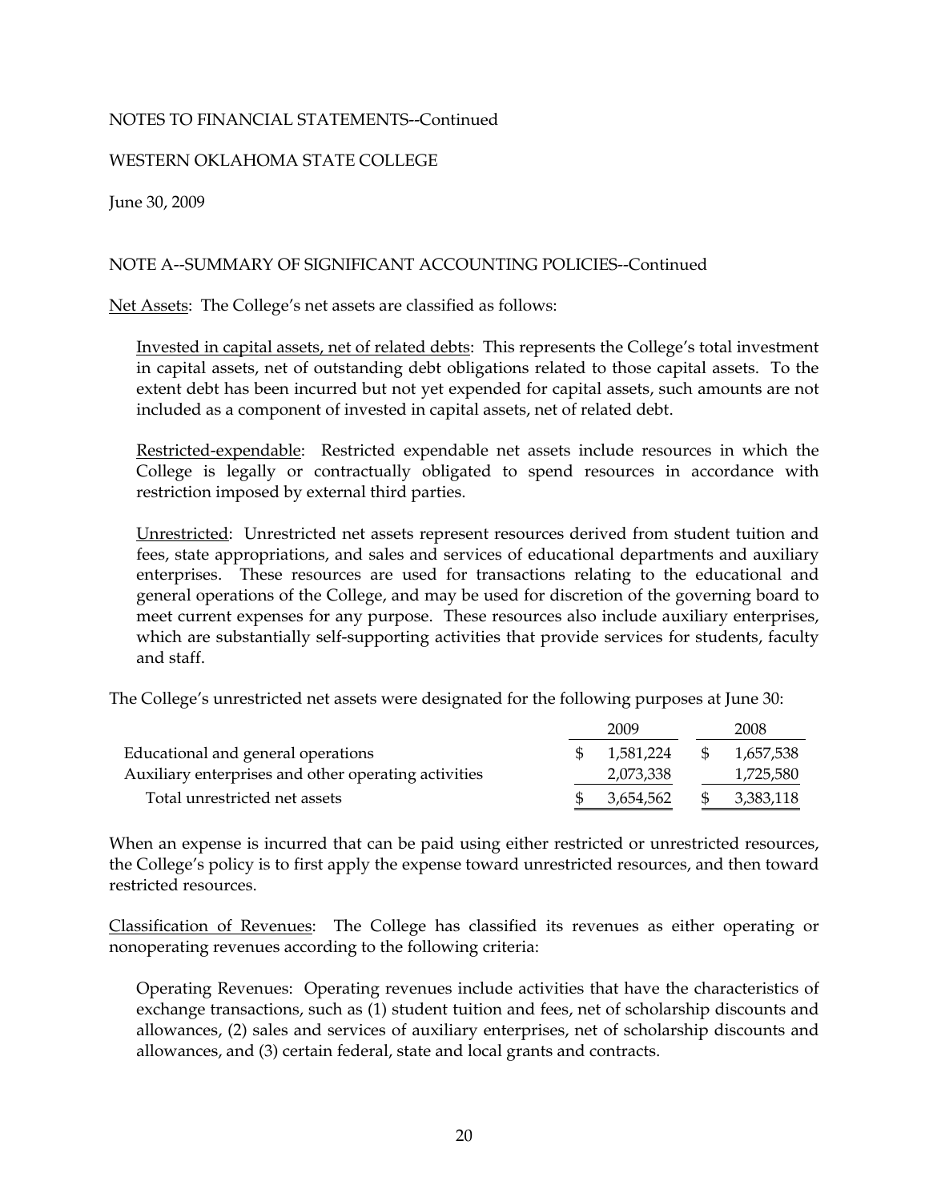NOTES TO FINANCIAL STATEMENTS--Continued

WESTERN OKLAHOMA STATE COLLEGE

June 30, 2009

NOTE A--SUMMARY OF SIGNIFICANT ACCOUNTING POLICIES--Continued

Net Assets: The College's net assets are classified as follows:

Invested in capital assets, net of related debts: This represents the College's total investment in capital assets, net of outstanding debt obligations related to those capital assets. To the extent debt has been incurred but not yet expended for capital assets, such amounts are not included as a component of invested in capital assets, net of related debt.

Restricted-expendable: Restricted expendable net assets include resources in which the College is legally or contractually obligated to spend resources in accordance with restriction imposed by external third parties.

Unrestricted: Unrestricted net assets represent resources derived from student tuition and fees, state appropriations, and sales and services of educational departments and auxiliary enterprises. These resources are used for transactions relating to the educational and general operations of the College, and may be used for discretion of the governing board to meet current expenses for any purpose. These resources also include auxiliary enterprises, which are substantially self-supporting activities that provide services for students, faculty and staff.

The College's unrestricted net assets were designated for the following purposes at June 30:

| | 2009 | 2008 |
|---|---|---|
| Educational and general operations | $ 1,581,224 | $ 1,657,538 |
| Auxiliary enterprises and other operating activities | 2,073,338 | 1,725,580 |
| Total unrestricted net assets | $ 3,654,562 | $ 3,383,118 |

When an expense is incurred that can be paid using either restricted or unrestricted resources, the College's policy is to first apply the expense toward unrestricted resources, and then toward restricted resources.

Classification of Revenues: The College has classified its revenues as either operating or nonoperating revenues according to the following criteria:

Operating Revenues: Operating revenues include activities that have the characteristics of exchange transactions, such as (1) student tuition and fees, net of scholarship discounts and allowances, (2) sales and services of auxiliary enterprises, net of scholarship discounts and allowances, and (3) certain federal, state and local grants and contracts.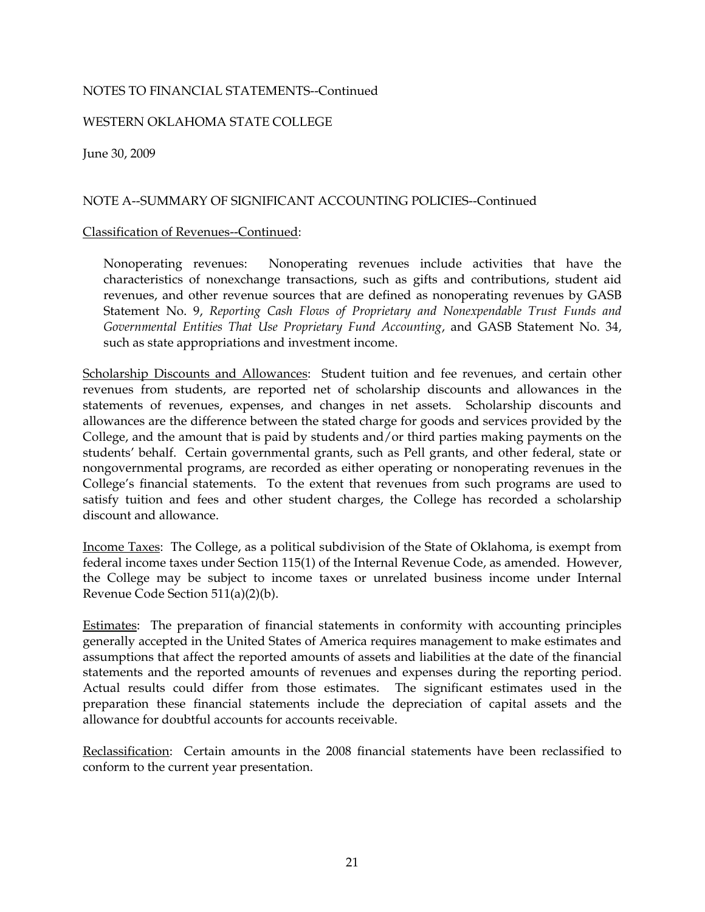NOTES TO FINANCIAL STATEMENTS--Continued

WESTERN OKLAHOMA STATE COLLEGE

June 30, 2009

NOTE A--SUMMARY OF SIGNIFICANT ACCOUNTING POLICIES--Continued

Classification of Revenues--Continued:

> Nonoperating revenues: Nonoperating revenues include activities that have the characteristics of nonexchange transactions, such as gifts and contributions, student aid revenues, and other revenue sources that are defined as nonoperating revenues by GASB Statement No. 9, *Reporting Cash Flows of Proprietary and Nonexpendable Trust Funds and Governmental Entities That Use Proprietary Fund Accounting*, and GASB Statement No. 34, such as state appropriations and investment income.

Scholarship Discounts and Allowances: Student tuition and fee revenues, and certain other revenues from students, are reported net of scholarship discounts and allowances in the statements of revenues, expenses, and changes in net assets. Scholarship discounts and allowances are the difference between the stated charge for goods and services provided by the College, and the amount that is paid by students and/or third parties making payments on the students' behalf. Certain governmental grants, such as Pell grants, and other federal, state or nongovernmental programs, are recorded as either operating or nonoperating revenues in the College's financial statements. To the extent that revenues from such programs are used to satisfy tuition and fees and other student charges, the College has recorded a scholarship discount and allowance.

Income Taxes: The College, as a political subdivision of the State of Oklahoma, is exempt from federal income taxes under Section 115(1) of the Internal Revenue Code, as amended. However, the College may be subject to income taxes or unrelated business income under Internal Revenue Code Section 511(a)(2)(b).

Estimates: The preparation of financial statements in conformity with accounting principles generally accepted in the United States of America requires management to make estimates and assumptions that affect the reported amounts of assets and liabilities at the date of the financial statements and the reported amounts of revenues and expenses during the reporting period. Actual results could differ from those estimates. The significant estimates used in the preparation these financial statements include the depreciation of capital assets and the allowance for doubtful accounts for accounts receivable.

Reclassification: Certain amounts in the 2008 financial statements have been reclassified to conform to the current year presentation.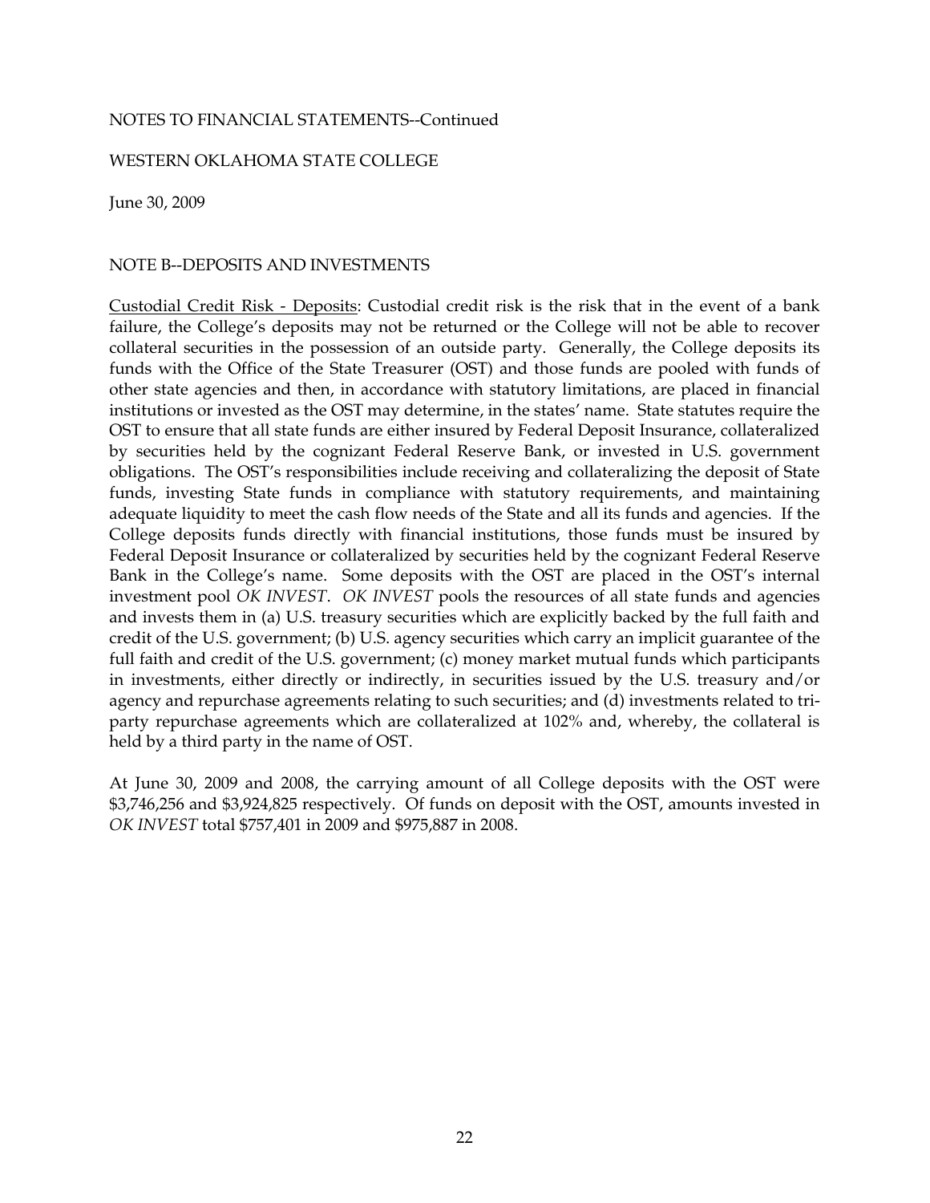NOTES TO FINANCIAL STATEMENTS--Continued

WESTERN OKLAHOMA STATE COLLEGE

June 30, 2009

NOTE B--DEPOSITS AND INVESTMENTS

Custodial Credit Risk - Deposits: Custodial credit risk is the risk that in the event of a bank failure, the College's deposits may not be returned or the College will not be able to recover collateral securities in the possession of an outside party. Generally, the College deposits its funds with the Office of the State Treasurer (OST) and those funds are pooled with funds of other state agencies and then, in accordance with statutory limitations, are placed in financial institutions or invested as the OST may determine, in the states' name. State statutes require the OST to ensure that all state funds are either insured by Federal Deposit Insurance, collateralized by securities held by the cognizant Federal Reserve Bank, or invested in U.S. government obligations. The OST's responsibilities include receiving and collateralizing the deposit of State funds, investing State funds in compliance with statutory requirements, and maintaining adequate liquidity to meet the cash flow needs of the State and all its funds and agencies. If the College deposits funds directly with financial institutions, those funds must be insured by Federal Deposit Insurance or collateralized by securities held by the cognizant Federal Reserve Bank in the College's name. Some deposits with the OST are placed in the OST's internal investment pool *OK INVEST*. *OK INVEST* pools the resources of all state funds and agencies and invests them in (a) U.S. treasury securities which are explicitly backed by the full faith and credit of the U.S. government; (b) U.S. agency securities which carry an implicit guarantee of the full faith and credit of the U.S. government; (c) money market mutual funds which participants in investments, either directly or indirectly, in securities issued by the U.S. treasury and/or agency and repurchase agreements relating to such securities; and (d) investments related to tri-party repurchase agreements which are collateralized at 102% and, whereby, the collateral is held by a third party in the name of OST.

At June 30, 2009 and 2008, the carrying amount of all College deposits with the OST were $3,746,256 and $3,924,825 respectively. Of funds on deposit with the OST, amounts invested in *OK INVEST* total $757,401 in 2009 and $975,887 in 2008.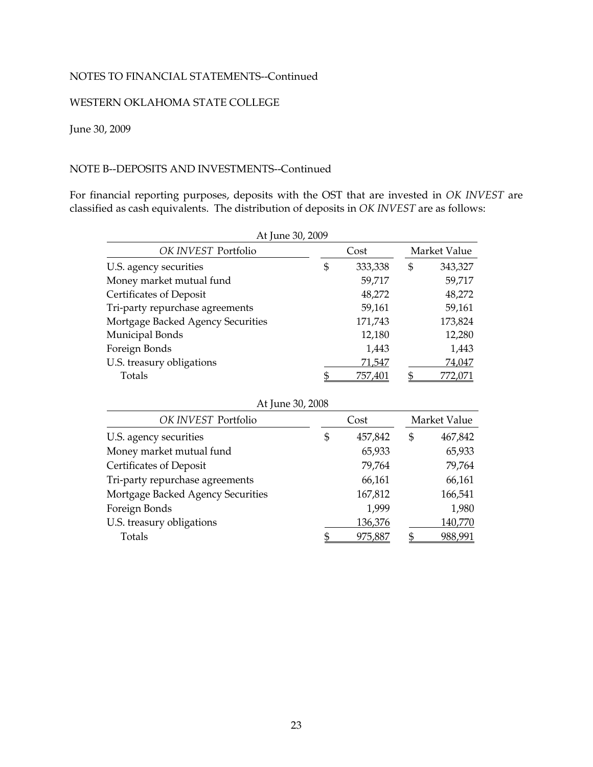NOTES TO FINANCIAL STATEMENTS--Continued

WESTERN OKLAHOMA STATE COLLEGE

June 30, 2009

NOTE B--DEPOSITS AND INVESTMENTS--Continued

For financial reporting purposes, deposits with the OST that are invested in *OK INVEST* are classified as cash equivalents. The distribution of deposits in *OK INVEST* are as follows:

At June 30, 2009

| *OK INVEST* Portfolio | Cost | Market Value |
|---|---|---|
| U.S. agency securities | $ 333,338 | $ 343,327 |
| Money market mutual fund | 59,717 | 59,717 |
| Certificates of Deposit | 48,272 | 48,272 |
| Tri-party repurchase agreements | 59,161 | 59,161 |
| Mortgage Backed Agency Securities | 171,743 | 173,824 |
| Municipal Bonds | 12,180 | 12,280 |
| Foreign Bonds | 1,443 | 1,443 |
| U.S. treasury obligations | 71,547 | 74,047 |
| Totals | $ 757,401 | $ 772,071 |

At June 30, 2008

| *OK INVEST* Portfolio | Cost | Market Value |
|---|---|---|
| U.S. agency securities | $ 457,842 | $ 467,842 |
| Money market mutual fund | 65,933 | 65,933 |
| Certificates of Deposit | 79,764 | 79,764 |
| Tri-party repurchase agreements | 66,161 | 66,161 |
| Mortgage Backed Agency Securities | 167,812 | 166,541 |
| Foreign Bonds | 1,999 | 1,980 |
| U.S. treasury obligations | 136,376 | 140,770 |
| Totals | $ 975,887 | $ 988,991 |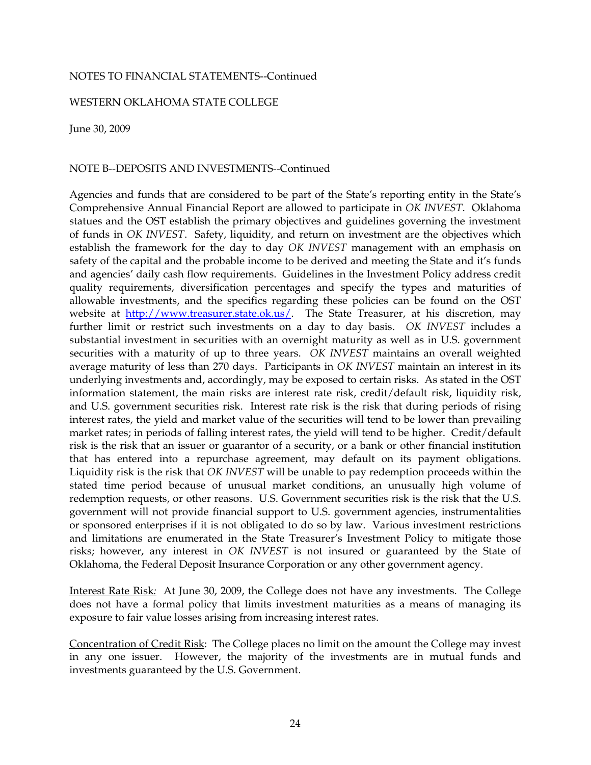NOTES TO FINANCIAL STATEMENTS--Continued

WESTERN OKLAHOMA STATE COLLEGE

June 30, 2009

NOTE B--DEPOSITS AND INVESTMENTS--Continued

Agencies and funds that are considered to be part of the State's reporting entity in the State's Comprehensive Annual Financial Report are allowed to participate in *OK INVEST*. Oklahoma statues and the OST establish the primary objectives and guidelines governing the investment of funds in *OK INVEST*. Safety, liquidity, and return on investment are the objectives which establish the framework for the day to day *OK INVEST* management with an emphasis on safety of the capital and the probable income to be derived and meeting the State and it's funds and agencies' daily cash flow requirements. Guidelines in the Investment Policy address credit quality requirements, diversification percentages and specify the types and maturities of allowable investments, and the specifics regarding these policies can be found on the OST website at [http://www.treasurer.state.ok.us/](http://www.treasurer.state.ok.us/). The State Treasurer, at his discretion, may further limit or restrict such investments on a day to day basis. *OK INVEST* includes a substantial investment in securities with an overnight maturity as well as in U.S. government securities with a maturity of up to three years. *OK INVEST* maintains an overall weighted average maturity of less than 270 days. Participants in *OK INVEST* maintain an interest in its underlying investments and, accordingly, may be exposed to certain risks. As stated in the OST information statement, the main risks are interest rate risk, credit/default risk, liquidity risk, and U.S. government securities risk. Interest rate risk is the risk that during periods of rising interest rates, the yield and market value of the securities will tend to be lower than prevailing market rates; in periods of falling interest rates, the yield will tend to be higher. Credit/default risk is the risk that an issuer or guarantor of a security, or a bank or other financial institution that has entered into a repurchase agreement, may default on its payment obligations. Liquidity risk is the risk that *OK INVEST* will be unable to pay redemption proceeds within the stated time period because of unusual market conditions, an unusually high volume of redemption requests, or other reasons. U.S. Government securities risk is the risk that the U.S. government will not provide financial support to U.S. government agencies, instrumentalities or sponsored enterprises if it is not obligated to do so by law. Various investment restrictions and limitations are enumerated in the State Treasurer's Investment Policy to mitigate those risks; however, any interest in *OK INVEST* is not insured or guaranteed by the State of Oklahoma, the Federal Deposit Insurance Corporation or any other government agency.

<u>Interest Rate Risk</u>*:* At June 30, 2009, the College does not have any investments. The College does not have a formal policy that limits investment maturities as a means of managing its exposure to fair value losses arising from increasing interest rates.

<u>Concentration of Credit Risk</u>: The College places no limit on the amount the College may invest in any one issuer. However, the majority of the investments are in mutual funds and investments guaranteed by the U.S. Government.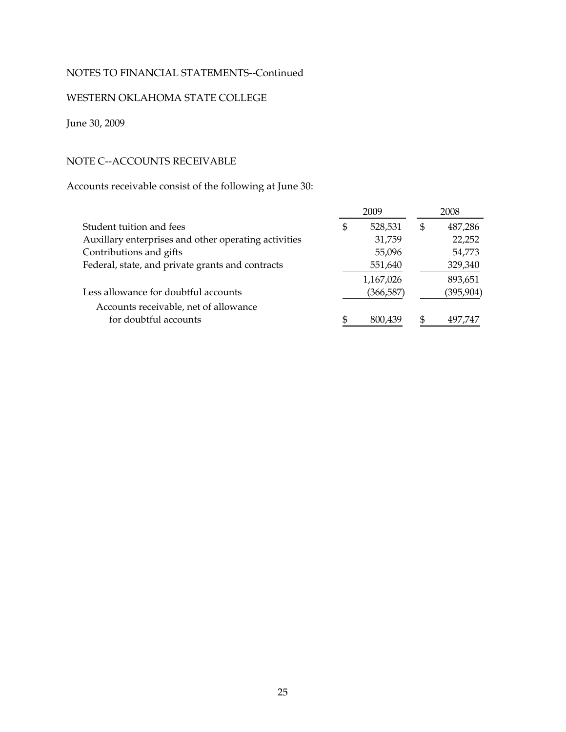NOTES TO FINANCIAL STATEMENTS--Continued

WESTERN OKLAHOMA STATE COLLEGE

June 30, 2009

## NOTE C--ACCOUNTS RECEIVABLE

Accounts receivable consist of the following at June 30:

| | 2009 | 2008 |
|---|---|---|
| Student tuition and fees | $ 528,531 | $ 487,286 |
| Auxillary enterprises and other operating activities | 31,759 | 22,252 |
| Contributions and gifts | 55,096 | 54,773 |
| Federal, state, and private grants and contracts | 551,640 | 329,340 |
| | 1,167,026 | 893,651 |
| Less allowance for doubtful accounts | (366,587) | (395,904) |
| Accounts receivable, net of allowance for doubtful accounts | $ 800,439 | $ 497,747 |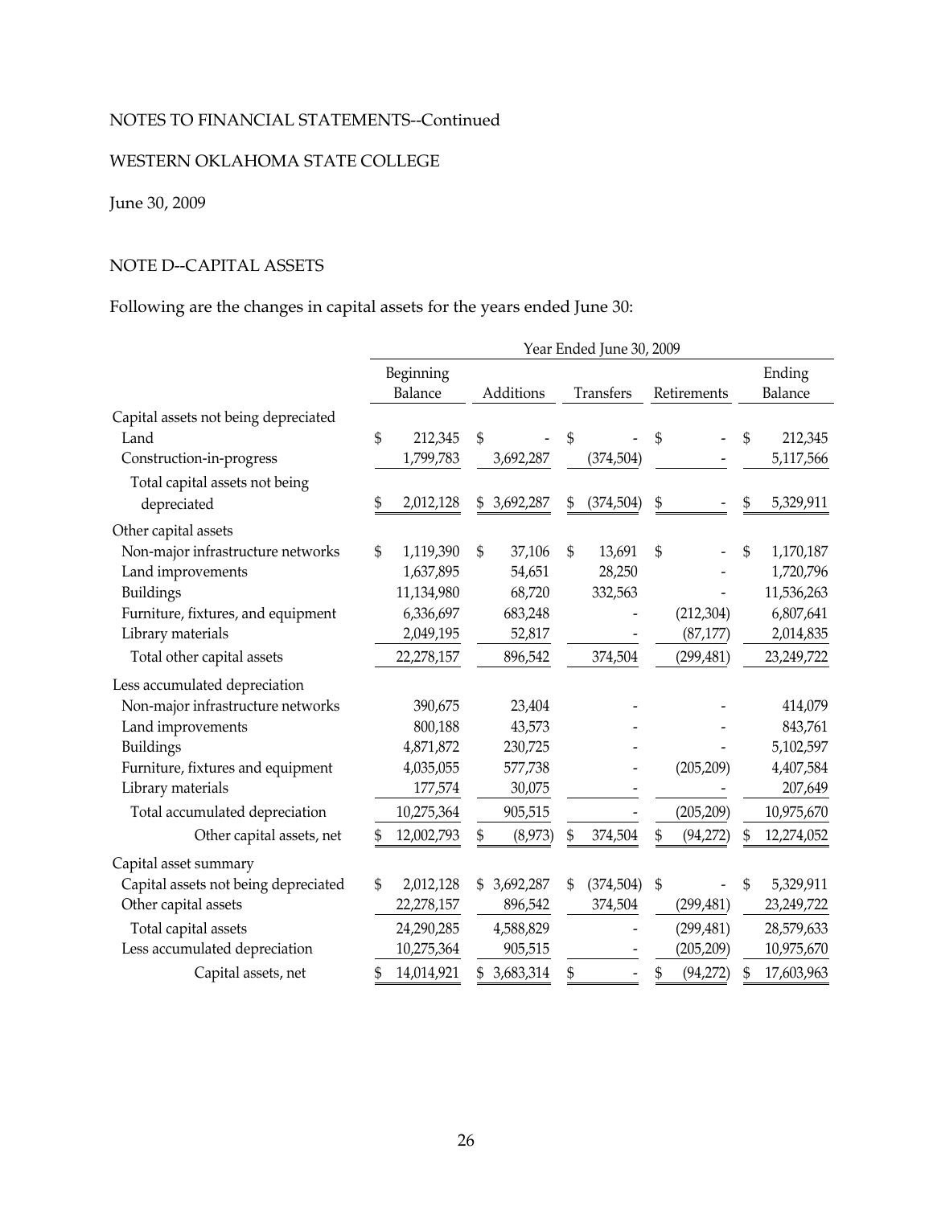NOTES TO FINANCIAL STATEMENTS--Continued

WESTERN OKLAHOMA STATE COLLEGE

June 30, 2009

## NOTE D--CAPITAL ASSETS

Following are the changes in capital assets for the years ended June 30:

| | Year Ended June 30, 2009 | | | | |
|---|---|---|---|---|---|
| | Beginning Balance | Additions | Transfers | Retirements | Ending Balance |
| Capital assets not being depreciated | | | | | |
| Land | $ 212,345 | $ - | $ - | $ - | $ 212,345 |
| Construction-in-progress | 1,799,783 | 3,692,287 | (374,504) | - | 5,117,566 |
| Total capital assets not being depreciated | $ 2,012,128 | $ 3,692,287 | $ (374,504) | $ - | $ 5,329,911 |
| Other capital assets | | | | | |
| Non-major infrastructure networks | $ 1,119,390 | $ 37,106 | $ 13,691 | $ - | $ 1,170,187 |
| Land improvements | 1,637,895 | 54,651 | 28,250 | - | 1,720,796 |
| Buildings | 11,134,980 | 68,720 | 332,563 | - | 11,536,263 |
| Furniture, fixtures, and equipment | 6,336,697 | 683,248 | - | (212,304) | 6,807,641 |
| Library materials | 2,049,195 | 52,817 | - | (87,177) | 2,014,835 |
| Total other capital assets | 22,278,157 | 896,542 | 374,504 | (299,481) | 23,249,722 |
| Less accumulated depreciation | | | | | |
| Non-major infrastructure networks | 390,675 | 23,404 | - | - | 414,079 |
| Land improvements | 800,188 | 43,573 | - | - | 843,761 |
| Buildings | 4,871,872 | 230,725 | - | - | 5,102,597 |
| Furniture, fixtures and equipment | 4,035,055 | 577,738 | - | (205,209) | 4,407,584 |
| Library materials | 177,574 | 30,075 | - | - | 207,649 |
| Total accumulated depreciation | 10,275,364 | 905,515 | - | (205,209) | 10,975,670 |
| Other capital assets, net | $ 12,002,793 | $ (8,973) | $ 374,504 | $ (94,272) | $ 12,274,052 |
| Capital asset summary | | | | | |
| Capital assets not being depreciated | $ 2,012,128 | $ 3,692,287 | $ (374,504) | $ - | $ 5,329,911 |
| Other capital assets | 22,278,157 | 896,542 | 374,504 | (299,481) | 23,249,722 |
| Total capital assets | 24,290,285 | 4,588,829 | - | (299,481) | 28,579,633 |
| Less accumulated depreciation | 10,275,364 | 905,515 | - | (205,209) | 10,975,670 |
| Capital assets, net | $ 14,014,921 | $ 3,683,314 | $ - | $ (94,272) | $ 17,603,963 |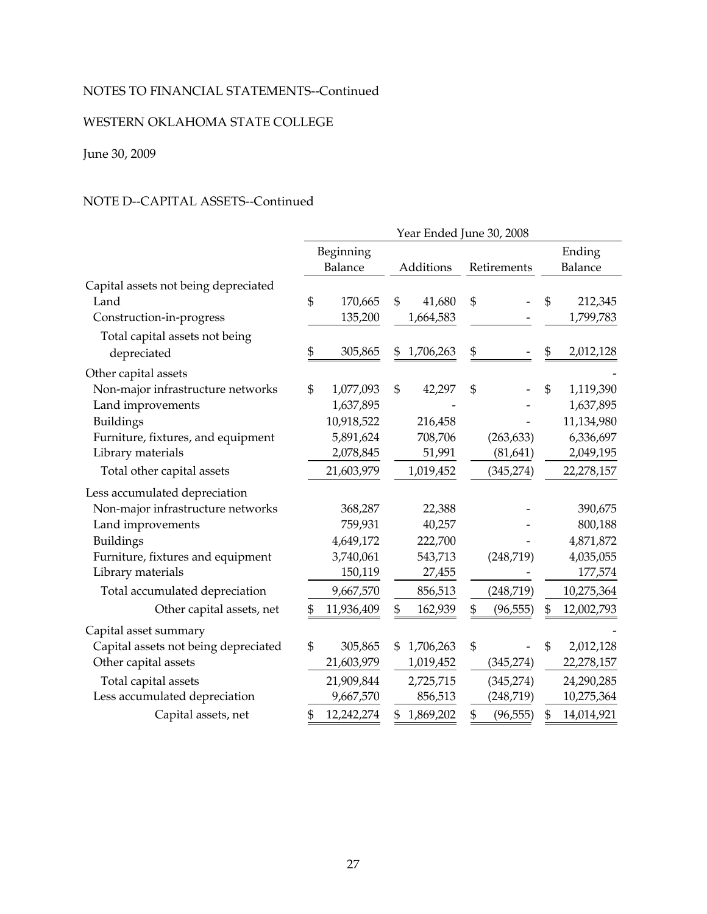NOTES TO FINANCIAL STATEMENTS--Continued

WESTERN OKLAHOMA STATE COLLEGE

June 30, 2009

NOTE D--CAPITAL ASSETS--Continued

| | Year Ended June 30, 2008 | | | |
|---|---|---|---|---|
| | Beginning Balance | Additions | Retirements | Ending Balance |
| **Capital assets not being depreciated** | | | | |
| Land | $ 170,665 | $ 41,680 | $ - | $ 212,345 |
| Construction-in-progress | 135,200 | 1,664,583 | - | 1,799,783 |
| Total capital assets not being depreciated | $ 305,865 | $ 1,706,263 | $ - | $ 2,012,128 |
| **Other capital assets** | | | | - |
| Non-major infrastructure networks | $ 1,077,093 | $ 42,297 | $ - | $ 1,119,390 |
| Land improvements | 1,637,895 | - | - | 1,637,895 |
| Buildings | 10,918,522 | 216,458 | - | 11,134,980 |
| Furniture, fixtures, and equipment | 5,891,624 | 708,706 | (263,633) | 6,336,697 |
| Library materials | 2,078,845 | 51,991 | (81,641) | 2,049,195 |
| Total other capital assets | 21,603,979 | 1,019,452 | (345,274) | 22,278,157 |
| **Less accumulated depreciation** | | | | |
| Non-major infrastructure networks | 368,287 | 22,388 | - | 390,675 |
| Land improvements | 759,931 | 40,257 | - | 800,188 |
| Buildings | 4,649,172 | 222,700 | - | 4,871,872 |
| Furniture, fixtures and equipment | 3,740,061 | 543,713 | (248,719) | 4,035,055 |
| Library materials | 150,119 | 27,455 | - | 177,574 |
| Total accumulated depreciation | 9,667,570 | 856,513 | (248,719) | 10,275,364 |
| Other capital assets, net | $ 11,936,409 | $ 162,939 | $ (96,555) | $ 12,002,793 |
| **Capital asset summary** | | | | - |
| Capital assets not being depreciated | $ 305,865 | $ 1,706,263 | $ - | $ 2,012,128 |
| Other capital assets | 21,603,979 | 1,019,452 | (345,274) | 22,278,157 |
| Total capital assets | 21,909,844 | 2,725,715 | (345,274) | 24,290,285 |
| Less accumulated depreciation | 9,667,570 | 856,513 | (248,719) | 10,275,364 |
| Capital assets, net | $ 12,242,274 | $ 1,869,202 | $ (96,555) | $ 14,014,921 |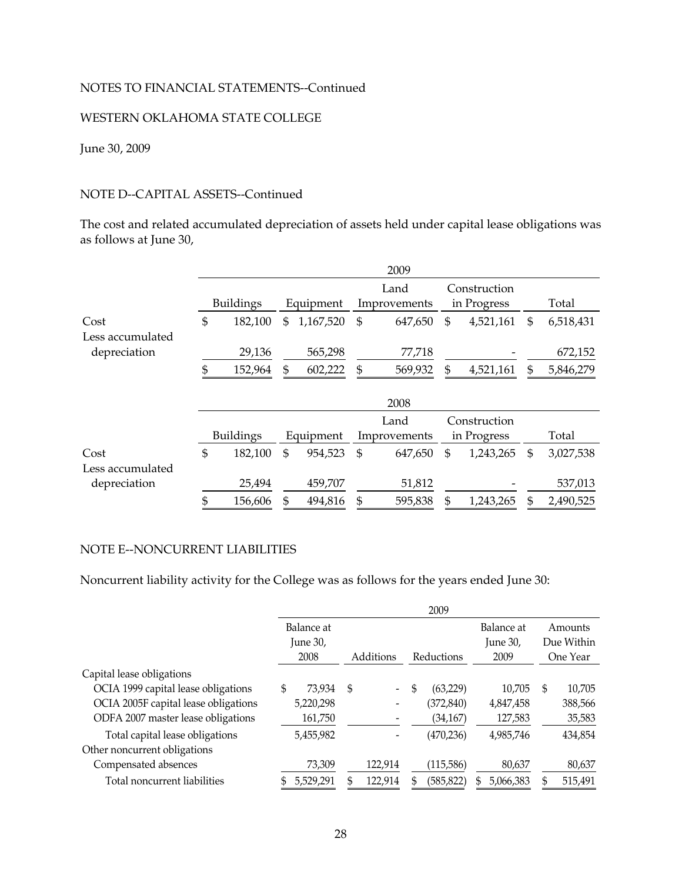NOTES TO FINANCIAL STATEMENTS--Continued

WESTERN OKLAHOMA STATE COLLEGE

June 30, 2009

NOTE D--CAPITAL ASSETS--Continued

The cost and related accumulated depreciation of assets held under capital lease obligations was as follows at June 30,

| | 2009 | | | | |
|---|---|---|---|---|---|
| | Buildings | Equipment | Land Improvements | Construction in Progress | Total |
| Cost | $ 182,100 | $ 1,167,520 | $ 647,650 | $ 4,521,161 | $ 6,518,431 |
| Less accumulated depreciation | 29,136 | 565,298 | 77,718 | - | 672,152 |
| | $ 152,964 | $ 602,222 | $ 569,932 | $ 4,521,161 | $ 5,846,279 |

| | 2008 | | | | |
|---|---|---|---|---|---|
| | Buildings | Equipment | Land Improvements | Construction in Progress | Total |
| Cost | $ 182,100 | $ 954,523 | $ 647,650 | $ 1,243,265 | $ 3,027,538 |
| Less accumulated depreciation | 25,494 | 459,707 | 51,812 | - | 537,013 |
| | $ 156,606 | $ 494,816 | $ 595,838 | $ 1,243,265 | $ 2,490,525 |

NOTE E--NONCURRENT LIABILITIES

Noncurrent liability activity for the College was as follows for the years ended June 30:

| | 2009 | | | | |
|---|---|---|---|---|---|
| | Balance at June 30, 2008 | Additions | Reductions | Balance at June 30, 2009 | Amounts Due Within One Year |
| Capital lease obligations | | | | | |
| OCIA 1999 capital lease obligations | $ 73,934 | $ - | $ (63,229) | 10,705 | $ 10,705 |
| OCIA 2005F capital lease obligations | 5,220,298 | - | (372,840) | 4,847,458 | 388,566 |
| ODFA 2007 master lease obligations | 161,750 | - | (34,167) | 127,583 | 35,583 |
| Total capital lease obligations | 5,455,982 | - | (470,236) | 4,985,746 | 434,854 |
| Other noncurrent obligations | | | | | |
| Compensated absences | 73,309 | 122,914 | (115,586) | 80,637 | 80,637 |
| Total noncurrent liabilities | $ 5,529,291 | $ 122,914 | $ (585,822) | $ 5,066,383 | $ 515,491 |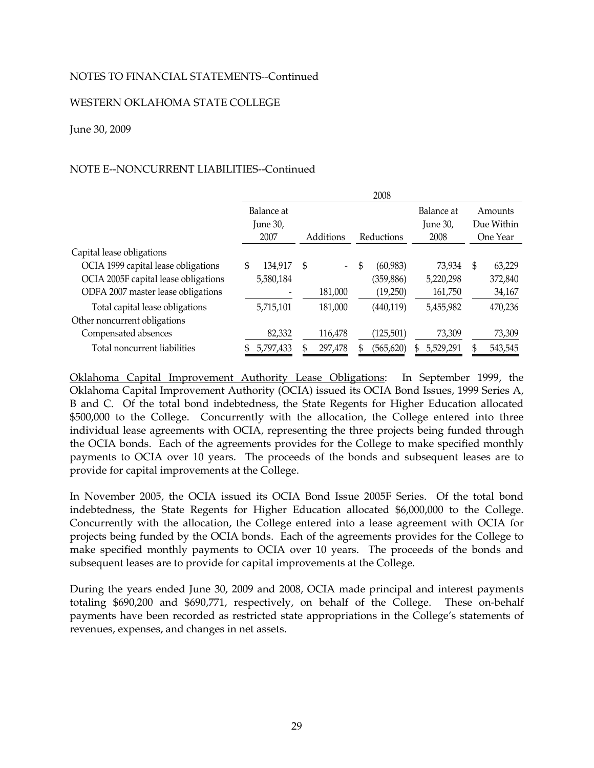NOTES TO FINANCIAL STATEMENTS--Continued

WESTERN OKLAHOMA STATE COLLEGE

June 30, 2009

NOTE E--NONCURRENT LIABILITIES--Continued

| | 2008 | | | | |
|---|---|---|---|---|---|
| | Balance at June 30, 2007 | Additions | Reductions | Balance at June 30, 2008 | Amounts Due Within One Year |
| Capital lease obligations | | | | | |
| OCIA 1999 capital lease obligations | $ 134,917 | $ - | $ (60,983) | 73,934 | $ 63,229 |
| OCIA 2005F capital lease obligations | 5,580,184 | | (359,886) | 5,220,298 | 372,840 |
| ODFA 2007 master lease obligations | - | 181,000 | (19,250) | 161,750 | 34,167 |
| Total capital lease obligations | 5,715,101 | 181,000 | (440,119) | 5,455,982 | 470,236 |
| Other noncurrent obligations | | | | | |
| Compensated absences | 82,332 | 116,478 | (125,501) | 73,309 | 73,309 |
| Total noncurrent liabilities | $ 5,797,433 | $ 297,478 | $ (565,620) | $ 5,529,291 | $ 543,545 |

Oklahoma Capital Improvement Authority Lease Obligations: In September 1999, the Oklahoma Capital Improvement Authority (OCIA) issued its OCIA Bond Issues, 1999 Series A, B and C. Of the total bond indebtedness, the State Regents for Higher Education allocated $500,000 to the College. Concurrently with the allocation, the College entered into three individual lease agreements with OCIA, representing the three projects being funded through the OCIA bonds. Each of the agreements provides for the College to make specified monthly payments to OCIA over 10 years. The proceeds of the bonds and subsequent leases are to provide for capital improvements at the College.

In November 2005, the OCIA issued its OCIA Bond Issue 2005F Series. Of the total bond indebtedness, the State Regents for Higher Education allocated $6,000,000 to the College. Concurrently with the allocation, the College entered into a lease agreement with OCIA for projects being funded by the OCIA bonds. Each of the agreements provides for the College to make specified monthly payments to OCIA over 10 years. The proceeds of the bonds and subsequent leases are to provide for capital improvements at the College.

During the years ended June 30, 2009 and 2008, OCIA made principal and interest payments totaling $690,200 and $690,771, respectively, on behalf of the College. These on-behalf payments have been recorded as restricted state appropriations in the College's statements of revenues, expenses, and changes in net assets.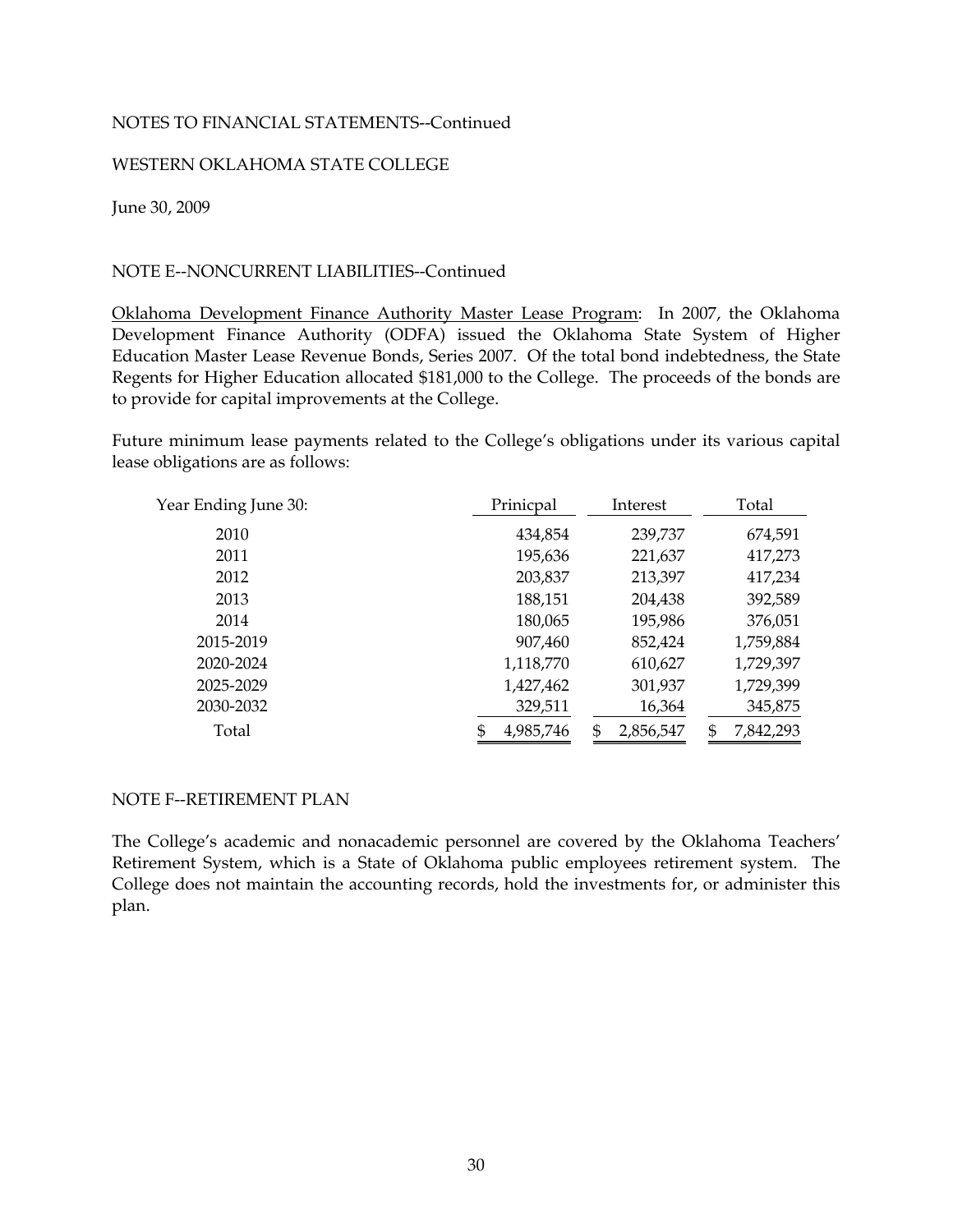NOTES TO FINANCIAL STATEMENTS--Continued

WESTERN OKLAHOMA STATE COLLEGE

June 30, 2009

NOTE E--NONCURRENT LIABILITIES--Continued

Oklahoma Development Finance Authority Master Lease Program: In 2007, the Oklahoma Development Finance Authority (ODFA) issued the Oklahoma State System of Higher Education Master Lease Revenue Bonds, Series 2007. Of the total bond indebtedness, the State Regents for Higher Education allocated $181,000 to the College. The proceeds of the bonds are to provide for capital improvements at the College.

Future minimum lease payments related to the College's obligations under its various capital lease obligations are as follows:

| Year Ending June 30: | Prinicpal | Interest | Total |
|---|---|---|---|
| 2010 | 434,854 | 239,737 | 674,591 |
| 2011 | 195,636 | 221,637 | 417,273 |
| 2012 | 203,837 | 213,397 | 417,234 |
| 2013 | 188,151 | 204,438 | 392,589 |
| 2014 | 180,065 | 195,986 | 376,051 |
| 2015-2019 | 907,460 | 852,424 | 1,759,884 |
| 2020-2024 | 1,118,770 | 610,627 | 1,729,397 |
| 2025-2029 | 1,427,462 | 301,937 | 1,729,399 |
| 2030-2032 | 329,511 | 16,364 | 345,875 |
| Total | $ 4,985,746 | $ 2,856,547 | $ 7,842,293 |

NOTE F--RETIREMENT PLAN

The College's academic and nonacademic personnel are covered by the Oklahoma Teachers' Retirement System, which is a State of Oklahoma public employees retirement system. The College does not maintain the accounting records, hold the investments for, or administer this plan.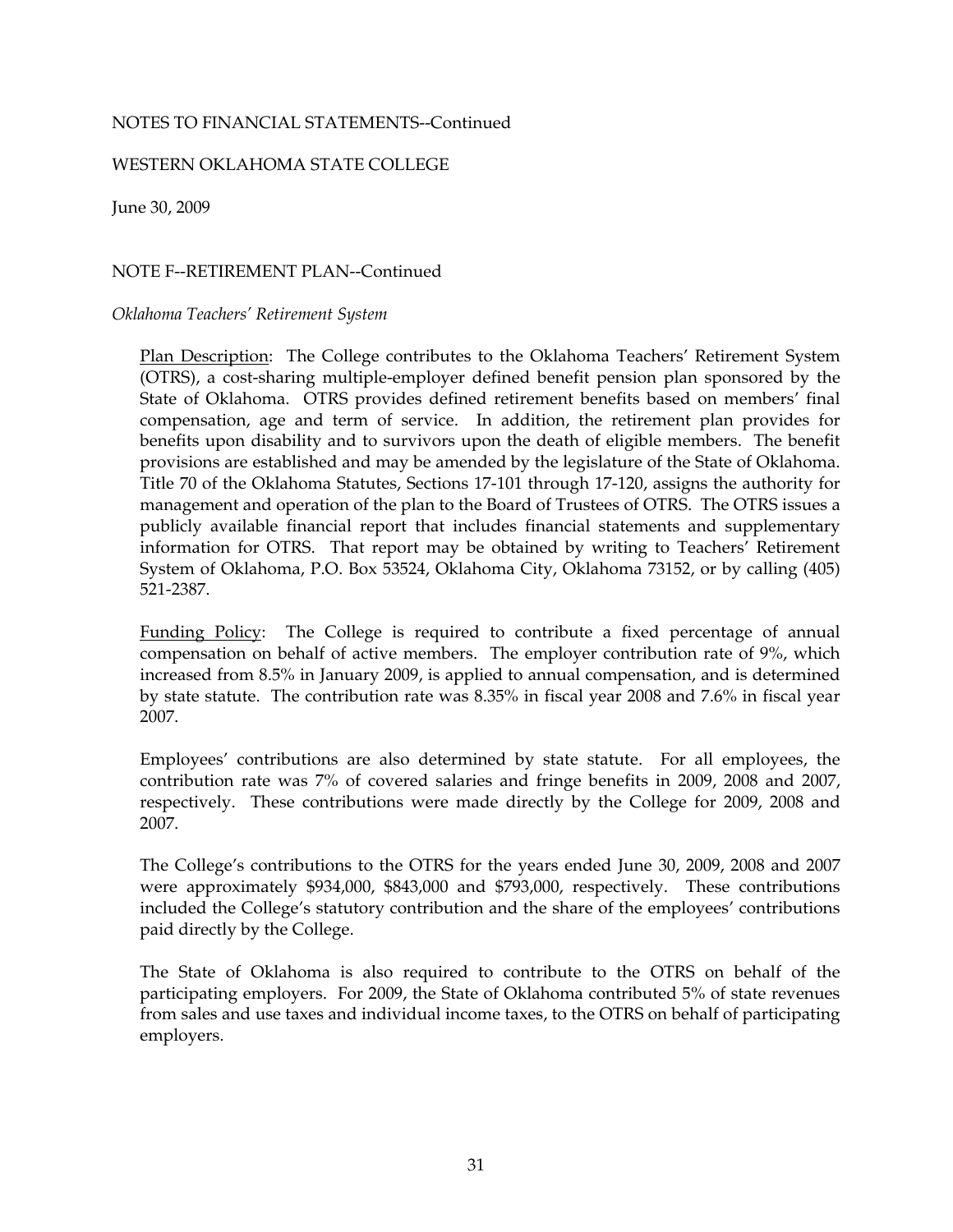NOTES TO FINANCIAL STATEMENTS--Continued

WESTERN OKLAHOMA STATE COLLEGE

June 30, 2009

NOTE F--RETIREMENT PLAN--Continued

*Oklahoma Teachers' Retirement System*

Plan Description: The College contributes to the Oklahoma Teachers' Retirement System (OTRS), a cost-sharing multiple-employer defined benefit pension plan sponsored by the State of Oklahoma. OTRS provides defined retirement benefits based on members' final compensation, age and term of service. In addition, the retirement plan provides for benefits upon disability and to survivors upon the death of eligible members. The benefit provisions are established and may be amended by the legislature of the State of Oklahoma. Title 70 of the Oklahoma Statutes, Sections 17-101 through 17-120, assigns the authority for management and operation of the plan to the Board of Trustees of OTRS. The OTRS issues a publicly available financial report that includes financial statements and supplementary information for OTRS. That report may be obtained by writing to Teachers' Retirement System of Oklahoma, P.O. Box 53524, Oklahoma City, Oklahoma 73152, or by calling (405) 521-2387.

Funding Policy: The College is required to contribute a fixed percentage of annual compensation on behalf of active members. The employer contribution rate of 9%, which increased from 8.5% in January 2009, is applied to annual compensation, and is determined by state statute. The contribution rate was 8.35% in fiscal year 2008 and 7.6% in fiscal year 2007.

Employees' contributions are also determined by state statute. For all employees, the contribution rate was 7% of covered salaries and fringe benefits in 2009, 2008 and 2007, respectively. These contributions were made directly by the College for 2009, 2008 and 2007.

The College's contributions to the OTRS for the years ended June 30, 2009, 2008 and 2007 were approximately $934,000, $843,000 and $793,000, respectively. These contributions included the College's statutory contribution and the share of the employees' contributions paid directly by the College.

The State of Oklahoma is also required to contribute to the OTRS on behalf of the participating employers. For 2009, the State of Oklahoma contributed 5% of state revenues from sales and use taxes and individual income taxes, to the OTRS on behalf of participating employers.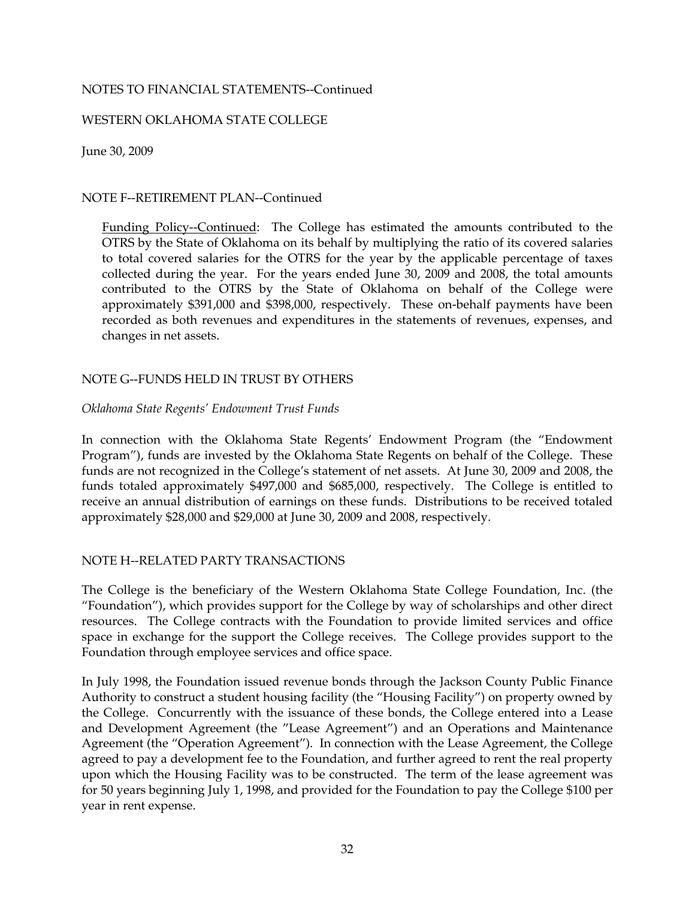NOTES TO FINANCIAL STATEMENTS--Continued

WESTERN OKLAHOMA STATE COLLEGE

June 30, 2009

NOTE F--RETIREMENT PLAN--Continued

Funding Policy--Continued: The College has estimated the amounts contributed to the OTRS by the State of Oklahoma on its behalf by multiplying the ratio of its covered salaries to total covered salaries for the OTRS for the year by the applicable percentage of taxes collected during the year. For the years ended June 30, 2009 and 2008, the total amounts contributed to the OTRS by the State of Oklahoma on behalf of the College were approximately $391,000 and $398,000, respectively. These on-behalf payments have been recorded as both revenues and expenditures in the statements of revenues, expenses, and changes in net assets.

NOTE G--FUNDS HELD IN TRUST BY OTHERS

*Oklahoma State Regents' Endowment Trust Funds*

In connection with the Oklahoma State Regents' Endowment Program (the "Endowment Program"), funds are invested by the Oklahoma State Regents on behalf of the College. These funds are not recognized in the College's statement of net assets. At June 30, 2009 and 2008, the funds totaled approximately $497,000 and $685,000, respectively. The College is entitled to receive an annual distribution of earnings on these funds. Distributions to be received totaled approximately $28,000 and $29,000 at June 30, 2009 and 2008, respectively.

NOTE H--RELATED PARTY TRANSACTIONS

The College is the beneficiary of the Western Oklahoma State College Foundation, Inc. (the "Foundation"), which provides support for the College by way of scholarships and other direct resources. The College contracts with the Foundation to provide limited services and office space in exchange for the support the College receives. The College provides support to the Foundation through employee services and office space.

In July 1998, the Foundation issued revenue bonds through the Jackson County Public Finance Authority to construct a student housing facility (the "Housing Facility") on property owned by the College. Concurrently with the issuance of these bonds, the College entered into a Lease and Development Agreement (the "Lease Agreement") and an Operations and Maintenance Agreement (the "Operation Agreement"). In connection with the Lease Agreement, the College agreed to pay a development fee to the Foundation, and further agreed to rent the real property upon which the Housing Facility was to be constructed. The term of the lease agreement was for 50 years beginning July 1, 1998, and provided for the Foundation to pay the College $100 per year in rent expense.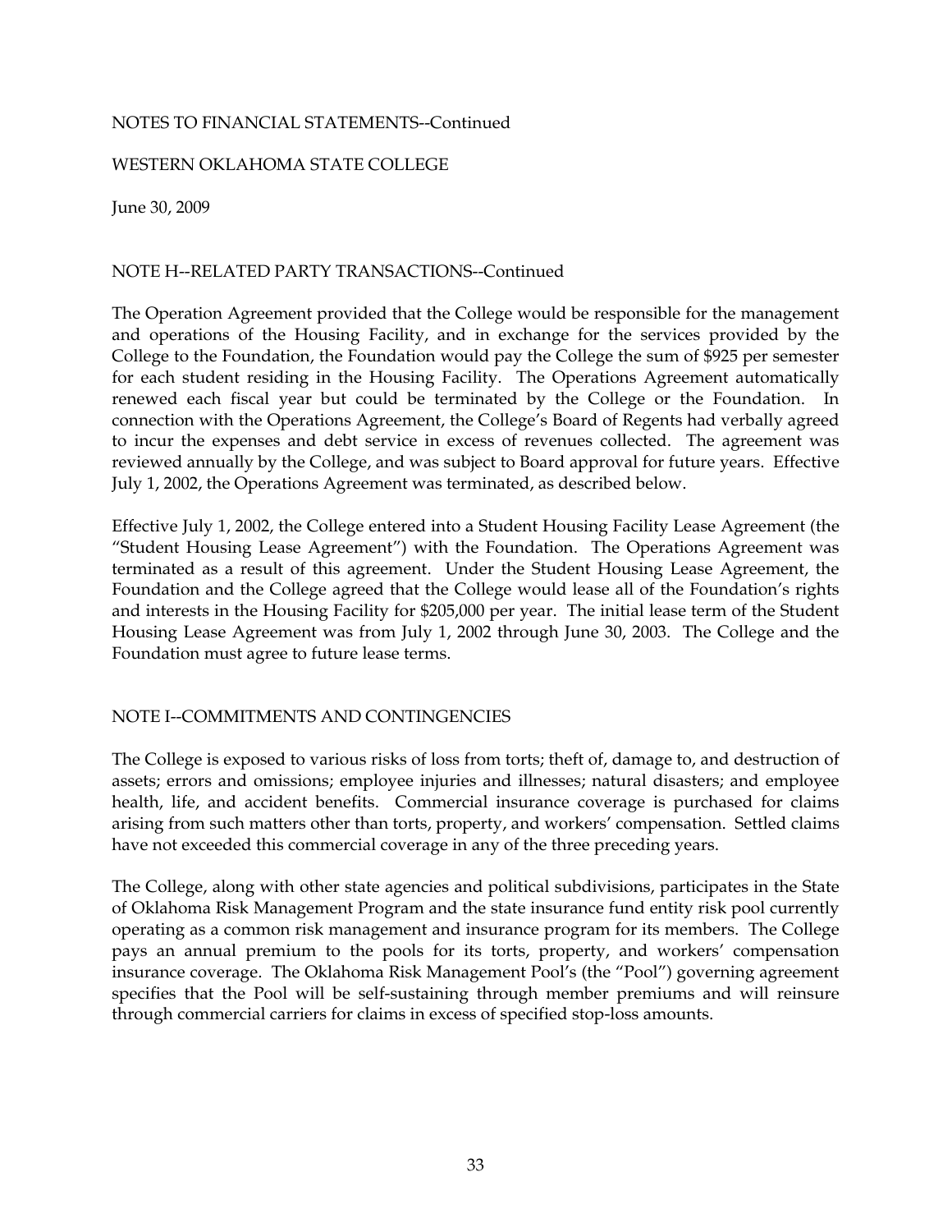NOTES TO FINANCIAL STATEMENTS--Continued

WESTERN OKLAHOMA STATE COLLEGE

June 30, 2009

## NOTE H--RELATED PARTY TRANSACTIONS--Continued

The Operation Agreement provided that the College would be responsible for the management and operations of the Housing Facility, and in exchange for the services provided by the College to the Foundation, the Foundation would pay the College the sum of $925 per semester for each student residing in the Housing Facility. The Operations Agreement automatically renewed each fiscal year but could be terminated by the College or the Foundation. In connection with the Operations Agreement, the College's Board of Regents had verbally agreed to incur the expenses and debt service in excess of revenues collected. The agreement was reviewed annually by the College, and was subject to Board approval for future years. Effective July 1, 2002, the Operations Agreement was terminated, as described below.

Effective July 1, 2002, the College entered into a Student Housing Facility Lease Agreement (the "Student Housing Lease Agreement") with the Foundation. The Operations Agreement was terminated as a result of this agreement. Under the Student Housing Lease Agreement, the Foundation and the College agreed that the College would lease all of the Foundation's rights and interests in the Housing Facility for $205,000 per year. The initial lease term of the Student Housing Lease Agreement was from July 1, 2002 through June 30, 2003. The College and the Foundation must agree to future lease terms.

## NOTE I--COMMITMENTS AND CONTINGENCIES

The College is exposed to various risks of loss from torts; theft of, damage to, and destruction of assets; errors and omissions; employee injuries and illnesses; natural disasters; and employee health, life, and accident benefits. Commercial insurance coverage is purchased for claims arising from such matters other than torts, property, and workers' compensation. Settled claims have not exceeded this commercial coverage in any of the three preceding years.

The College, along with other state agencies and political subdivisions, participates in the State of Oklahoma Risk Management Program and the state insurance fund entity risk pool currently operating as a common risk management and insurance program for its members. The College pays an annual premium to the pools for its torts, property, and workers' compensation insurance coverage. The Oklahoma Risk Management Pool's (the "Pool") governing agreement specifies that the Pool will be self-sustaining through member premiums and will reinsure through commercial carriers for claims in excess of specified stop-loss amounts.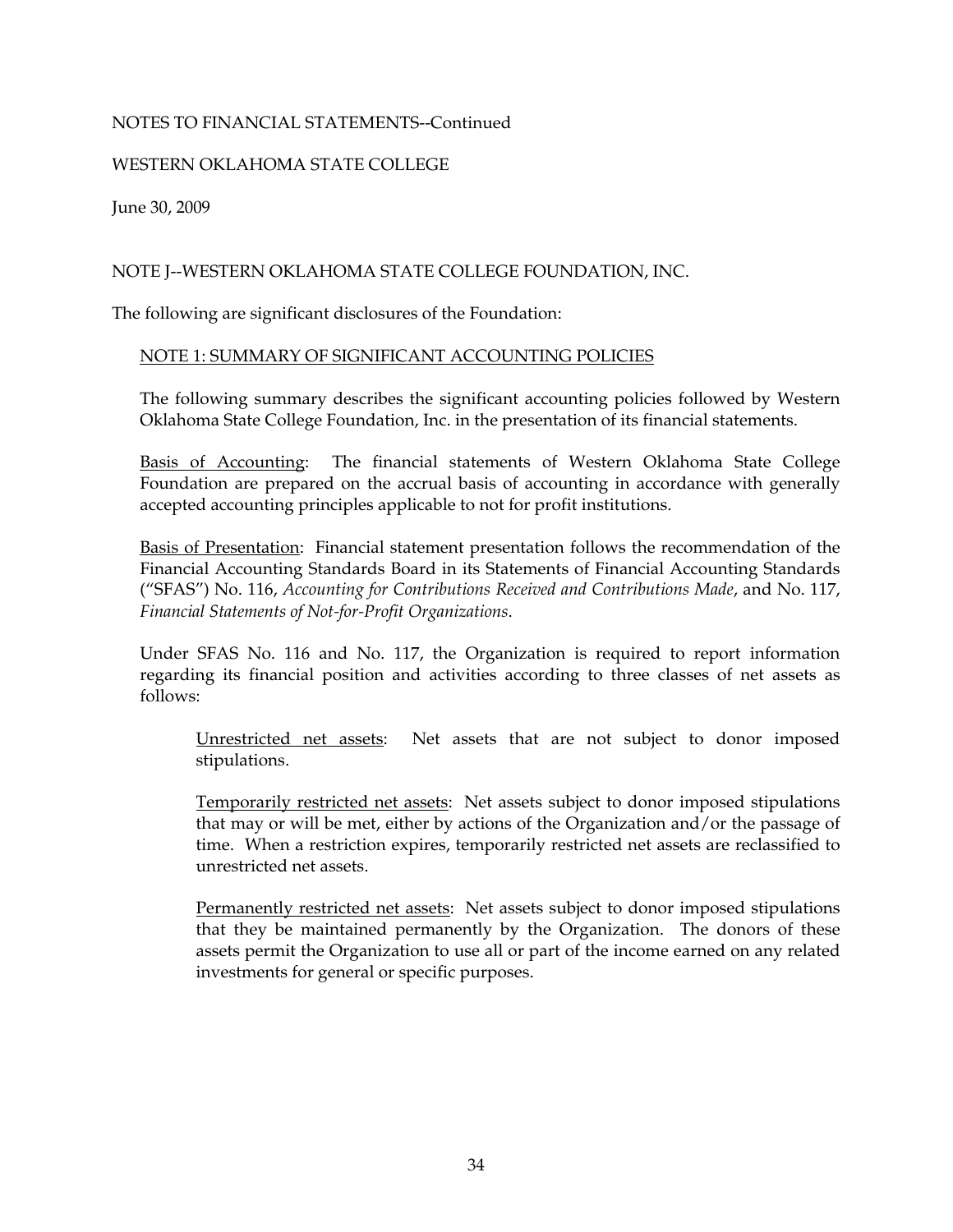NOTES TO FINANCIAL STATEMENTS--Continued

WESTERN OKLAHOMA STATE COLLEGE

June 30, 2009

NOTE J--WESTERN OKLAHOMA STATE COLLEGE FOUNDATION, INC.

The following are significant disclosures of the Foundation:

NOTE 1: SUMMARY OF SIGNIFICANT ACCOUNTING POLICIES

The following summary describes the significant accounting policies followed by Western Oklahoma State College Foundation, Inc. in the presentation of its financial statements.

Basis of Accounting: The financial statements of Western Oklahoma State College Foundation are prepared on the accrual basis of accounting in accordance with generally accepted accounting principles applicable to not for profit institutions.

Basis of Presentation: Financial statement presentation follows the recommendation of the Financial Accounting Standards Board in its Statements of Financial Accounting Standards ("SFAS") No. 116, *Accounting for Contributions Received and Contributions Made*, and No. 117, *Financial Statements of Not-for-Profit Organizations*.

Under SFAS No. 116 and No. 117, the Organization is required to report information regarding its financial position and activities according to three classes of net assets as follows:

Unrestricted net assets: Net assets that are not subject to donor imposed stipulations.

Temporarily restricted net assets: Net assets subject to donor imposed stipulations that may or will be met, either by actions of the Organization and/or the passage of time. When a restriction expires, temporarily restricted net assets are reclassified to unrestricted net assets.

Permanently restricted net assets: Net assets subject to donor imposed stipulations that they be maintained permanently by the Organization. The donors of these assets permit the Organization to use all or part of the income earned on any related investments for general or specific purposes.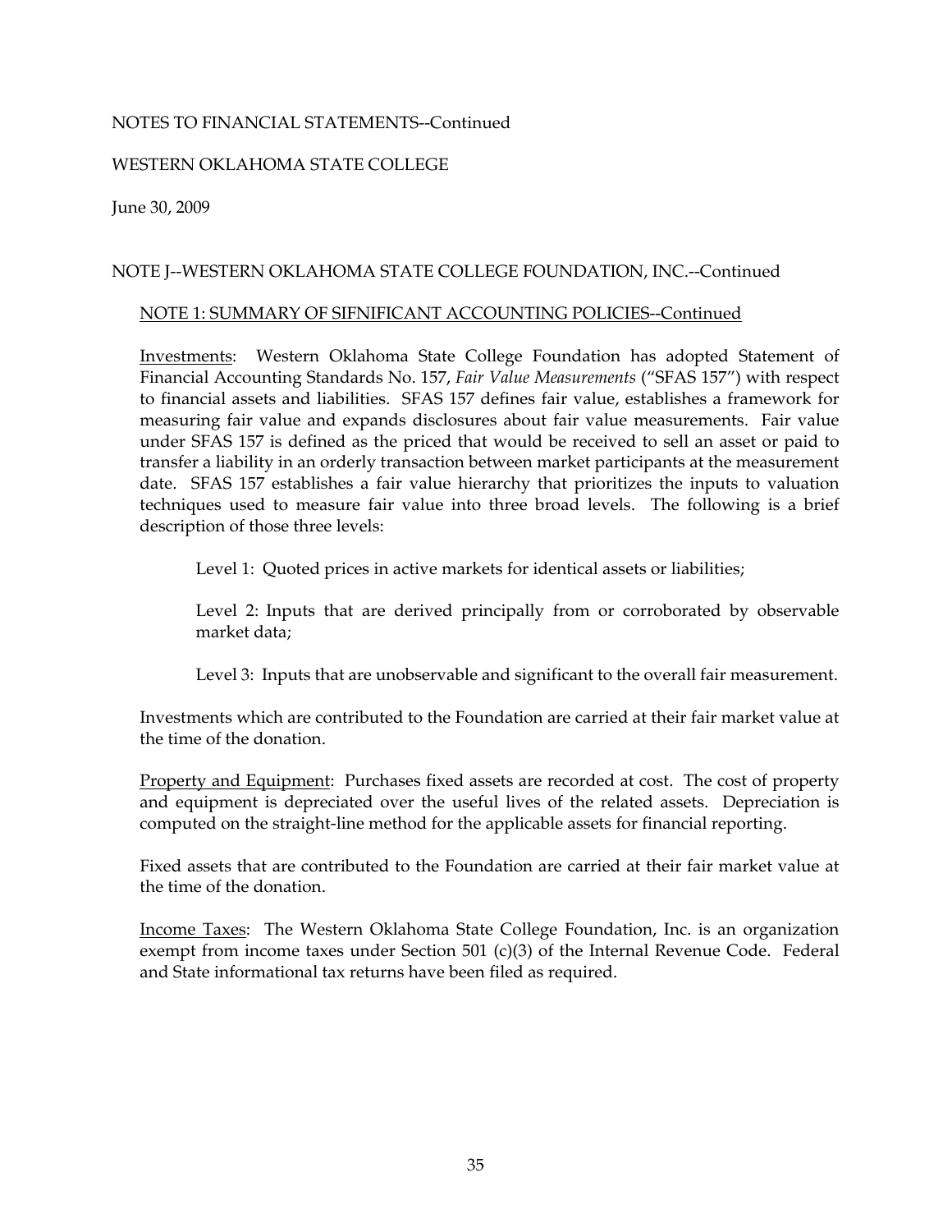NOTES TO FINANCIAL STATEMENTS--Continued

WESTERN OKLAHOMA STATE COLLEGE

June 30, 2009

NOTE J--WESTERN OKLAHOMA STATE COLLEGE FOUNDATION, INC.--Continued

NOTE 1: SUMMARY OF SIFNIFICANT ACCOUNTING POLICIES--Continued

Investments: Western Oklahoma State College Foundation has adopted Statement of Financial Accounting Standards No. 157, *Fair Value Measurements* ("SFAS 157") with respect to financial assets and liabilities. SFAS 157 defines fair value, establishes a framework for measuring fair value and expands disclosures about fair value measurements. Fair value under SFAS 157 is defined as the priced that would be received to sell an asset or paid to transfer a liability in an orderly transaction between market participants at the measurement date. SFAS 157 establishes a fair value hierarchy that prioritizes the inputs to valuation techniques used to measure fair value into three broad levels. The following is a brief description of those three levels:

Level 1: Quoted prices in active markets for identical assets or liabilities;

Level 2: Inputs that are derived principally from or corroborated by observable market data;

Level 3: Inputs that are unobservable and significant to the overall fair measurement.

Investments which are contributed to the Foundation are carried at their fair market value at the time of the donation.

Property and Equipment: Purchases fixed assets are recorded at cost. The cost of property and equipment is depreciated over the useful lives of the related assets. Depreciation is computed on the straight-line method for the applicable assets for financial reporting.

Fixed assets that are contributed to the Foundation are carried at their fair market value at the time of the donation.

Income Taxes: The Western Oklahoma State College Foundation, Inc. is an organization exempt from income taxes under Section 501 (c)(3) of the Internal Revenue Code. Federal and State informational tax returns have been filed as required.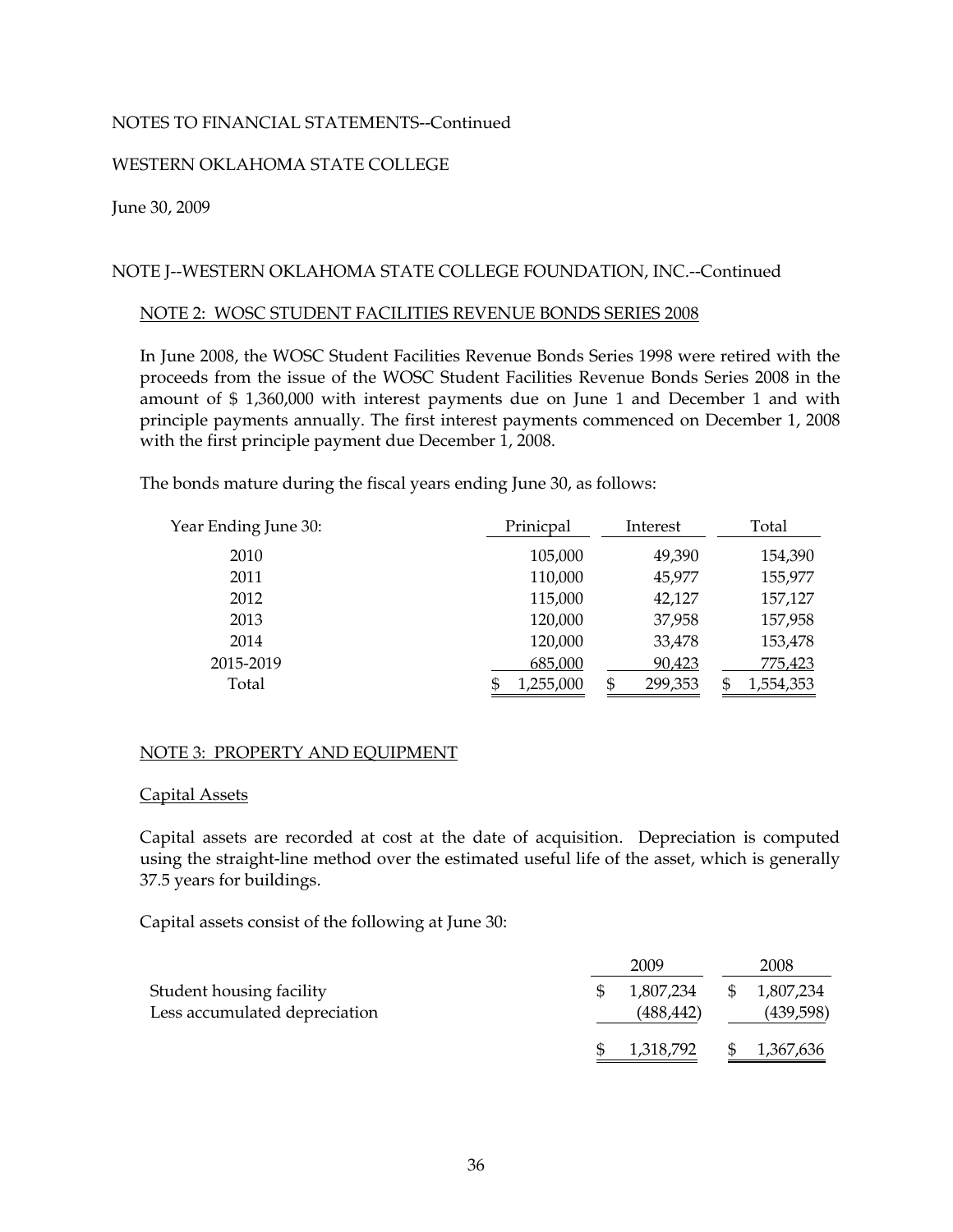NOTES TO FINANCIAL STATEMENTS--Continued

WESTERN OKLAHOMA STATE COLLEGE

June 30, 2009

NOTE J--WESTERN OKLAHOMA STATE COLLEGE FOUNDATION, INC.--Continued

NOTE 2: WOSC STUDENT FACILITIES REVENUE BONDS SERIES 2008

In June 2008, the WOSC Student Facilities Revenue Bonds Series 1998 were retired with the proceeds from the issue of the WOSC Student Facilities Revenue Bonds Series 2008 in the amount of $ 1,360,000 with interest payments due on June 1 and December 1 and with principle payments annually. The first interest payments commenced on December 1, 2008 with the first principle payment due December 1, 2008.

The bonds mature during the fiscal years ending June 30, as follows:

| Year Ending June 30: | Prinicpal | Interest | Total |
|---|---|---|---|
| 2010 | 105,000 | 49,390 | 154,390 |
| 2011 | 110,000 | 45,977 | 155,977 |
| 2012 | 115,000 | 42,127 | 157,127 |
| 2013 | 120,000 | 37,958 | 157,958 |
| 2014 | 120,000 | 33,478 | 153,478 |
| 2015-2019 | 685,000 | 90,423 | 775,423 |
| Total | $ 1,255,000 | $ 299,353 | $ 1,554,353 |

NOTE 3: PROPERTY AND EQUIPMENT

Capital Assets

Capital assets are recorded at cost at the date of acquisition. Depreciation is computed using the straight-line method over the estimated useful life of the asset, which is generally 37.5 years for buildings.

Capital assets consist of the following at June 30:

| | 2009 | 2008 |
|---|---|---|
| Student housing facility | $ 1,807,234 | $ 1,807,234 |
| Less accumulated depreciation | (488,442) | (439,598) |
| | $ 1,318,792 | $ 1,367,636 |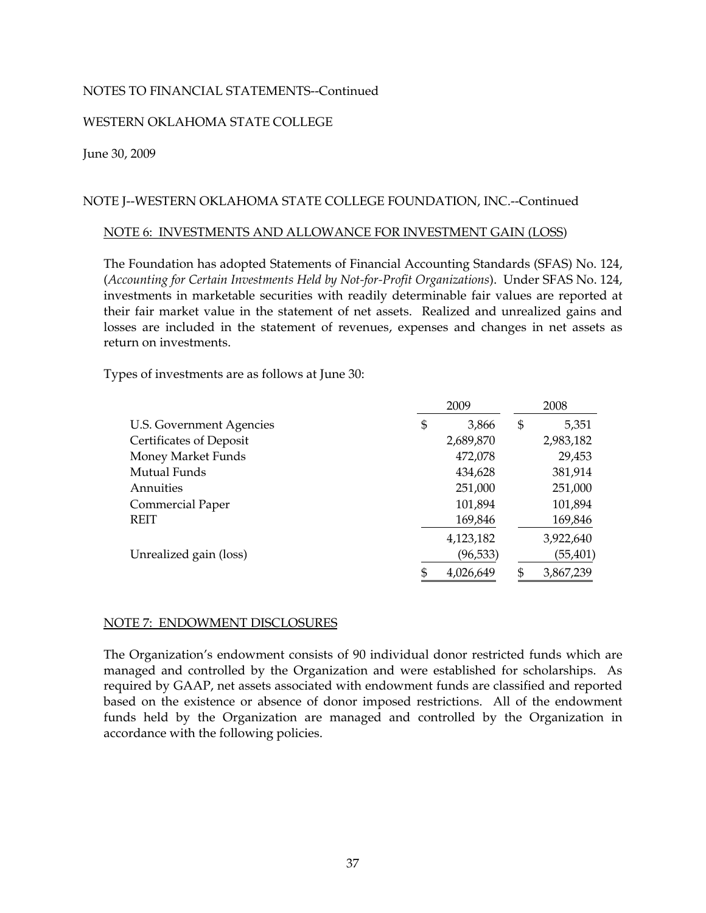NOTES TO FINANCIAL STATEMENTS--Continued

WESTERN OKLAHOMA STATE COLLEGE

June 30, 2009

NOTE J--WESTERN OKLAHOMA STATE COLLEGE FOUNDATION, INC.--Continued

NOTE 6: INVESTMENTS AND ALLOWANCE FOR INVESTMENT GAIN (LOSS)

The Foundation has adopted Statements of Financial Accounting Standards (SFAS) No. 124, (*Accounting for Certain Investments Held by Not-for-Profit Organizations*). Under SFAS No. 124, investments in marketable securities with readily determinable fair values are reported at their fair market value in the statement of net assets. Realized and unrealized gains and losses are included in the statement of revenues, expenses and changes in net assets as return on investments.

Types of investments are as follows at June 30:

| | 2009 | 2008 |
|---|---|---|
| U.S. Government Agencies | $ 3,866 | $ 5,351 |
| Certificates of Deposit | 2,689,870 | 2,983,182 |
| Money Market Funds | 472,078 | 29,453 |
| Mutual Funds | 434,628 | 381,914 |
| Annuities | 251,000 | 251,000 |
| Commercial Paper | 101,894 | 101,894 |
| REIT | 169,846 | 169,846 |
| | 4,123,182 | 3,922,640 |
| Unrealized gain (loss) | (96,533) | (55,401) |
| | $ 4,026,649 | $ 3,867,239 |

NOTE 7: ENDOWMENT DISCLOSURES

The Organization's endowment consists of 90 individual donor restricted funds which are managed and controlled by the Organization and were established for scholarships. As required by GAAP, net assets associated with endowment funds are classified and reported based on the existence or absence of donor imposed restrictions. All of the endowment funds held by the Organization are managed and controlled by the Organization in accordance with the following policies.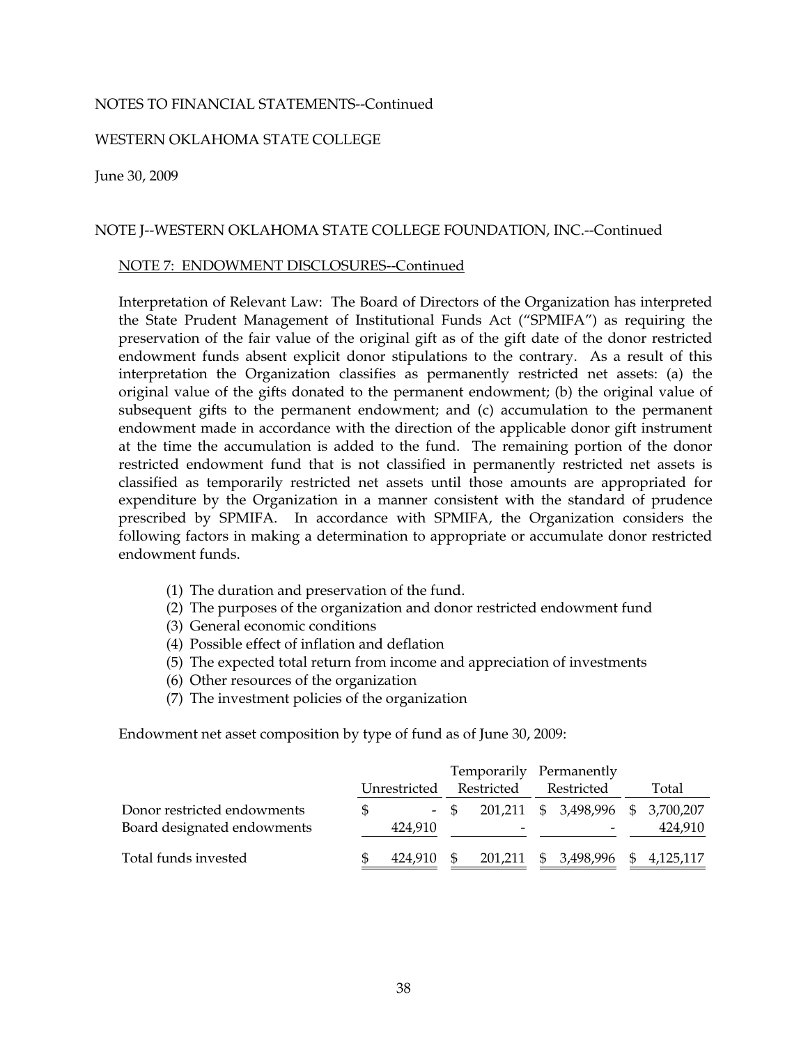NOTES TO FINANCIAL STATEMENTS--Continued

WESTERN OKLAHOMA STATE COLLEGE

June 30, 2009

NOTE J--WESTERN OKLAHOMA STATE COLLEGE FOUNDATION, INC.--Continued

NOTE 7: ENDOWMENT DISCLOSURES--Continued

Interpretation of Relevant Law: The Board of Directors of the Organization has interpreted the State Prudent Management of Institutional Funds Act ("SPMIFA") as requiring the preservation of the fair value of the original gift as of the gift date of the donor restricted endowment funds absent explicit donor stipulations to the contrary. As a result of this interpretation the Organization classifies as permanently restricted net assets: (a) the original value of the gifts donated to the permanent endowment; (b) the original value of subsequent gifts to the permanent endowment; and (c) accumulation to the permanent endowment made in accordance with the direction of the applicable donor gift instrument at the time the accumulation is added to the fund. The remaining portion of the donor restricted endowment fund that is not classified in permanently restricted net assets is classified as temporarily restricted net assets until those amounts are appropriated for expenditure by the Organization in a manner consistent with the standard of prudence prescribed by SPMIFA. In accordance with SPMIFA, the Organization considers the following factors in making a determination to appropriate or accumulate donor restricted endowment funds.

(1) The duration and preservation of the fund.
(2) The purposes of the organization and donor restricted endowment fund
(3) General economic conditions
(4) Possible effect of inflation and deflation
(5) The expected total return from income and appreciation of investments
(6) Other resources of the organization
(7) The investment policies of the organization

Endowment net asset composition by type of fund as of June 30, 2009:

| | Unrestricted | Temporarily Restricted | Permanently Restricted | Total |
|---|---|---|---|---|
| Donor restricted endowments | $ - | $ 201,211 | $ 3,498,996 | $ 3,700,207 |
| Board designated endowments | 424,910 | - | - | 424,910 |
| Total funds invested | $ 424,910 | $ 201,211 | $ 3,498,996 | $ 4,125,117 |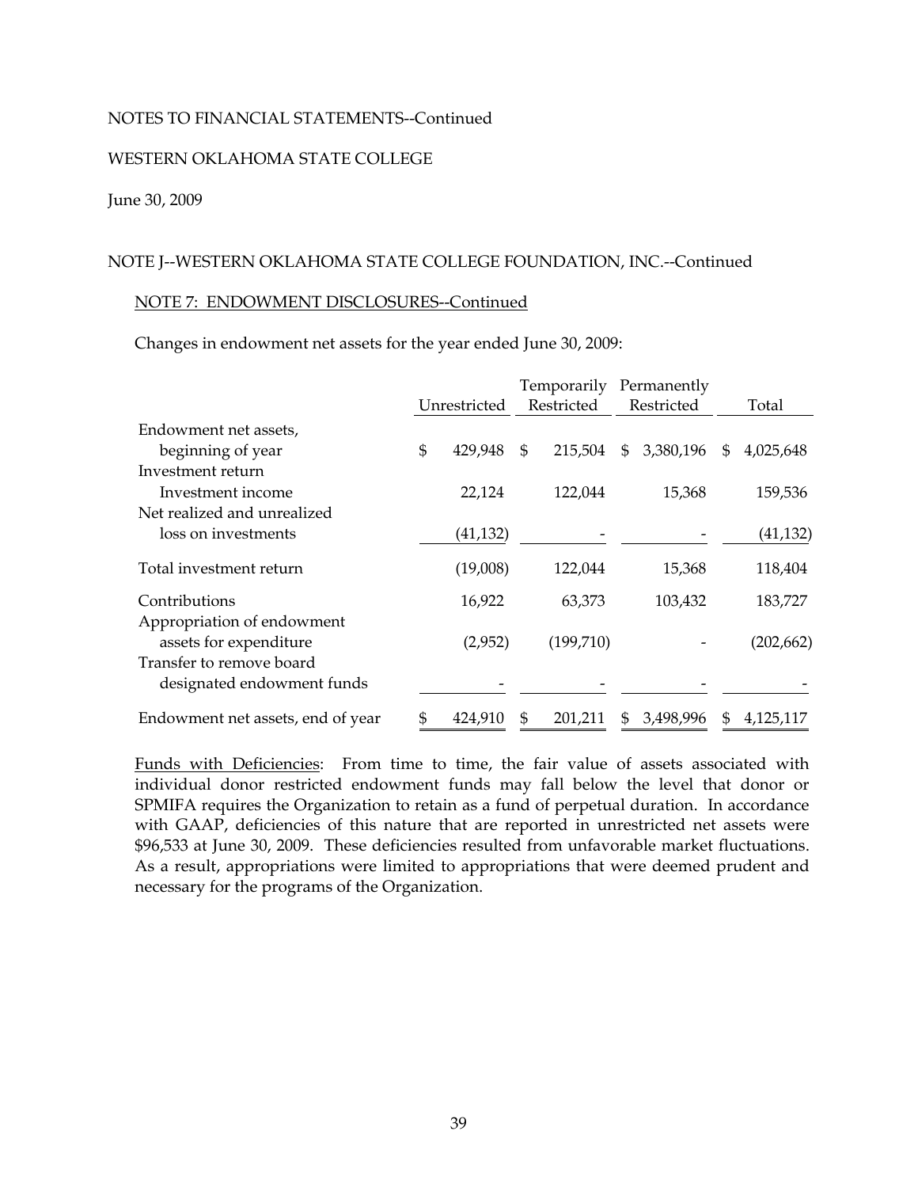NOTES TO FINANCIAL STATEMENTS--Continued

WESTERN OKLAHOMA STATE COLLEGE

June 30, 2009

NOTE J--WESTERN OKLAHOMA STATE COLLEGE FOUNDATION, INC.--Continued

NOTE 7: ENDOWMENT DISCLOSURES--Continued

Changes in endowment net assets for the year ended June 30, 2009:

| | Unrestricted | Temporarily Restricted | Permanently Restricted | Total |
|---|---|---|---|---|
| Endowment net assets, beginning of year | $ 429,948 | $ 215,504 | $ 3,380,196 | $ 4,025,648 |
| Investment return | | | | |
| Investment income | 22,124 | 122,044 | 15,368 | 159,536 |
| Net realized and unrealized loss on investments | (41,132) | - | - | (41,132) |
| Total investment return | (19,008) | 122,044 | 15,368 | 118,404 |
| Contributions | 16,922 | 63,373 | 103,432 | 183,727 |
| Appropriation of endowment assets for expenditure | (2,952) | (199,710) | - | (202,662) |
| Transfer to remove board designated endowment funds | - | - | - | - |
| Endowment net assets, end of year | $ 424,910 | $ 201,211 | $ 3,498,996 | $ 4,125,117 |

Funds with Deficiencies: From time to time, the fair value of assets associated with individual donor restricted endowment funds may fall below the level that donor or SPMIFA requires the Organization to retain as a fund of perpetual duration. In accordance with GAAP, deficiencies of this nature that are reported in unrestricted net assets were $96,533 at June 30, 2009. These deficiencies resulted from unfavorable market fluctuations. As a result, appropriations were limited to appropriations that were deemed prudent and necessary for the programs of the Organization.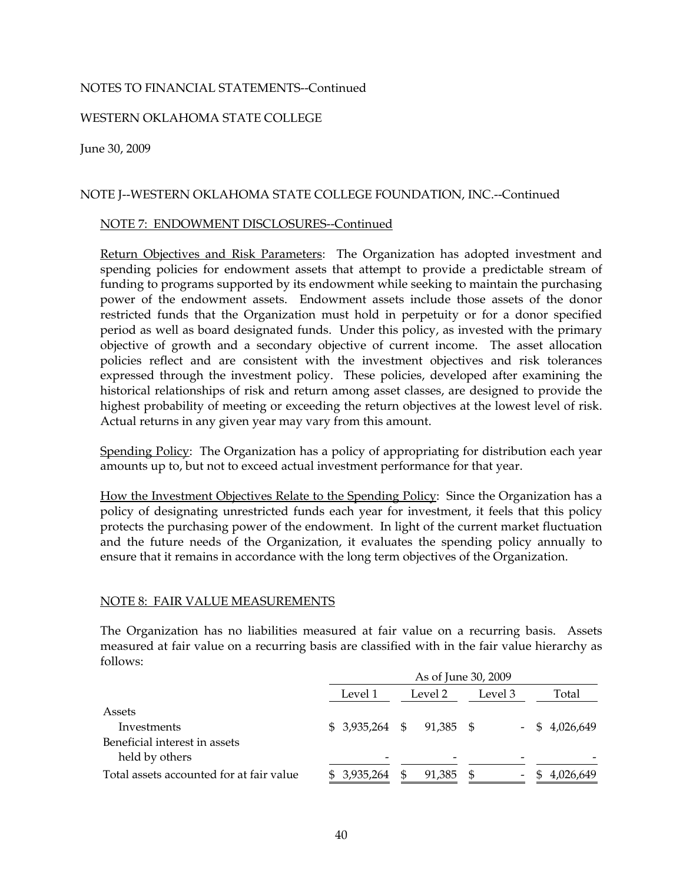NOTES TO FINANCIAL STATEMENTS--Continued

WESTERN OKLAHOMA STATE COLLEGE

June 30, 2009

NOTE J--WESTERN OKLAHOMA STATE COLLEGE FOUNDATION, INC.--Continued

NOTE 7: ENDOWMENT DISCLOSURES--Continued

Return Objectives and Risk Parameters: The Organization has adopted investment and spending policies for endowment assets that attempt to provide a predictable stream of funding to programs supported by its endowment while seeking to maintain the purchasing power of the endowment assets. Endowment assets include those assets of the donor restricted funds that the Organization must hold in perpetuity or for a donor specified period as well as board designated funds. Under this policy, as invested with the primary objective of growth and a secondary objective of current income. The asset allocation policies reflect and are consistent with the investment objectives and risk tolerances expressed through the investment policy. These policies, developed after examining the historical relationships of risk and return among asset classes, are designed to provide the highest probability of meeting or exceeding the return objectives at the lowest level of risk. Actual returns in any given year may vary from this amount.

Spending Policy: The Organization has a policy of appropriating for distribution each year amounts up to, but not to exceed actual investment performance for that year.

How the Investment Objectives Relate to the Spending Policy: Since the Organization has a policy of designating unrestricted funds each year for investment, it feels that this policy protects the purchasing power of the endowment. In light of the current market fluctuation and the future needs of the Organization, it evaluates the spending policy annually to ensure that it remains in accordance with the long term objectives of the Organization.

NOTE 8: FAIR VALUE MEASUREMENTS

The Organization has no liabilities measured at fair value on a recurring basis. Assets measured at fair value on a recurring basis are classified with in the fair value hierarchy as follows:

| | As of June 30, 2009 | | | |
|---|---|---|---|---|
| | Level 1 | Level 2 | Level 3 | Total |
| Assets | | | | |
| Investments | $ 3,935,264 | $ 91,385 | $ - | $ 4,026,649 |
| Beneficial interest in assets held by others | - | - | - | - |
| Total assets accounted for at fair value | $ 3,935,264 | $ 91,385 | $ - | $ 4,026,649 |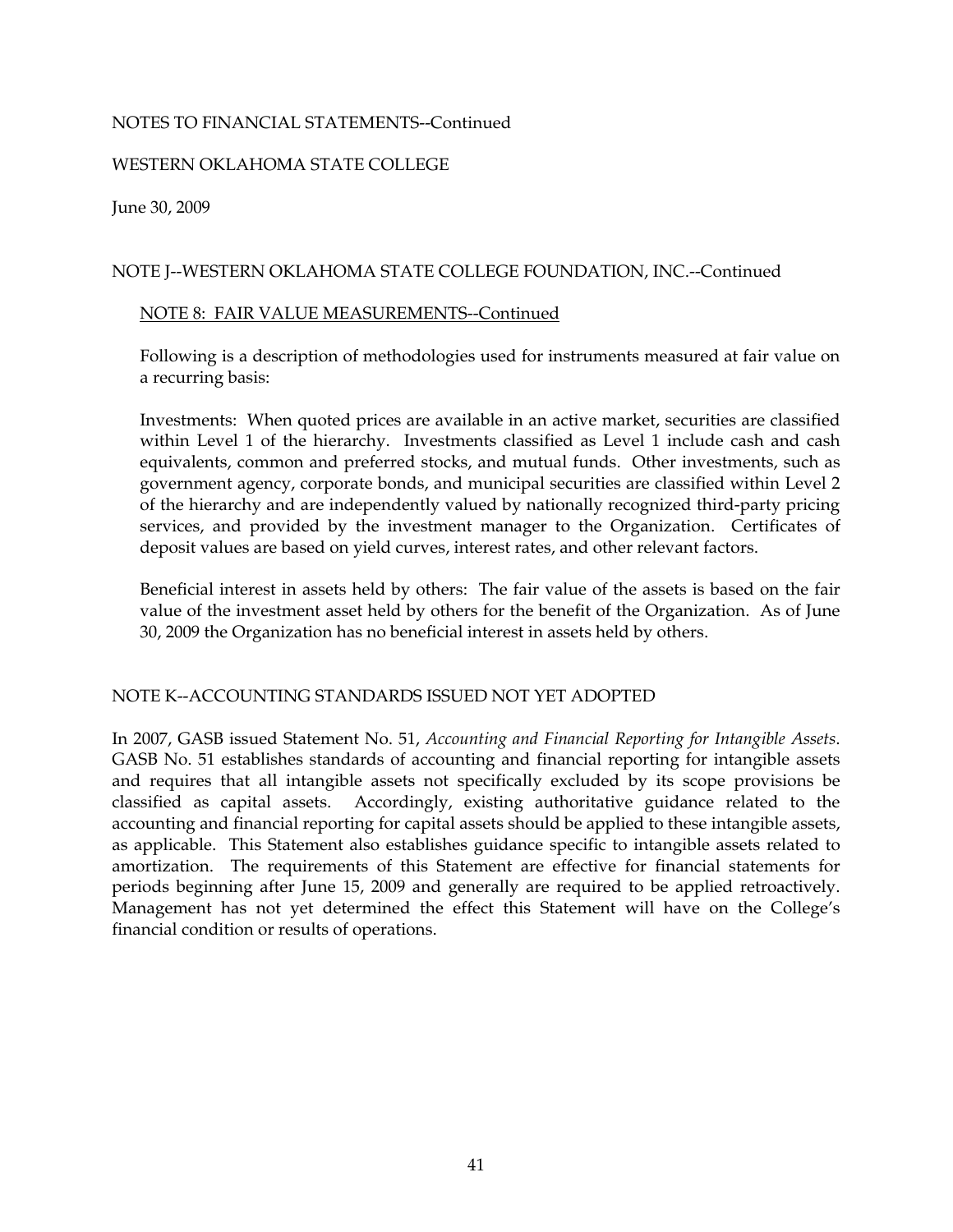NOTES TO FINANCIAL STATEMENTS--Continued

WESTERN OKLAHOMA STATE COLLEGE

June 30, 2009

NOTE J--WESTERN OKLAHOMA STATE COLLEGE FOUNDATION, INC.--Continued

NOTE 8: FAIR VALUE MEASUREMENTS--Continued

Following is a description of methodologies used for instruments measured at fair value on a recurring basis:

Investments: When quoted prices are available in an active market, securities are classified within Level 1 of the hierarchy. Investments classified as Level 1 include cash and cash equivalents, common and preferred stocks, and mutual funds. Other investments, such as government agency, corporate bonds, and municipal securities are classified within Level 2 of the hierarchy and are independently valued by nationally recognized third-party pricing services, and provided by the investment manager to the Organization. Certificates of deposit values are based on yield curves, interest rates, and other relevant factors.

Beneficial interest in assets held by others: The fair value of the assets is based on the fair value of the investment asset held by others for the benefit of the Organization. As of June 30, 2009 the Organization has no beneficial interest in assets held by others.

NOTE K--ACCOUNTING STANDARDS ISSUED NOT YET ADOPTED

In 2007, GASB issued Statement No. 51, *Accounting and Financial Reporting for Intangible Assets*. GASB No. 51 establishes standards of accounting and financial reporting for intangible assets and requires that all intangible assets not specifically excluded by its scope provisions be classified as capital assets. Accordingly, existing authoritative guidance related to the accounting and financial reporting for capital assets should be applied to these intangible assets, as applicable. This Statement also establishes guidance specific to intangible assets related to amortization. The requirements of this Statement are effective for financial statements for periods beginning after June 15, 2009 and generally are required to be applied retroactively. Management has not yet determined the effect this Statement will have on the College's financial condition or results of operations.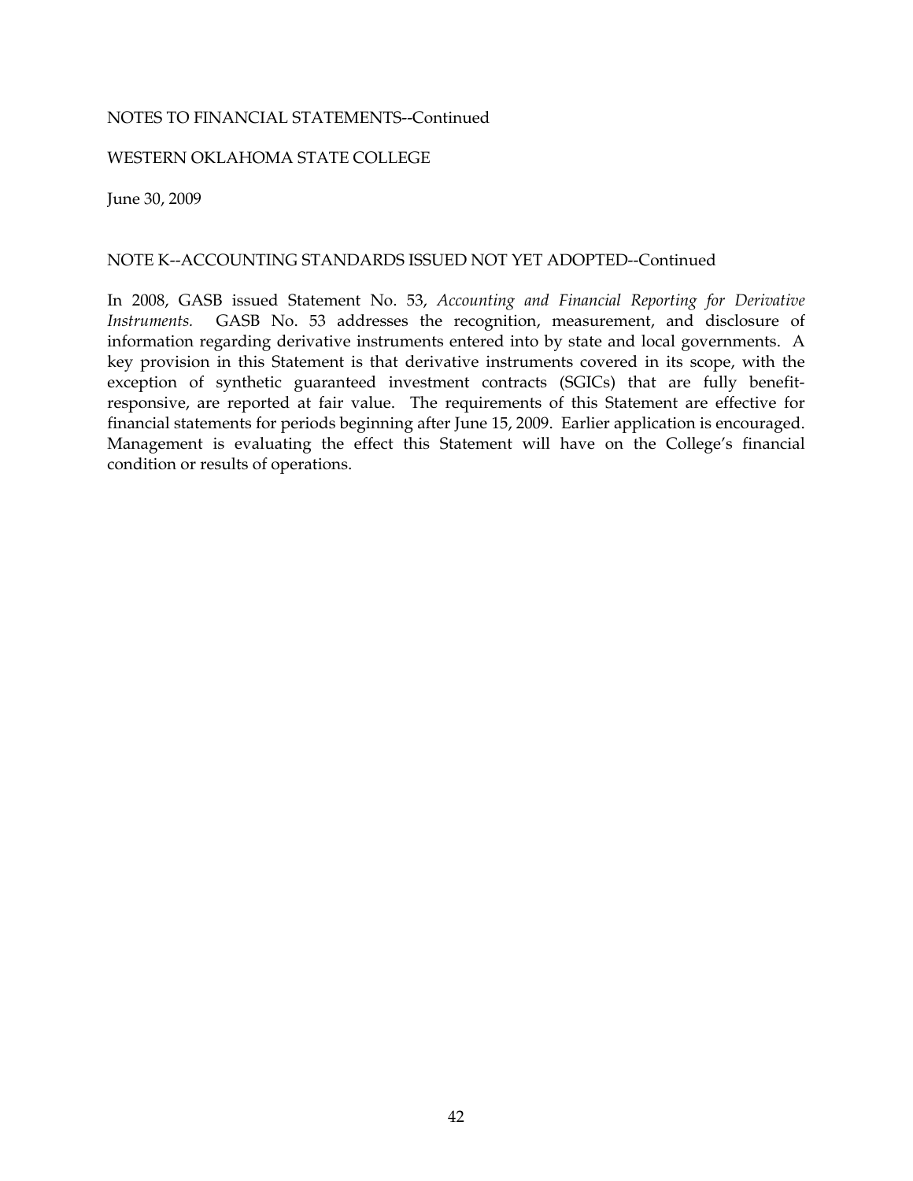NOTES TO FINANCIAL STATEMENTS--Continued

WESTERN OKLAHOMA STATE COLLEGE

June 30, 2009

## NOTE K--ACCOUNTING STANDARDS ISSUED NOT YET ADOPTED--Continued

In 2008, GASB issued Statement No. 53, *Accounting and Financial Reporting for Derivative Instruments.* GASB No. 53 addresses the recognition, measurement, and disclosure of information regarding derivative instruments entered into by state and local governments. A key provision in this Statement is that derivative instruments covered in its scope, with the exception of synthetic guaranteed investment contracts (SGICs) that are fully benefit-responsive, are reported at fair value. The requirements of this Statement are effective for financial statements for periods beginning after June 15, 2009. Earlier application is encouraged. Management is evaluating the effect this Statement will have on the College's financial condition or results of operations.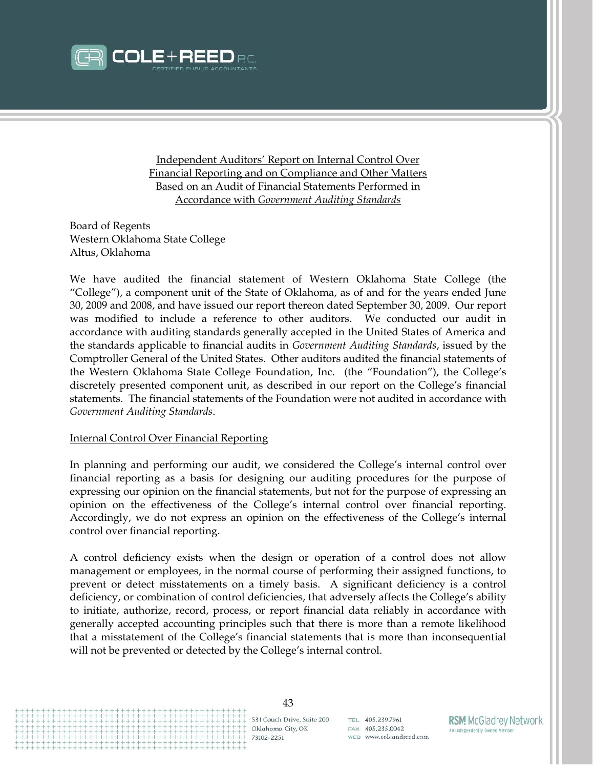Independent Auditors' Report on Internal Control Over Financial Reporting and on Compliance and Other Matters Based on an Audit of Financial Statements Performed in Accordance with *Government Auditing Standards*

Board of Regents
Western Oklahoma State College
Altus, Oklahoma

We have audited the financial statement of Western Oklahoma State College (the "College"), a component unit of the State of Oklahoma, as of and for the years ended June 30, 2009 and 2008, and have issued our report thereon dated September 30, 2009. Our report was modified to include a reference to other auditors. We conducted our audit in accordance with auditing standards generally accepted in the United States of America and the standards applicable to financial audits in *Government Auditing Standards*, issued by the Comptroller General of the United States. Other auditors audited the financial statements of the Western Oklahoma State College Foundation, Inc. (the "Foundation"), the College's discretely presented component unit, as described in our report on the College's financial statements. The financial statements of the Foundation were not audited in accordance with *Government Auditing Standards*.

## Internal Control Over Financial Reporting

In planning and performing our audit, we considered the College's internal control over financial reporting as a basis for designing our auditing procedures for the purpose of expressing our opinion on the financial statements, but not for the purpose of expressing an opinion on the effectiveness of the College's internal control over financial reporting. Accordingly, we do not express an opinion on the effectiveness of the College's internal control over financial reporting.

A control deficiency exists when the design or operation of a control does not allow management or employees, in the normal course of performing their assigned functions, to prevent or detect misstatements on a timely basis. A significant deficiency is a control deficiency, or combination of control deficiencies, that adversely affects the College's ability to initiate, authorize, record, process, or report financial data reliably in accordance with generally accepted accounting principles such that there is more than a remote likelihood that a misstatement of the College's financial statements that is more than inconsequential will not be prevented or detected by the College's internal control.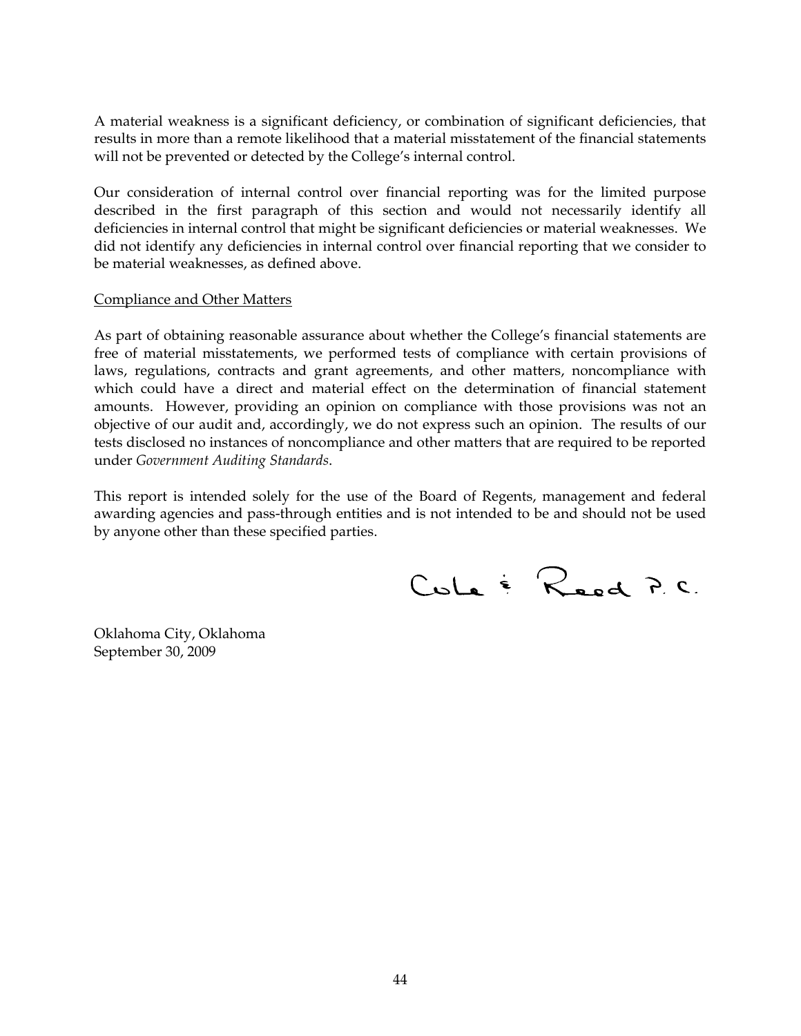A material weakness is a significant deficiency, or combination of significant deficiencies, that results in more than a remote likelihood that a material misstatement of the financial statements will not be prevented or detected by the College's internal control.

Our consideration of internal control over financial reporting was for the limited purpose described in the first paragraph of this section and would not necessarily identify all deficiencies in internal control that might be significant deficiencies or material weaknesses. We did not identify any deficiencies in internal control over financial reporting that we consider to be material weaknesses, as defined above.

Compliance and Other Matters

As part of obtaining reasonable assurance about whether the College's financial statements are free of material misstatements, we performed tests of compliance with certain provisions of laws, regulations, contracts and grant agreements, and other matters, noncompliance with which could have a direct and material effect on the determination of financial statement amounts. However, providing an opinion on compliance with those provisions was not an objective of our audit and, accordingly, we do not express such an opinion. The results of our tests disclosed no instances of noncompliance and other matters that are required to be reported under *Government Auditing Standards*.

This report is intended solely for the use of the Board of Regents, management and federal awarding agencies and pass-through entities and is not intended to be and should not be used by anyone other than these specified parties.

Cole & Reed P.C.

Oklahoma City, Oklahoma
September 30, 2009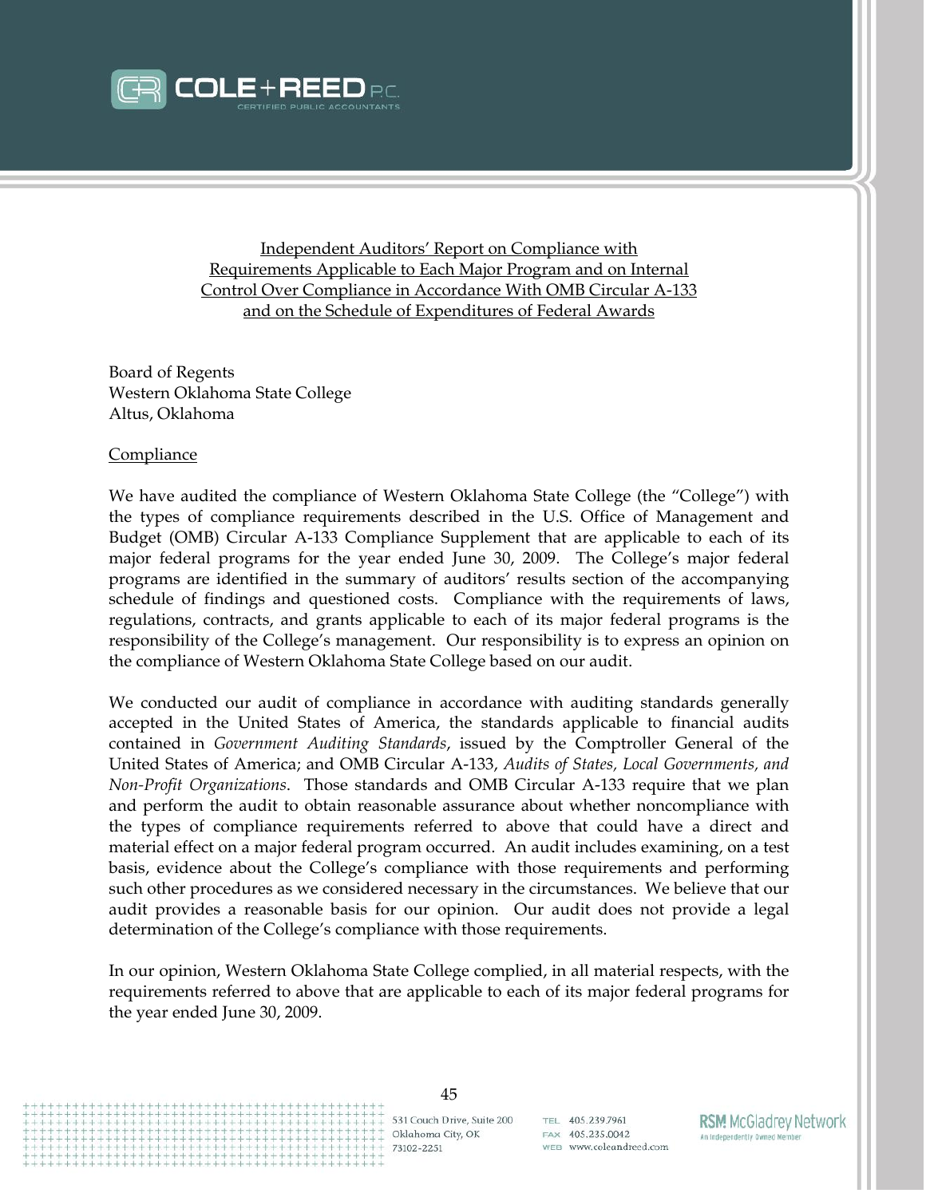Independent Auditors' Report on Compliance with Requirements Applicable to Each Major Program and on Internal Control Over Compliance in Accordance With OMB Circular A-133 and on the Schedule of Expenditures of Federal Awards

Board of Regents
Western Oklahoma State College
Altus, Oklahoma

Compliance

We have audited the compliance of Western Oklahoma State College (the "College") with the types of compliance requirements described in the U.S. Office of Management and Budget (OMB) Circular A-133 Compliance Supplement that are applicable to each of its major federal programs for the year ended June 30, 2009. The College's major federal programs are identified in the summary of auditors' results section of the accompanying schedule of findings and questioned costs. Compliance with the requirements of laws, regulations, contracts, and grants applicable to each of its major federal programs is the responsibility of the College's management. Our responsibility is to express an opinion on the compliance of Western Oklahoma State College based on our audit.

We conducted our audit of compliance in accordance with auditing standards generally accepted in the United States of America, the standards applicable to financial audits contained in *Government Auditing Standards*, issued by the Comptroller General of the United States of America; and OMB Circular A-133, *Audits of States, Local Governments, and Non-Profit Organizations*. Those standards and OMB Circular A-133 require that we plan and perform the audit to obtain reasonable assurance about whether noncompliance with the types of compliance requirements referred to above that could have a direct and material effect on a major federal program occurred. An audit includes examining, on a test basis, evidence about the College's compliance with those requirements and performing such other procedures as we considered necessary in the circumstances. We believe that our audit provides a reasonable basis for our opinion. Our audit does not provide a legal determination of the College's compliance with those requirements.

In our opinion, Western Oklahoma State College complied, in all material respects, with the requirements referred to above that are applicable to each of its major federal programs for the year ended June 30, 2009.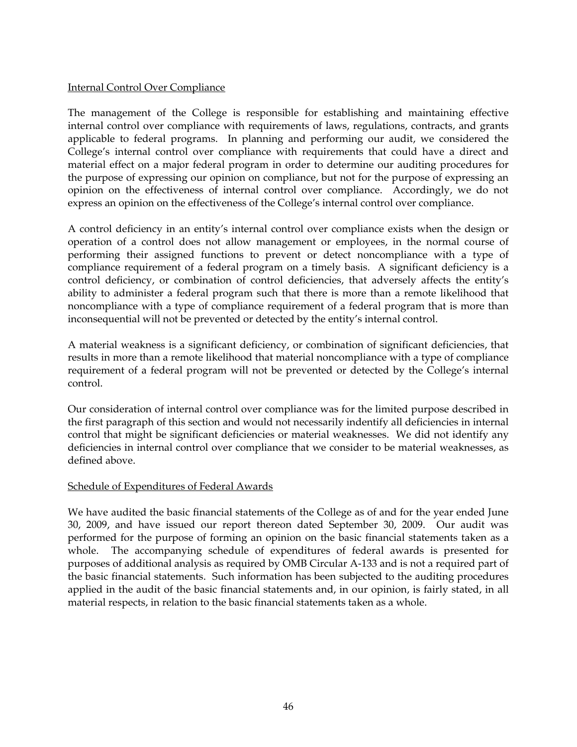Internal Control Over Compliance

The management of the College is responsible for establishing and maintaining effective internal control over compliance with requirements of laws, regulations, contracts, and grants applicable to federal programs. In planning and performing our audit, we considered the College's internal control over compliance with requirements that could have a direct and material effect on a major federal program in order to determine our auditing procedures for the purpose of expressing our opinion on compliance, but not for the purpose of expressing an opinion on the effectiveness of internal control over compliance. Accordingly, we do not express an opinion on the effectiveness of the College's internal control over compliance.

A control deficiency in an entity's internal control over compliance exists when the design or operation of a control does not allow management or employees, in the normal course of performing their assigned functions to prevent or detect noncompliance with a type of compliance requirement of a federal program on a timely basis. A significant deficiency is a control deficiency, or combination of control deficiencies, that adversely affects the entity's ability to administer a federal program such that there is more than a remote likelihood that noncompliance with a type of compliance requirement of a federal program that is more than inconsequential will not be prevented or detected by the entity's internal control.

A material weakness is a significant deficiency, or combination of significant deficiencies, that results in more than a remote likelihood that material noncompliance with a type of compliance requirement of a federal program will not be prevented or detected by the College's internal control.

Our consideration of internal control over compliance was for the limited purpose described in the first paragraph of this section and would not necessarily indentify all deficiencies in internal control that might be significant deficiencies or material weaknesses. We did not identify any deficiencies in internal control over compliance that we consider to be material weaknesses, as defined above.

Schedule of Expenditures of Federal Awards

We have audited the basic financial statements of the College as of and for the year ended June 30, 2009, and have issued our report thereon dated September 30, 2009. Our audit was performed for the purpose of forming an opinion on the basic financial statements taken as a whole. The accompanying schedule of expenditures of federal awards is presented for purposes of additional analysis as required by OMB Circular A-133 and is not a required part of the basic financial statements. Such information has been subjected to the auditing procedures applied in the audit of the basic financial statements and, in our opinion, is fairly stated, in all material respects, in relation to the basic financial statements taken as a whole.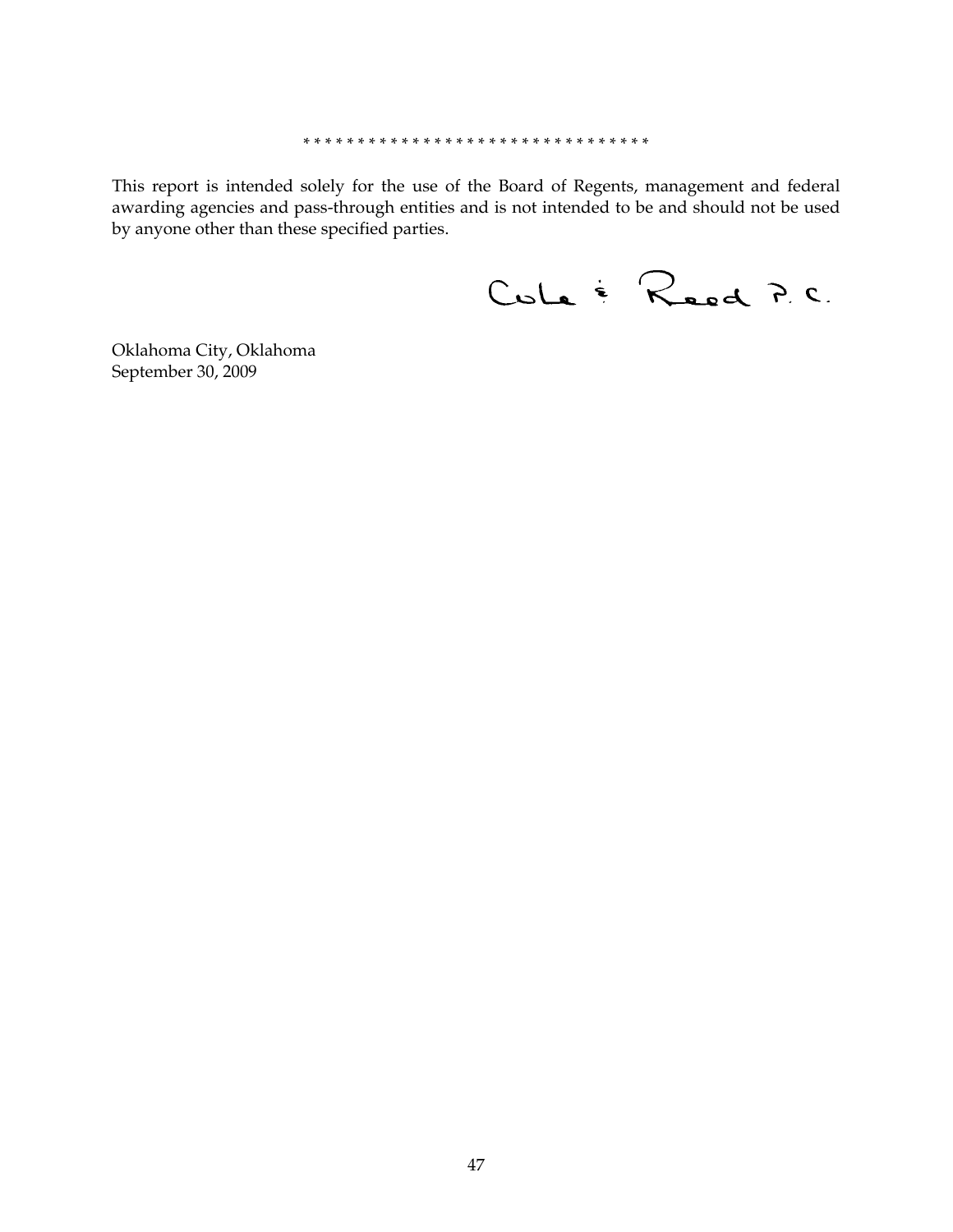* * * * * * * * * * * * * * * * * * * * * * * * * * * * * * * * *

This report is intended solely for the use of the Board of Regents, management and federal awarding agencies and pass-through entities and is not intended to be and should not be used by anyone other than these specified parties.

Cole & Reed P.C.

Oklahoma City, Oklahoma
September 30, 2009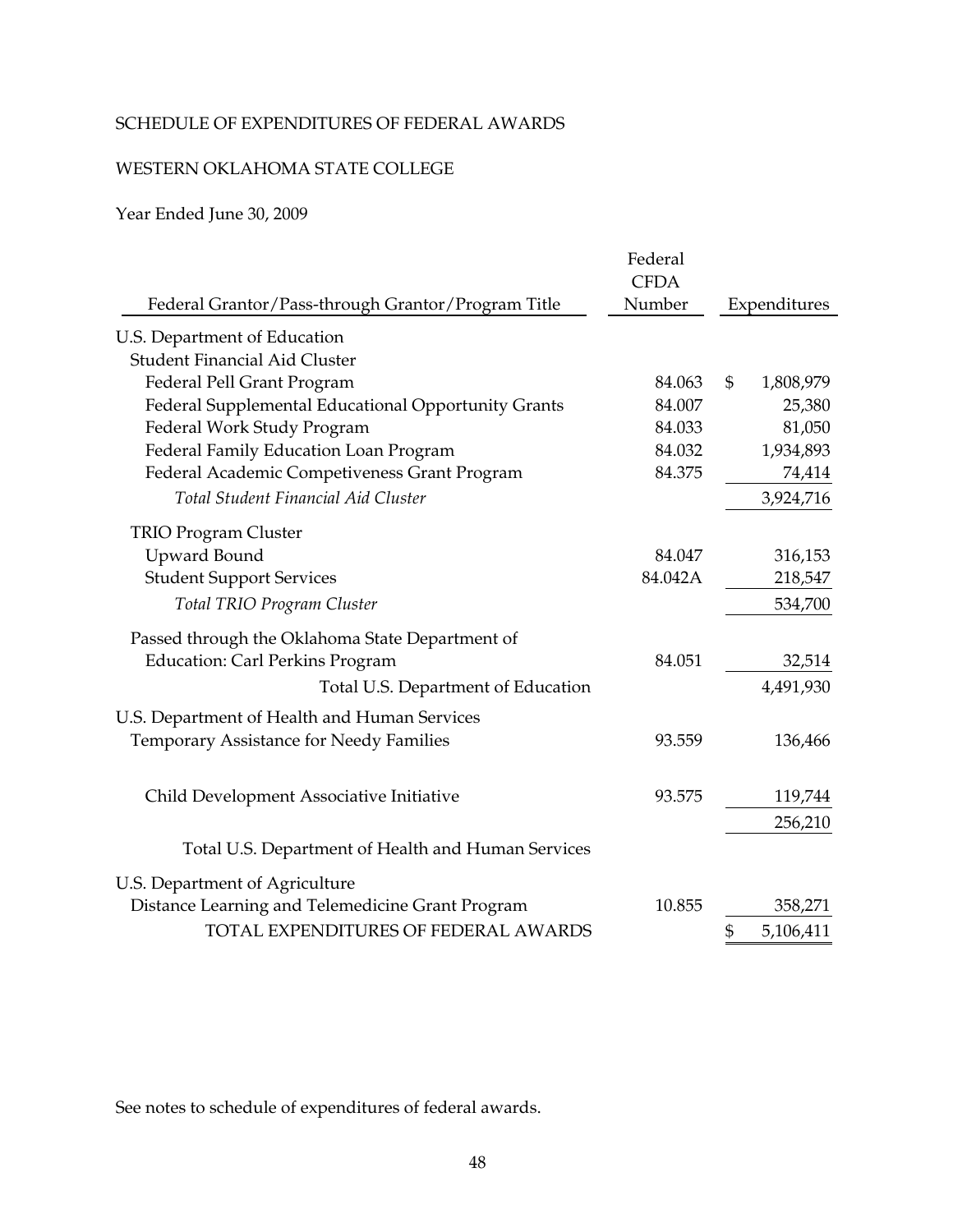SCHEDULE OF EXPENDITURES OF FEDERAL AWARDS

WESTERN OKLAHOMA STATE COLLEGE

Year Ended June 30, 2009

| Federal Grantor/Pass-through Grantor/Program Title | Federal CFDA Number | Expenditures |
|---|---|---|
| U.S. Department of Education | | |
| Student Financial Aid Cluster | | |
| Federal Pell Grant Program | 84.063 | $ 1,808,979 |
| Federal Supplemental Educational Opportunity Grants | 84.007 | 25,380 |
| Federal Work Study Program | 84.033 | 81,050 |
| Federal Family Education Loan Program | 84.032 | 1,934,893 |
| Federal Academic Competiveness Grant Program | 84.375 | 74,414 |
| *Total Student Financial Aid Cluster* | | 3,924,716 |
| TRIO Program Cluster | | |
| Upward Bound | 84.047 | 316,153 |
| Student Support Services | 84.042A | 218,547 |
| *Total TRIO Program Cluster* | | 534,700 |
| Passed through the Oklahoma State Department of Education: Carl Perkins Program | 84.051 | 32,514 |
| Total U.S. Department of Education | | 4,491,930 |
| U.S. Department of Health and Human Services | | |
| Temporary Assistance for Needy Families | 93.559 | 136,466 |
| Child Development Associative Initiative | 93.575 | 119,744 |
| | | 256,210 |
| Total U.S. Department of Health and Human Services | | |
| U.S. Department of Agriculture | | |
| Distance Learning and Telemedicine Grant Program | 10.855 | 358,271 |
| TOTAL EXPENDITURES OF FEDERAL AWARDS | | $ 5,106,411 |

See notes to schedule of expenditures of federal awards.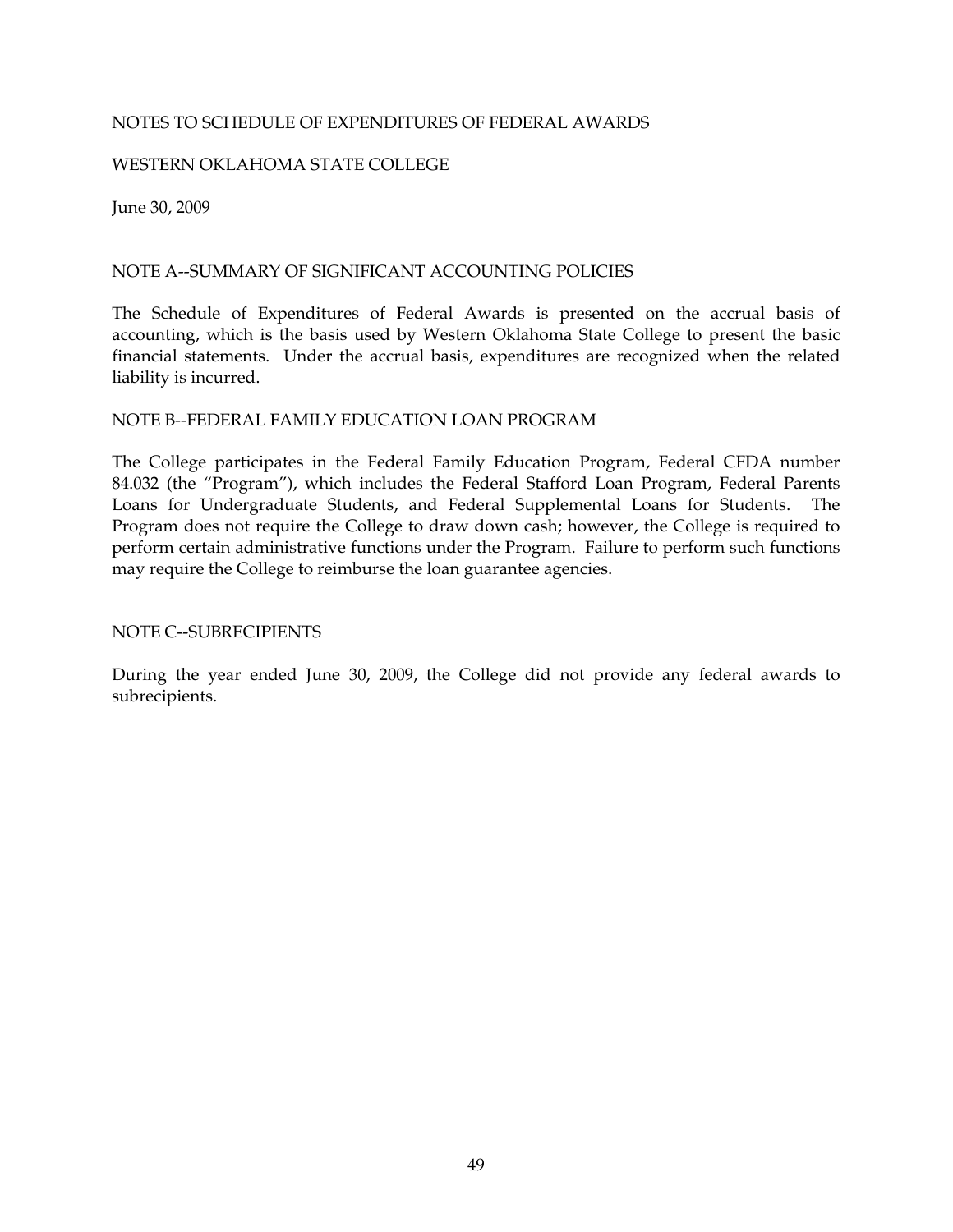NOTES TO SCHEDULE OF EXPENDITURES OF FEDERAL AWARDS

WESTERN OKLAHOMA STATE COLLEGE

June 30, 2009

## NOTE A--SUMMARY OF SIGNIFICANT ACCOUNTING POLICIES

The Schedule of Expenditures of Federal Awards is presented on the accrual basis of accounting, which is the basis used by Western Oklahoma State College to present the basic financial statements. Under the accrual basis, expenditures are recognized when the related liability is incurred.

## NOTE B--FEDERAL FAMILY EDUCATION LOAN PROGRAM

The College participates in the Federal Family Education Program, Federal CFDA number 84.032 (the "Program"), which includes the Federal Stafford Loan Program, Federal Parents Loans for Undergraduate Students, and Federal Supplemental Loans for Students. The Program does not require the College to draw down cash; however, the College is required to perform certain administrative functions under the Program. Failure to perform such functions may require the College to reimburse the loan guarantee agencies.

## NOTE C--SUBRECIPIENTS

During the year ended June 30, 2009, the College did not provide any federal awards to subrecipients.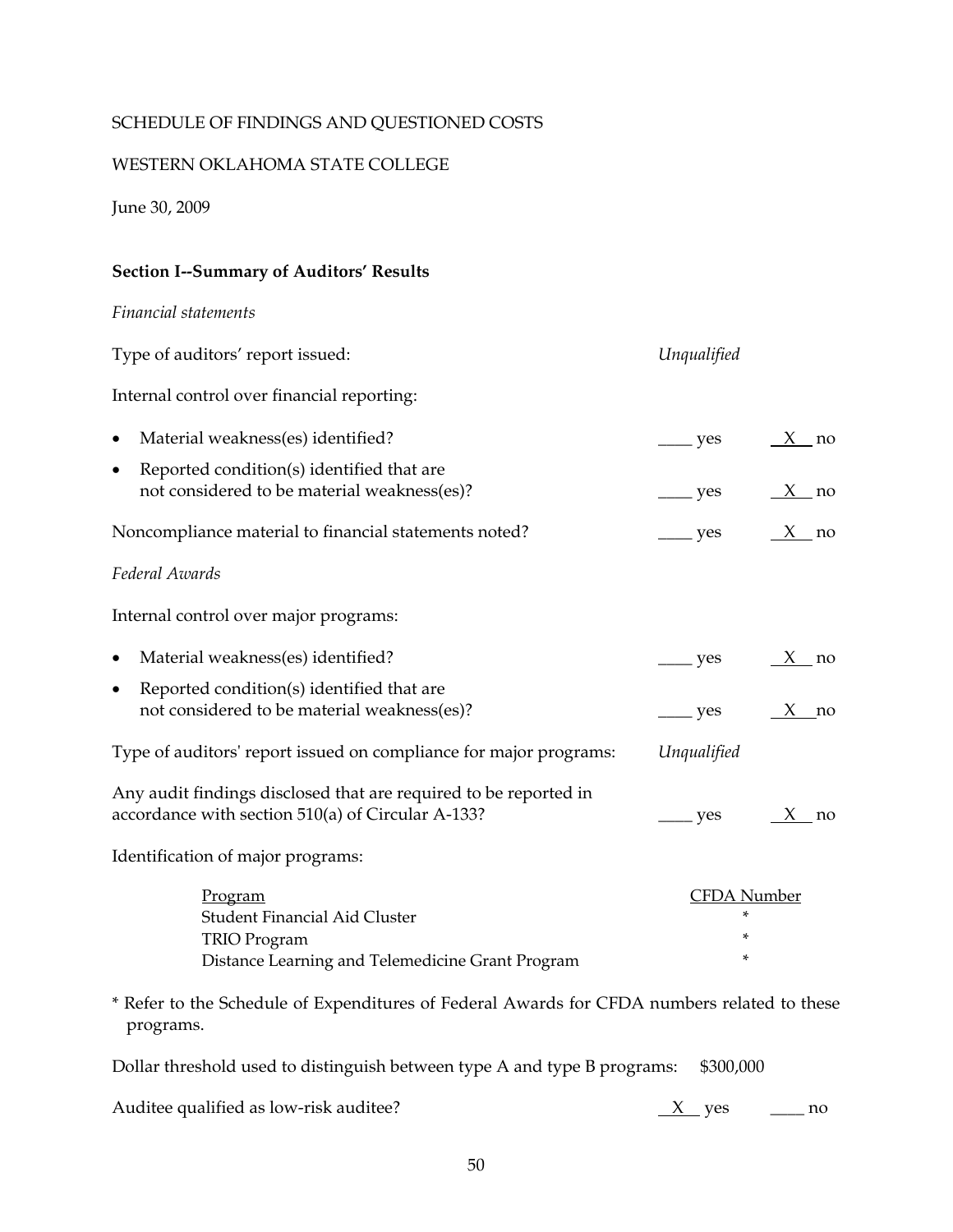SCHEDULE OF FINDINGS AND QUESTIONED COSTS

WESTERN OKLAHOMA STATE COLLEGE

June 30, 2009

**Section I--Summary of Auditors' Results**

*Financial statements*

Type of auditors' report issued: *Unqualified*

Internal control over financial reporting:

- Material weakness(es) identified? ____ yes __X__ no
- Reported condition(s) identified that are not considered to be material weakness(es)? ____ yes __X__ no

Noncompliance material to financial statements noted? ____ yes __X__ no

*Federal Awards*

Internal control over major programs:

- Material weakness(es) identified? ____ yes __X__ no
- Reported condition(s) identified that are not considered to be material weakness(es)? ____ yes __X__ no

Type of auditors' report issued on compliance for major programs: *Unqualified*

Any audit findings disclosed that are required to be reported in accordance with section 510(a) of Circular A-133? ____ yes __X__ no

Identification of major programs:

| Program | CFDA Number |
|---|---|
| Student Financial Aid Cluster | * |
| TRIO Program | * |
| Distance Learning and Telemedicine Grant Program | * |

* Refer to the Schedule of Expenditures of Federal Awards for CFDA numbers related to these programs.

Dollar threshold used to distinguish between type A and type B programs: $300,000

Auditee qualified as low-risk auditee? __X__ yes ____ no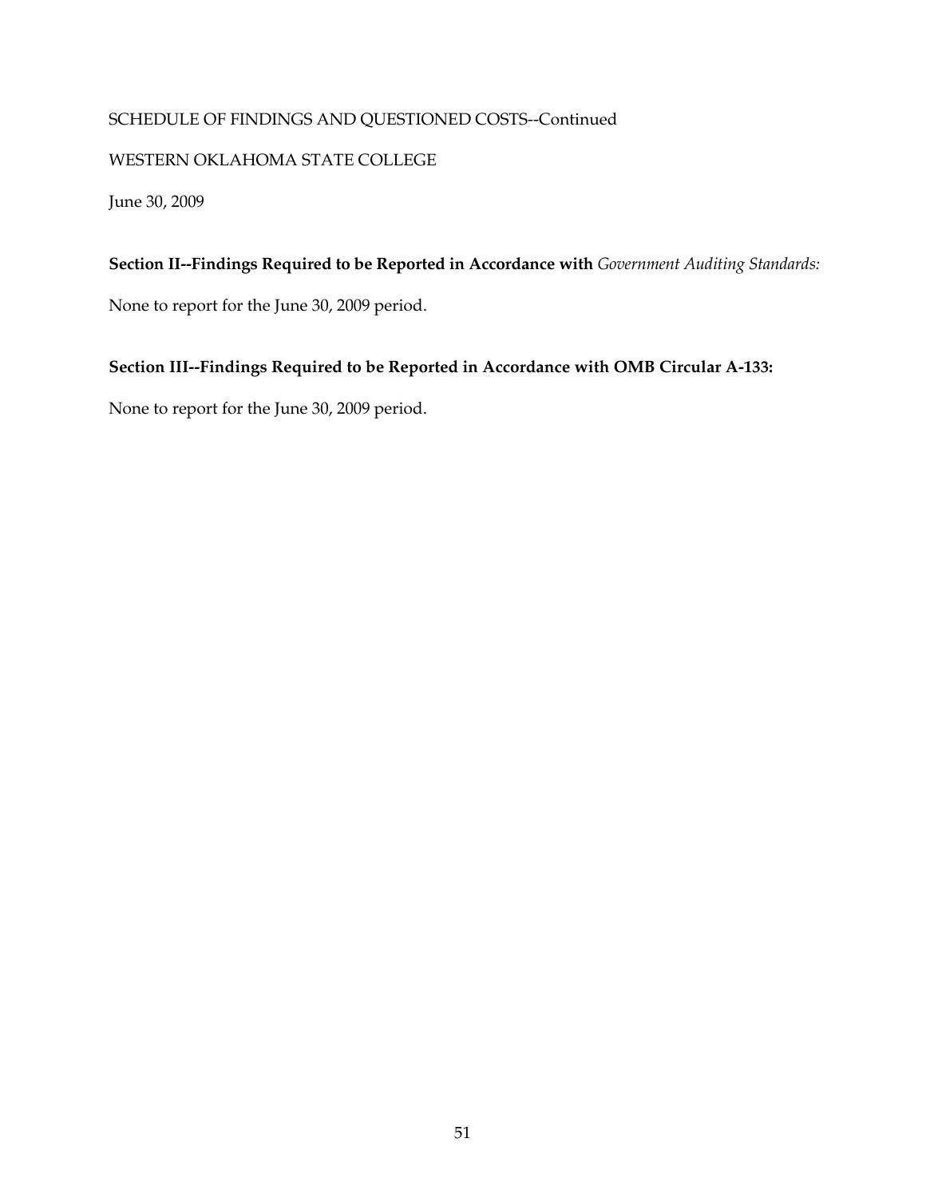SCHEDULE OF FINDINGS AND QUESTIONED COSTS--Continued

WESTERN OKLAHOMA STATE COLLEGE

June 30, 2009

**Section II--Findings Required to be Reported in Accordance with** *Government Auditing Standards:*

None to report for the June 30, 2009 period.

**Section III--Findings Required to be Reported in Accordance with OMB Circular A-133:**

None to report for the June 30, 2009 period.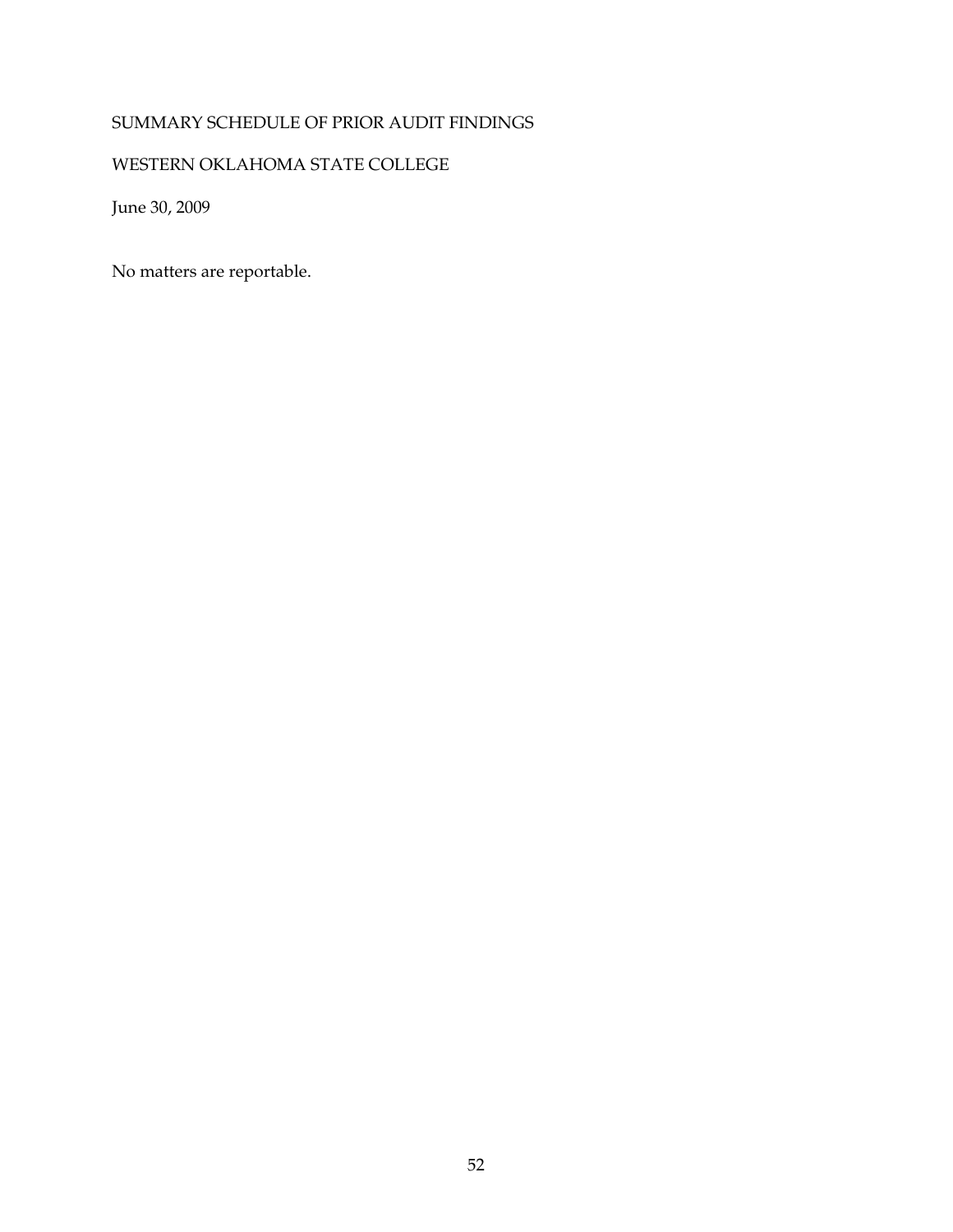# SUMMARY SCHEDULE OF PRIOR AUDIT FINDINGS

## WESTERN OKLAHOMA STATE COLLEGE

June 30, 2009

No matters are reportable.